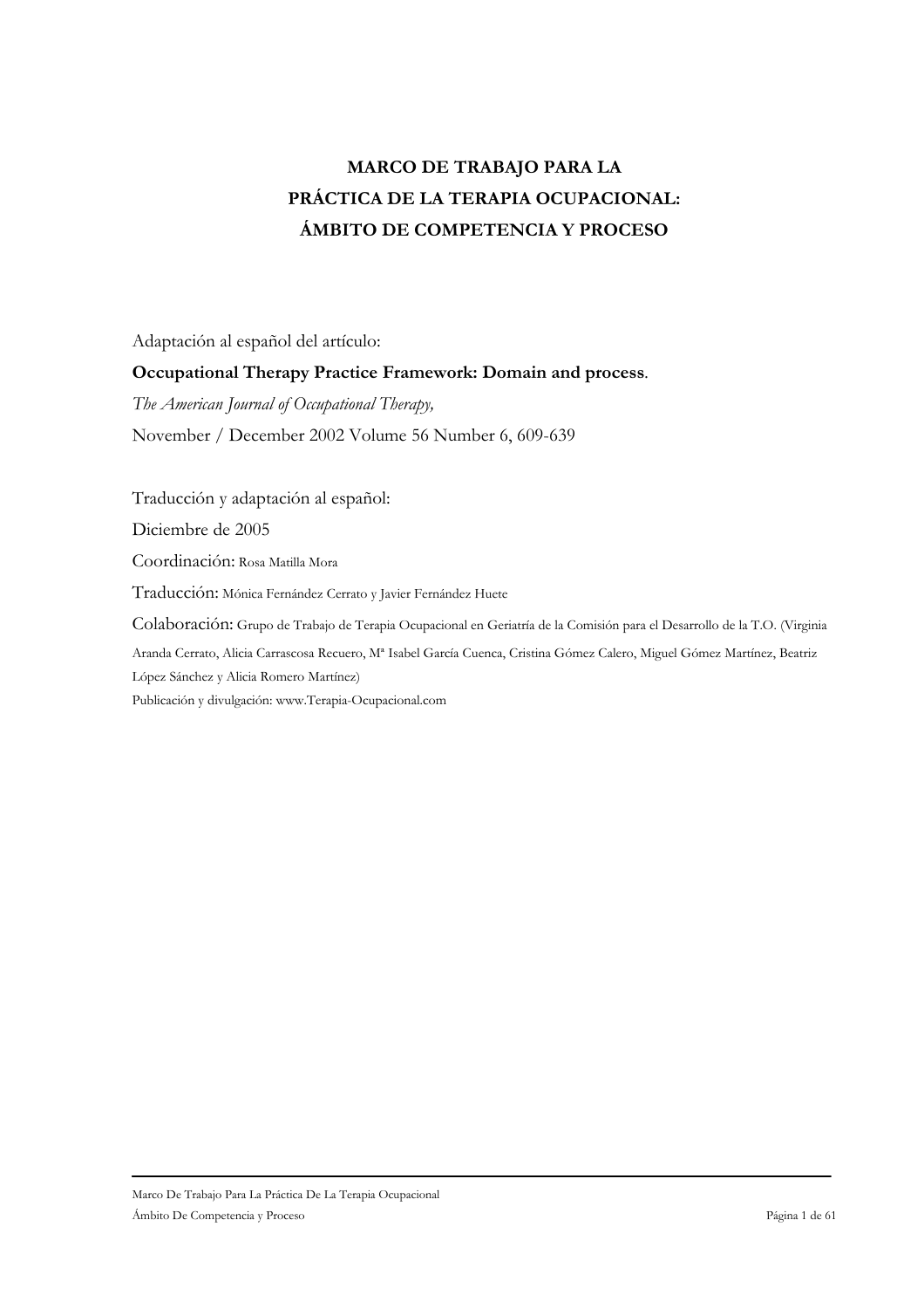# MARCO DE TRABAJO PARA LA PRÁCTICA DE LA TERAPIA OCUPACIONAL: ÁMBITO DE COMPETENCIA Y PROCESO

Adaptación al español del artículo:

**Occupational Therapy Practice Framework: Domain and process**.

*The American Journal of Occupational Therapy,*

November / December 2002 Volume 56 Number 6, 609-639

Traducción y adaptación al español:

Diciembre de 2005

Coordinación: Rosa Matilla Mora

Traducción: Mónica Fernández Cerrato y Javier Fernández Huete

Colaboración: Grupo de Trabajo de Terapia Ocupacional en Geriatría de la Comisión para el Desarrollo de la T.O. (Virginia Aranda Cerrato, Alicia Carrascosa Recuero, Mª Isabel García Cuenca, Cristina Gómez Calero, Miguel Gómez Martínez, Beatriz López Sánchez y Alicia Romero Martínez)

Publicación y divulgación: www.Terapia-Ocupacional.com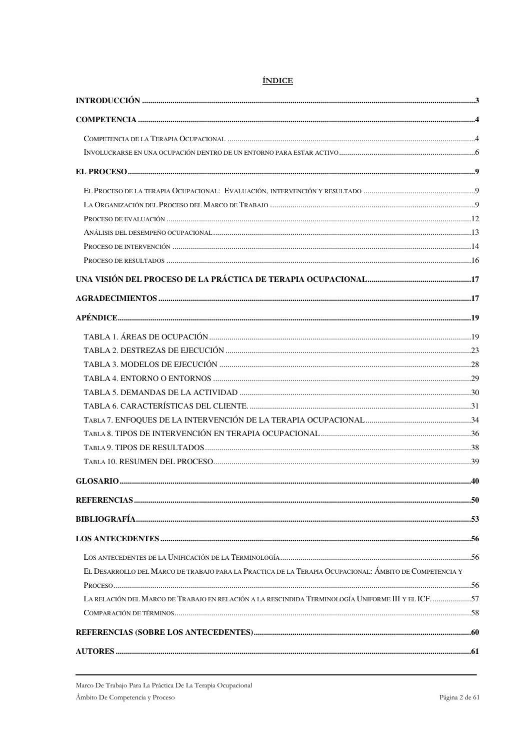# ÍNDICE

**INTRODUCCIÓN** ....................................................................................................................3

**COMPETENCIA** ....................................................................................................................4

- COMPETENCIA DE LA TERAPIA OCUPACIONAL ....................................................................................................4
- INVOLUCRARSE EN UNA OCUPACIÓN DENTRO DE UN ENTORNO PARA ESTAR ACTIVO ....................................................6

**EL PROCESO** ....................................................................................................................9

- EL PROCESO DE LA TERAPIA OCUPACIONAL: EVALUACIÓN, INTERVENCIÓN Y RESULTADO ........................................9
- LA ORGANIZACIÓN DEL PROCESO DEL MARCO DE TRABAJO ....................................................................................9
- PROCESO DE EVALUACIÓN ....................................................................................................................12
- ANÁLISIS DEL DESEMPEÑO OCUPACIONAL ....................................................................................................13
- PROCESO DE INTERVENCIÓN ....................................................................................................................14
- PROCESO DE RESULTADOS ....................................................................................................................16

**UNA VISIÓN DEL PROCESO DE LA PRÁCTICA DE TERAPIA OCUPACIONAL** ....................................................17

**AGRADECIMIENTOS** ....................................................................................................................17

**APÉNDICE** ....................................................................................................................19

- TABLA 1. ÁREAS DE OCUPACIÓN ....................................................................................................................19
- TABLA 2. DESTREZAS DE EJECUCIÓN ....................................................................................................................23
- TABLA 3. MODELOS DE EJECUCIÓN ....................................................................................................................28
- TABLA 4. ENTORNO O ENTORNOS ....................................................................................................................29
- TABLA 5. DEMANDAS DE LA ACTIVIDAD ....................................................................................................................30
- TABLA 6. CARACTERÍSTICAS DEL CLIENTE. ....................................................................................................................31
- TABLA 7. ENFOQUES DE LA INTERVENCIÓN DE LA TERAPIA OCUPACIONAL ....................................................34
- TABLA 8. TIPOS DE INTERVENCIÓN EN TERAPIA OCUPACIONAL ....................................................................................36
- TABLA 9. TIPOS DE RESULTADOS ....................................................................................................................38
- TABLA 10. RESUMEN DEL PROCESO ....................................................................................................................39

**GLOSARIO** ....................................................................................................................40

**REFERENCIAS** ....................................................................................................................50

**BIBLIOGRAFÍA** ....................................................................................................................53

**LOS ANTECEDENTES** ....................................................................................................................56

- LOS ANTECEDENTES DE LA UNIFICACIÓN DE LA TERMINOLOGÍA ....................................................................................56
- EL DESARROLLO DEL MARCO DE TRABAJO PARA LA PRACTICA DE LA TERAPIA OCUPACIONAL: ÁMBITO DE COMPETENCIA Y PROCESO ....................................................................................................................56
- LA RELACIÓN DEL MARCO DE TRABAJO EN RELACIÓN A LA RESCINDIDA TERMINOLOGÍA UNIFORME III Y EL ICF. ....................57
- COMPARACIÓN DE TÉRMINOS ....................................................................................................................58

**REFERENCIAS (SOBRE LOS ANTECEDENTES)** ....................................................................................................................60

**AUTORES** ....................................................................................................................61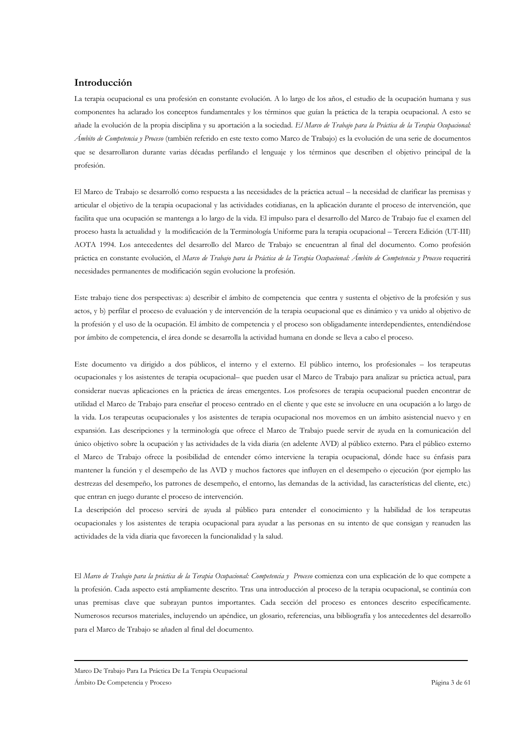## Introducción

La terapia ocupacional es una profesión en constante evolución. A lo largo de los años, el estudio de la ocupación humana y sus componentes ha aclarado los conceptos fundamentales y los términos que guían la práctica de la terapia ocupacional. A esto se añade la evolución de la propia disciplina y su aportación a la sociedad. *El Marco de Trabajo para la Práctica de la Terapia Ocupacional: Ámbito de Competencia y Proceso* (también referido en este texto como Marco de Trabajo) es la evolución de una serie de documentos que se desarrollaron durante varias décadas perfilando el lenguaje y los términos que describen el objetivo principal de la profesión.

El Marco de Trabajo se desarrolló como respuesta a las necesidades de la práctica actual – la necesidad de clarificar las premisas y articular el objetivo de la terapia ocupacional y las actividades cotidianas, en la aplicación durante el proceso de intervención, que facilita que una ocupación se mantenga a lo largo de la vida. El impulso para el desarrollo del Marco de Trabajo fue el examen del proceso hasta la actualidad y la modificación de la Terminología Uniforme para la terapia ocupacional – Tercera Edición (UT-III) AOTA 1994. Los antecedentes del desarrollo del Marco de Trabajo se encuentran al final del documento. Como profesión práctica en constante evolución, el *Marco de Trabajo para la Práctica de la Terapia Ocupacional: Ámbito de Competencia y Proceso* requerirá necesidades permanentes de modificación según evolucione la profesión.

Este trabajo tiene dos perspectivas: a) describir el ámbito de competencia que centra y sustenta el objetivo de la profesión y sus actos, y b) perfilar el proceso de evaluación y de intervención de la terapia ocupacional que es dinámico y va unido al objetivo de la profesión y el uso de la ocupación. El ámbito de competencia y el proceso son obligadamente interdependientes, entendiéndose por ámbito de competencia, el área donde se desarrolla la actividad humana en donde se lleva a cabo el proceso.

Este documento va dirigido a dos públicos, el interno y el externo. El público interno, los profesionales – los terapeutas ocupacionales y los asistentes de terapia ocupacional– que pueden usar el Marco de Trabajo para analizar su práctica actual, para considerar nuevas aplicaciones en la práctica de áreas emergentes. Los profesores de terapia ocupacional pueden encontrar de utilidad el Marco de Trabajo para enseñar el proceso centrado en el cliente y que este se involucre en una ocupación a lo largo de la vida. Los terapeutas ocupacionales y los asistentes de terapia ocupacional nos movemos en un ámbito asistencial nuevo y en expansión. Las descripciones y la terminología que ofrece el Marco de Trabajo puede servir de ayuda en la comunicación del único objetivo sobre la ocupación y las actividades de la vida diaria (en adelante AVD) al público externo. Para el público externo el Marco de Trabajo ofrece la posibilidad de entender cómo interviene la terapia ocupacional, dónde hace su énfasis para mantener la función y el desempeño de las AVD y muchos factores que influyen en el desempeño o ejecución (por ejemplo las destrezas del desempeño, los patrones de desempeño, el entorno, las demandas de la actividad, las características del cliente, etc.) que entran en juego durante el proceso de intervención.

La descripción del proceso servirá de ayuda al público para entender el conocimiento y la habilidad de los terapeutas ocupacionales y los asistentes de terapia ocupacional para ayudar a las personas en su intento de que consigan y reanuden las actividades de la vida diaria que favorecen la funcionalidad y la salud.

El *Marco de Trabajo para la práctica de la Terapia Ocupacional: Competencia y Proceso* comienza con una explicación de lo que compete a la profesión. Cada aspecto está ampliamente descrito. Tras una introducción al proceso de la terapia ocupacional, se continúa con unas premisas clave que subrayan puntos importantes. Cada sección del proceso es entonces descrito específicamente. Numerosos recursos materiales, incluyendo un apéndice, un glosario, referencias, una bibliografía y los antecedentes del desarrollo para el Marco de Trabajo se añaden al final del documento.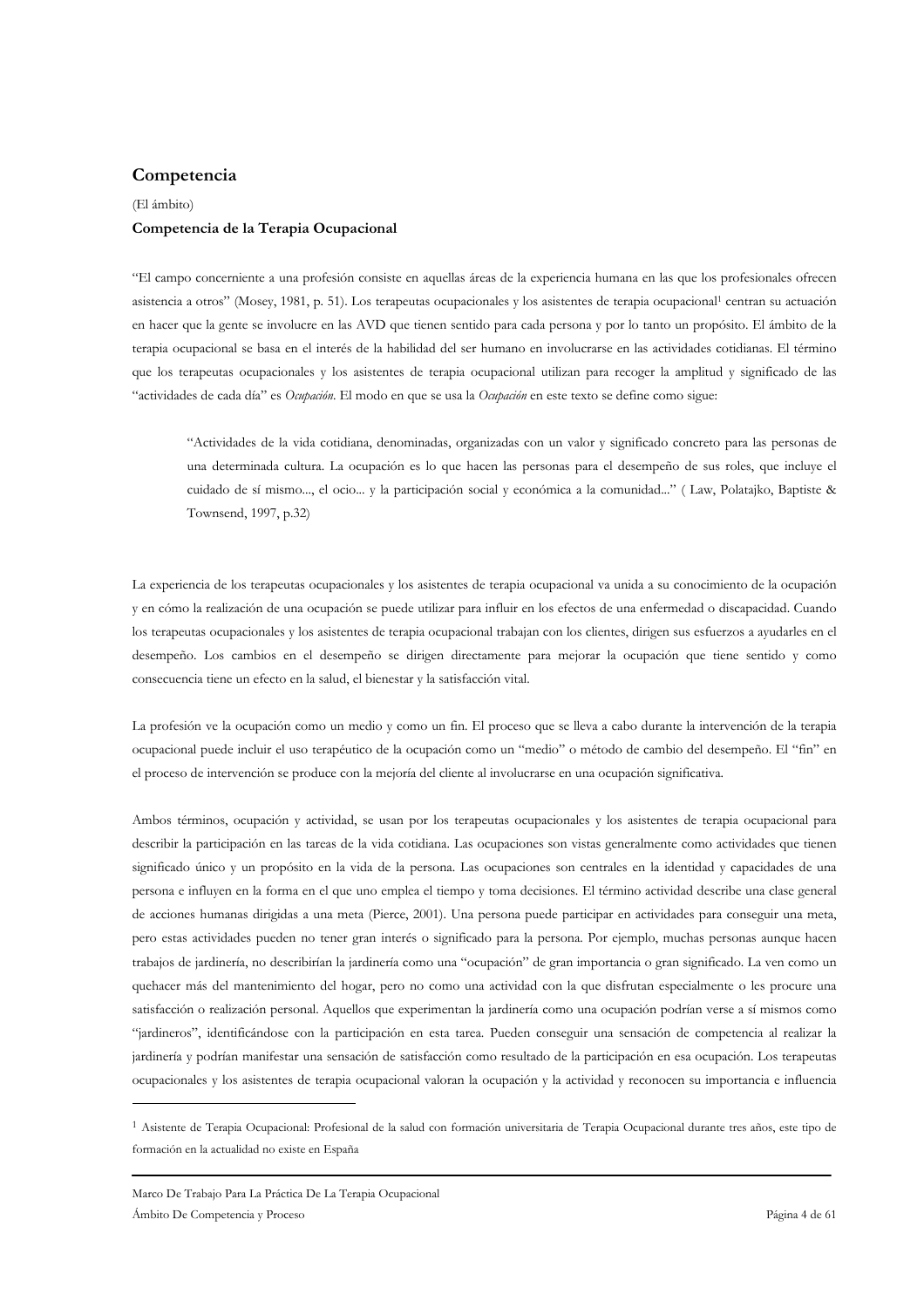## Competencia

(El ámbito)

### Competencia de la Terapia Ocupacional

"El campo concerniente a una profesión consiste en aquellas áreas de la experiencia humana en las que los profesionales ofrecen asistencia a otros" (Mosey, 1981, p. 51). Los terapeutas ocupacionales y los asistentes de terapia ocupacional[1] centran su actuación en hacer que la gente se involucre en las AVD que tienen sentido para cada persona y por lo tanto un propósito. El ámbito de la terapia ocupacional se basa en el interés de la habilidad del ser humano en involucrarse en las actividades cotidianas. El término que los terapeutas ocupacionales y los asistentes de terapia ocupacional utilizan para recoger la amplitud y significado de las "actividades de cada día" es *Ocupación*. El modo en que se usa la *Ocupación* en este texto se define como sigue:

> "Actividades de la vida cotidiana, denominadas, organizadas con un valor y significado concreto para las personas de una determinada cultura. La ocupación es lo que hacen las personas para el desempeño de sus roles, que incluye el cuidado de sí mismo..., el ocio... y la participación social y económica a la comunidad..." ( Law, Polatajko, Baptiste & Townsend, 1997, p.32)

La experiencia de los terapeutas ocupacionales y los asistentes de terapia ocupacional va unida a su conocimiento de la ocupación y en cómo la realización de una ocupación se puede utilizar para influir en los efectos de una enfermedad o discapacidad. Cuando los terapeutas ocupacionales y los asistentes de terapia ocupacional trabajan con los clientes, dirigen sus esfuerzos a ayudarles en el desempeño. Los cambios en el desempeño se dirigen directamente para mejorar la ocupación que tiene sentido y como consecuencia tiene un efecto en la salud, el bienestar y la satisfacción vital.

La profesión ve la ocupación como un medio y como un fin. El proceso que se lleva a cabo durante la intervención de la terapia ocupacional puede incluir el uso terapéutico de la ocupación como un "medio" o método de cambio del desempeño. El "fin" en el proceso de intervención se produce con la mejoría del cliente al involucrarse en una ocupación significativa.

Ambos términos, ocupación y actividad, se usan por los terapeutas ocupacionales y los asistentes de terapia ocupacional para describir la participación en las tareas de la vida cotidiana. Las ocupaciones son vistas generalmente como actividades que tienen significado único y un propósito en la vida de la persona. Las ocupaciones son centrales en la identidad y capacidades de una persona e influyen en la forma en el que uno emplea el tiempo y toma decisiones. El término actividad describe una clase general de acciones humanas dirigidas a una meta (Pierce, 2001). Una persona puede participar en actividades para conseguir una meta, pero estas actividades pueden no tener gran interés o significado para la persona. Por ejemplo, muchas personas aunque hacen trabajos de jardinería, no describirían la jardinería como una "ocupación" de gran importancia o gran significado. La ven como un quehacer más del mantenimiento del hogar, pero no como una actividad con la que disfrutan especialmente o les procure una satisfacción o realización personal. Aquellos que experimentan la jardinería como una ocupación podrían verse a sí mismos como "jardineros", identificándose con la participación en esta tarea. Pueden conseguir una sensación de competencia al realizar la jardinería y podrían manifestar una sensación de satisfacción como resultado de la participación en esa ocupación. Los terapeutas ocupacionales y los asistentes de terapia ocupacional valoran la ocupación y la actividad y reconocen su importancia e influencia

---

[1] Asistente de Terapia Ocupacional: Profesional de la salud con formación universitaria de Terapia Ocupacional durante tres años, este tipo de formación en la actualidad no existe en España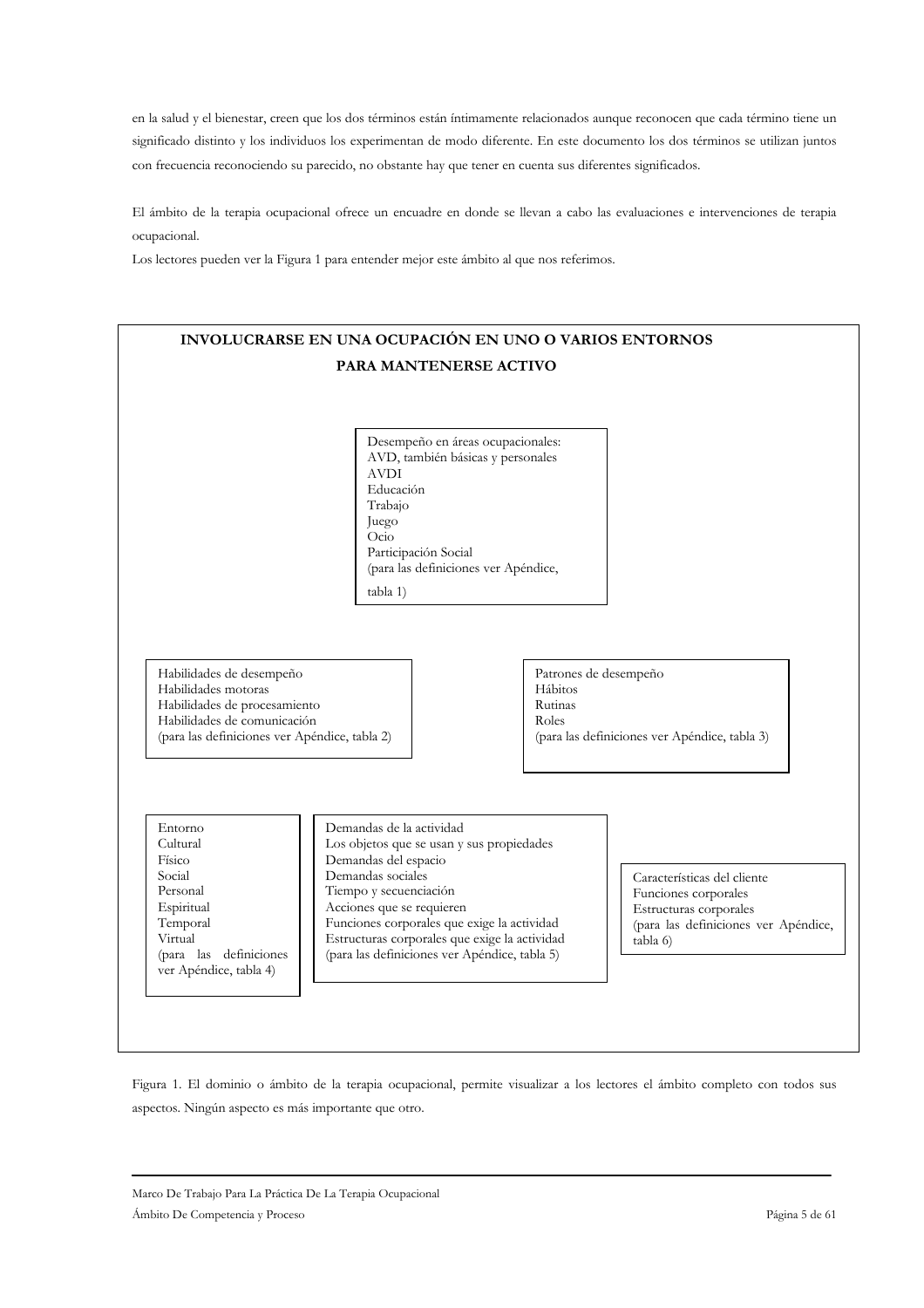en la salud y el bienestar, creen que los dos términos están íntimamente relacionados aunque reconocen que cada término tiene un significado distinto y los individuos los experimentan de modo diferente. En este documento los dos términos se utilizan juntos con frecuencia reconociendo su parecido, no obstante hay que tener en cuenta sus diferentes significados.

El ámbito de la terapia ocupacional ofrece un encuadre en donde se llevan a cabo las evaluaciones e intervenciones de terapia ocupacional.

Los lectores pueden ver la Figura 1 para entender mejor este ámbito al que nos referimos.

**INVOLUCRARSE EN UNA OCUPACIÓN EN UNO O VARIOS ENTORNOS PARA MANTENERSE ACTIVO**

Desempeño en áreas ocupacionales:
AVD, también básicas y personales
AVDI
Educación
Trabajo
Juego
Ocio
Participación Social
(para las definiciones ver Apéndice, tabla 1)

Habilidades de desempeño
Habilidades motoras
Habilidades de procesamiento
Habilidades de comunicación
(para las definiciones ver Apéndice, tabla 2)

Patrones de desempeño
Hábitos
Rutinas
Roles
(para las definiciones ver Apéndice, tabla 3)

Entorno
Cultural
Físico
Social
Personal
Espiritual
Temporal
Virtual
(para las definiciones ver Apéndice, tabla 4)

Demandas de la actividad
Los objetos que se usan y sus propiedades
Demandas del espacio
Demandas sociales
Tiempo y secuenciación
Acciones que se requieren
Funciones corporales que exige la actividad
Estructuras corporales que exige la actividad
(para las definiciones ver Apéndice, tabla 5)

Características del cliente
Funciones corporales
Estructuras corporales
(para las definiciones ver Apéndice, tabla 6)

Figura 1. El dominio o ámbito de la terapia ocupacional, permite visualizar a los lectores el ámbito completo con todos sus aspectos. Ningún aspecto es más importante que otro.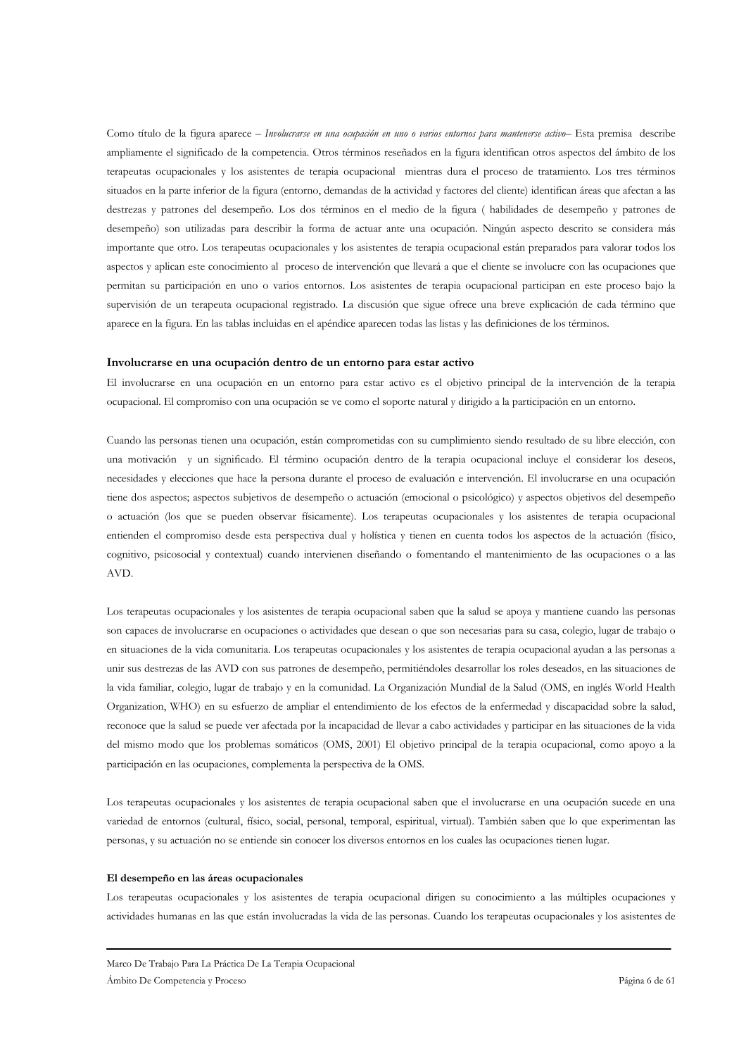Como título de la figura aparece – *Involucrarse en una ocupación en uno o varios entornos para mantenerse activo*– Esta premisa describe ampliamente el significado de la competencia. Otros términos reseñados en la figura identifican otros aspectos del ámbito de los terapeutas ocupacionales y los asistentes de terapia ocupacional mientras dura el proceso de tratamiento. Los tres términos situados en la parte inferior de la figura (entorno, demandas de la actividad y factores del cliente) identifican áreas que afectan a las destrezas y patrones del desempeño. Los dos términos en el medio de la figura ( habilidades de desempeño y patrones de desempeño) son utilizadas para describir la forma de actuar ante una ocupación. Ningún aspecto descrito se considera más importante que otro. Los terapeutas ocupacionales y los asistentes de terapia ocupacional están preparados para valorar todos los aspectos y aplican este conocimiento al proceso de intervención que llevará a que el cliente se involucre con las ocupaciones que permitan su participación en uno o varios entornos. Los asistentes de terapia ocupacional participan en este proceso bajo la supervisión de un terapeuta ocupacional registrado. La discusión que sigue ofrece una breve explicación de cada término que aparece en la figura. En las tablas incluidas en el apéndice aparecen todas las listas y las definiciones de los términos.

### Involucrarse en una ocupación dentro de un entorno para estar activo

El involucrarse en una ocupación en un entorno para estar activo es el objetivo principal de la intervención de la terapia ocupacional. El compromiso con una ocupación se ve como el soporte natural y dirigido a la participación en un entorno.

Cuando las personas tienen una ocupación, están comprometidas con su cumplimiento siendo resultado de su libre elección, con una motivación y un significado. El término ocupación dentro de la terapia ocupacional incluye el considerar los deseos, necesidades y elecciones que hace la persona durante el proceso de evaluación e intervención. El involucrarse en una ocupación tiene dos aspectos; aspectos subjetivos de desempeño o actuación (emocional o psicológico) y aspectos objetivos del desempeño o actuación (los que se pueden observar físicamente). Los terapeutas ocupacionales y los asistentes de terapia ocupacional entienden el compromiso desde esta perspectiva dual y holística y tienen en cuenta todos los aspectos de la actuación (físico, cognitivo, psicosocial y contextual) cuando intervienen diseñando o fomentando el mantenimiento de las ocupaciones o a las AVD.

Los terapeutas ocupacionales y los asistentes de terapia ocupacional saben que la salud se apoya y mantiene cuando las personas son capaces de involucrarse en ocupaciones o actividades que desean o que son necesarias para su casa, colegio, lugar de trabajo o en situaciones de la vida comunitaria. Los terapeutas ocupacionales y los asistentes de terapia ocupacional ayudan a las personas a unir sus destrezas de las AVD con sus patrones de desempeño, permitiéndoles desarrollar los roles deseados, en las situaciones de la vida familiar, colegio, lugar de trabajo y en la comunidad. La Organización Mundial de la Salud (OMS, en inglés World Health Organization, WHO) en su esfuerzo de ampliar el entendimiento de los efectos de la enfermedad y discapacidad sobre la salud, reconoce que la salud se puede ver afectada por la incapacidad de llevar a cabo actividades y participar en las situaciones de la vida del mismo modo que los problemas somáticos (OMS, 2001) El objetivo principal de la terapia ocupacional, como apoyo a la participación en las ocupaciones, complementa la perspectiva de la OMS.

Los terapeutas ocupacionales y los asistentes de terapia ocupacional saben que el involucrarse en una ocupación sucede en una variedad de entornos (cultural, físico, social, personal, temporal, espiritual, virtual). También saben que lo que experimentan las personas, y su actuación no se entiende sin conocer los diversos entornos en los cuales las ocupaciones tienen lugar.

#### El desempeño en las áreas ocupacionales

Los terapeutas ocupacionales y los asistentes de terapia ocupacional dirigen su conocimiento a las múltiples ocupaciones y actividades humanas en las que están involucradas la vida de las personas. Cuando los terapeutas ocupacionales y los asistentes de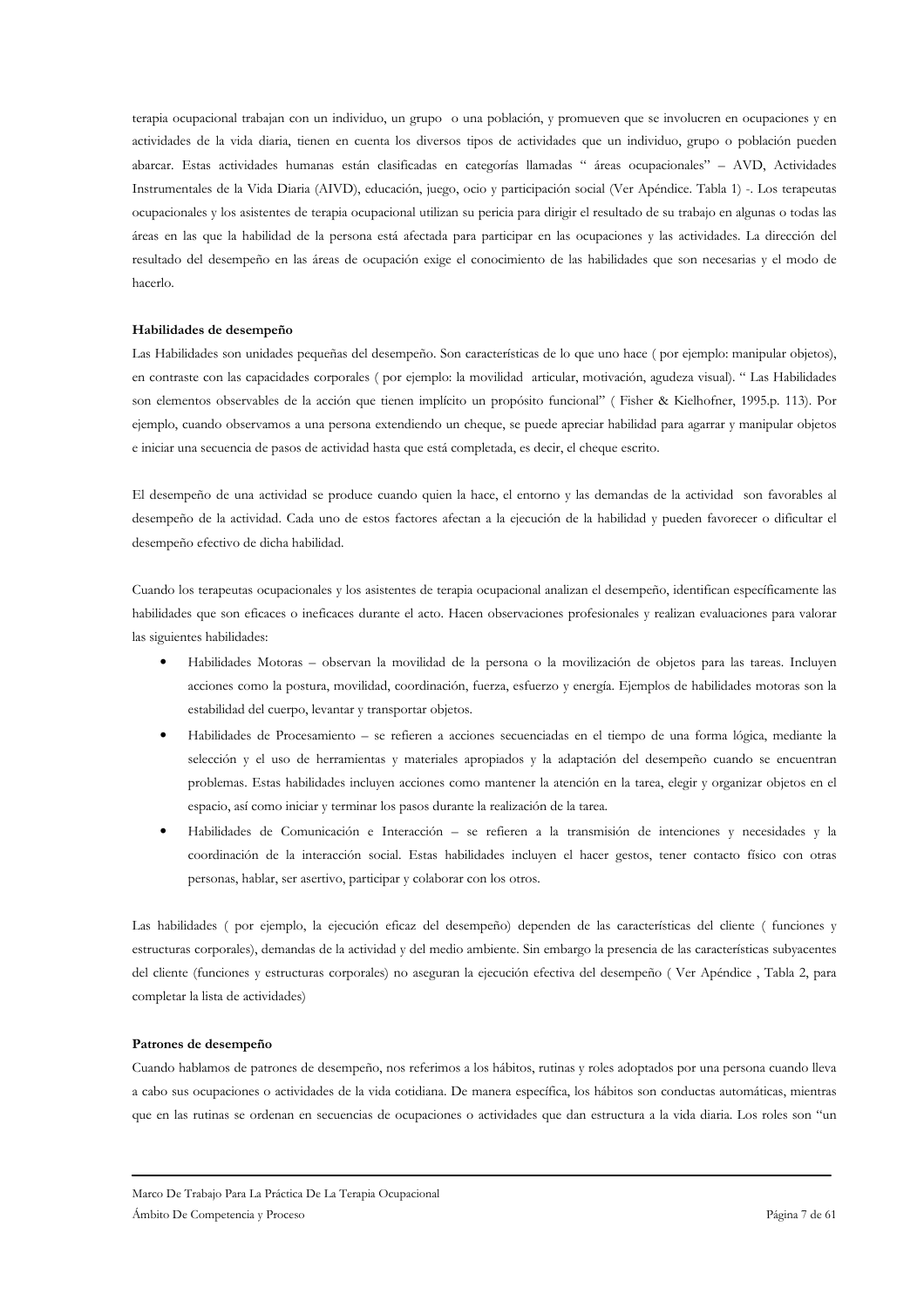terapia ocupacional trabajan con un individuo, un grupo o una población, y promueven que se involucren en ocupaciones y en actividades de la vida diaria, tienen en cuenta los diversos tipos de actividades que un individuo, grupo o población pueden abarcar. Estas actividades humanas están clasificadas en categorías llamadas " áreas ocupacionales" – AVD, Actividades Instrumentales de la Vida Diaria (AIVD), educación, juego, ocio y participación social (Ver Apéndice. Tabla 1) -. Los terapeutas ocupacionales y los asistentes de terapia ocupacional utilizan su pericia para dirigir el resultado de su trabajo en algunas o todas las áreas en las que la habilidad de la persona está afectada para participar en las ocupaciones y las actividades. La dirección del resultado del desempeño en las áreas de ocupación exige el conocimiento de las habilidades que son necesarias y el modo de hacerlo.

**Habilidades de desempeño**

Las Habilidades son unidades pequeñas del desempeño. Son características de lo que uno hace ( por ejemplo: manipular objetos), en contraste con las capacidades corporales ( por ejemplo: la movilidad articular, motivación, agudeza visual). " Las Habilidades son elementos observables de la acción que tienen implícito un propósito funcional" ( Fisher & Kielhofner, 1995.p. 113). Por ejemplo, cuando observamos a una persona extendiendo un cheque, se puede apreciar habilidad para agarrar y manipular objetos e iniciar una secuencia de pasos de actividad hasta que está completada, es decir, el cheque escrito.

El desempeño de una actividad se produce cuando quien la hace, el entorno y las demandas de la actividad son favorables al desempeño de la actividad. Cada uno de estos factores afectan a la ejecución de la habilidad y pueden favorecer o dificultar el desempeño efectivo de dicha habilidad.

Cuando los terapeutas ocupacionales y los asistentes de terapia ocupacional analizan el desempeño, identifican específicamente las habilidades que son eficaces o ineficaces durante el acto. Hacen observaciones profesionales y realizan evaluaciones para valorar las siguientes habilidades:

- Habilidades Motoras – observan la movilidad de la persona o la movilización de objetos para las tareas. Incluyen acciones como la postura, movilidad, coordinación, fuerza, esfuerzo y energía. Ejemplos de habilidades motoras son la estabilidad del cuerpo, levantar y transportar objetos.
- Habilidades de Procesamiento – se refieren a acciones secuenciadas en el tiempo de una forma lógica, mediante la selección y el uso de herramientas y materiales apropiados y la adaptación del desempeño cuando se encuentran problemas. Estas habilidades incluyen acciones como mantener la atención en la tarea, elegir y organizar objetos en el espacio, así como iniciar y terminar los pasos durante la realización de la tarea.
- Habilidades de Comunicación e Interacción – se refieren a la transmisión de intenciones y necesidades y la coordinación de la interacción social. Estas habilidades incluyen el hacer gestos, tener contacto físico con otras personas, hablar, ser asertivo, participar y colaborar con los otros.

Las habilidades ( por ejemplo, la ejecución eficaz del desempeño) dependen de las características del cliente ( funciones y estructuras corporales), demandas de la actividad y del medio ambiente. Sin embargo la presencia de las características subyacentes del cliente (funciones y estructuras corporales) no aseguran la ejecución efectiva del desempeño ( Ver Apéndice , Tabla 2, para completar la lista de actividades)

**Patrones de desempeño**

Cuando hablamos de patrones de desempeño, nos referimos a los hábitos, rutinas y roles adoptados por una persona cuando lleva a cabo sus ocupaciones o actividades de la vida cotidiana. De manera específica, los hábitos son conductas automáticas, mientras que en las rutinas se ordenan en secuencias de ocupaciones o actividades que dan estructura a la vida diaria. Los roles son "un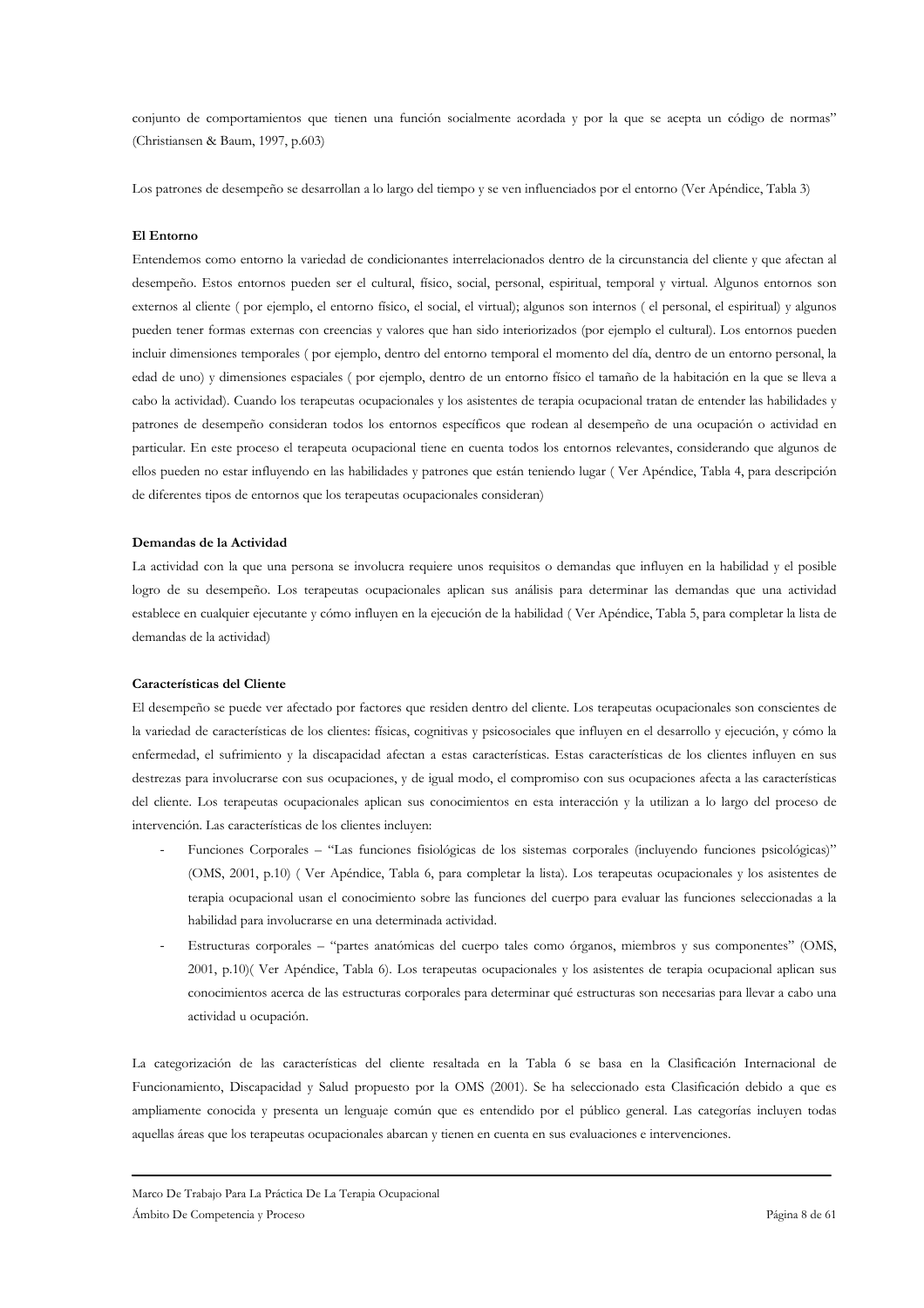conjunto de comportamientos que tienen una función socialmente acordada y por la que se acepta un código de normas" (Christiansen & Baum, 1997, p.603)

Los patrones de desempeño se desarrollan a lo largo del tiempo y se ven influenciados por el entorno (Ver Apéndice, Tabla 3)

**El Entorno**

Entendemos como entorno la variedad de condicionantes interrelacionados dentro de la circunstancia del cliente y que afectan al desempeño. Estos entornos pueden ser el cultural, físico, social, personal, espiritual, temporal y virtual. Algunos entornos son externos al cliente ( por ejemplo, el entorno físico, el social, el virtual); algunos son internos ( el personal, el espiritual) y algunos pueden tener formas externas con creencias y valores que han sido interiorizados (por ejemplo el cultural). Los entornos pueden incluir dimensiones temporales ( por ejemplo, dentro del entorno temporal el momento del día, dentro de un entorno personal, la edad de uno) y dimensiones espaciales ( por ejemplo, dentro de un entorno físico el tamaño de la habitación en la que se lleva a cabo la actividad). Cuando los terapeutas ocupacionales y los asistentes de terapia ocupacional tratan de entender las habilidades y patrones de desempeño consideran todos los entornos específicos que rodean al desempeño de una ocupación o actividad en particular. En este proceso el terapeuta ocupacional tiene en cuenta todos los entornos relevantes, considerando que algunos de ellos pueden no estar influyendo en las habilidades y patrones que están teniendo lugar ( Ver Apéndice, Tabla 4, para descripción de diferentes tipos de entornos que los terapeutas ocupacionales consideran)

**Demandas de la Actividad**

La actividad con la que una persona se involucra requiere unos requisitos o demandas que influyen en la habilidad y el posible logro de su desempeño. Los terapeutas ocupacionales aplican sus análisis para determinar las demandas que una actividad establece en cualquier ejecutante y cómo influyen en la ejecución de la habilidad ( Ver Apéndice, Tabla 5, para completar la lista de demandas de la actividad)

**Características del Cliente**

El desempeño se puede ver afectado por factores que residen dentro del cliente. Los terapeutas ocupacionales son conscientes de la variedad de características de los clientes: físicas, cognitivas y psicosociales que influyen en el desarrollo y ejecución, y cómo la enfermedad, el sufrimiento y la discapacidad afectan a estas características. Estas características de los clientes influyen en sus destrezas para involucrarse con sus ocupaciones, y de igual modo, el compromiso con sus ocupaciones afecta a las características del cliente. Los terapeutas ocupacionales aplican sus conocimientos en esta interacción y la utilizan a lo largo del proceso de intervención. Las características de los clientes incluyen:

- Funciones Corporales – "Las funciones fisiológicas de los sistemas corporales (incluyendo funciones psicológicas)" (OMS, 2001, p.10) ( Ver Apéndice, Tabla 6, para completar la lista). Los terapeutas ocupacionales y los asistentes de terapia ocupacional usan el conocimiento sobre las funciones del cuerpo para evaluar las funciones seleccionadas a la habilidad para involucrarse en una determinada actividad.
- Estructuras corporales – "partes anatómicas del cuerpo tales como órganos, miembros y sus componentes" (OMS, 2001, p.10)( Ver Apéndice, Tabla 6). Los terapeutas ocupacionales y los asistentes de terapia ocupacional aplican sus conocimientos acerca de las estructuras corporales para determinar qué estructuras son necesarias para llevar a cabo una actividad u ocupación.

La categorización de las características del cliente resaltada en la Tabla 6 se basa en la Clasificación Internacional de Funcionamiento, Discapacidad y Salud propuesto por la OMS (2001). Se ha seleccionado esta Clasificación debido a que es ampliamente conocida y presenta un lenguaje común que es entendido por el público general. Las categorías incluyen todas aquellas áreas que los terapeutas ocupacionales abarcan y tienen en cuenta en sus evaluaciones e intervenciones.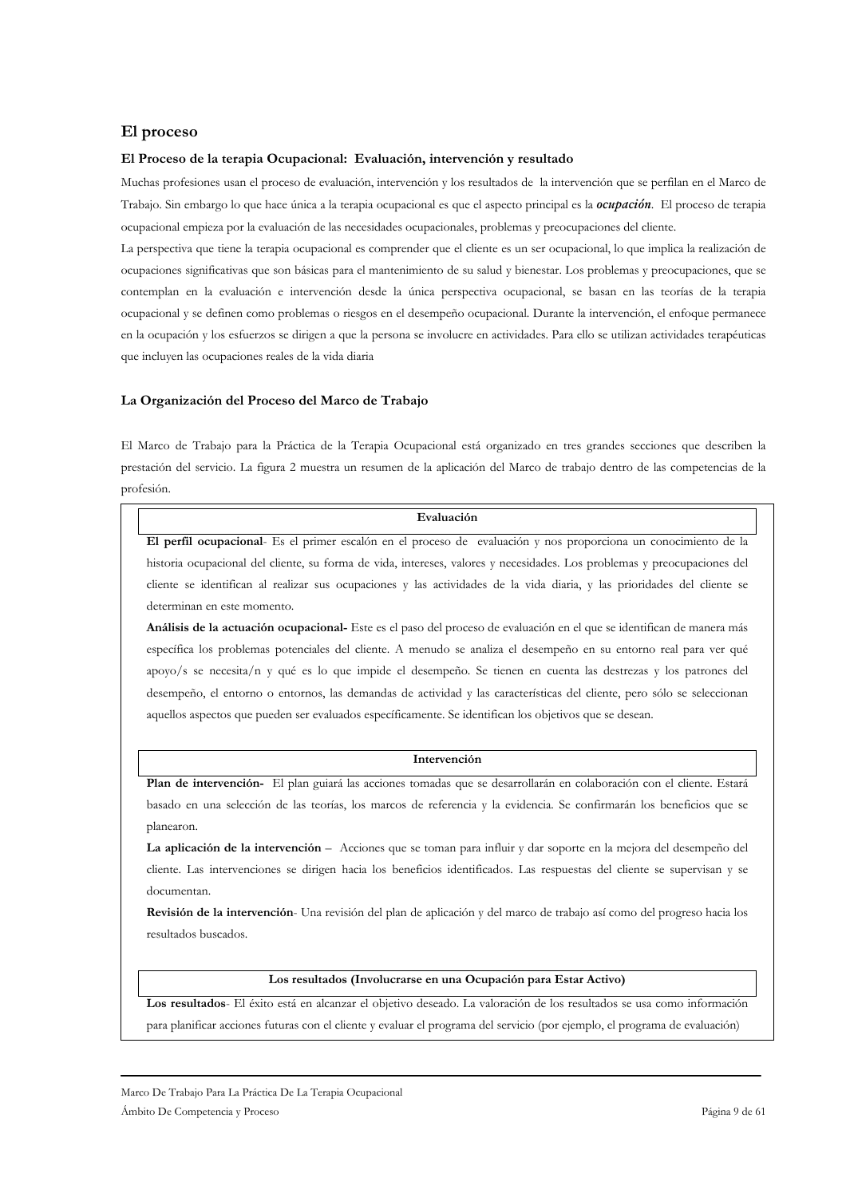## El proceso

### El Proceso de la terapia Ocupacional: Evaluación, intervención y resultado

Muchas profesiones usan el proceso de evaluación, intervención y los resultados de la intervención que se perfilan en el Marco de Trabajo. Sin embargo lo que hace única a la terapia ocupacional es que el aspecto principal es la ***ocupación***. El proceso de terapia ocupacional empieza por la evaluación de las necesidades ocupacionales, problemas y preocupaciones del cliente.

La perspectiva que tiene la terapia ocupacional es comprender que el cliente es un ser ocupacional, lo que implica la realización de ocupaciones significativas que son básicas para el mantenimiento de su salud y bienestar. Los problemas y preocupaciones, que se contemplan en la evaluación e intervención desde la única perspectiva ocupacional, se basan en las teorías de la terapia ocupacional y se definen como problemas o riesgos en el desempeño ocupacional. Durante la intervención, el enfoque permanece en la ocupación y los esfuerzos se dirigen a que la persona se involucre en actividades. Para ello se utilizan actividades terapéuticas que incluyen las ocupaciones reales de la vida diaria

### La Organización del Proceso del Marco de Trabajo

El Marco de Trabajo para la Práctica de la Terapia Ocupacional está organizado en tres grandes secciones que describen la prestación del servicio. La figura 2 muestra un resumen de la aplicación del Marco de trabajo dentro de las competencias de la profesión.

**Evaluación**

**El perfil ocupacional**- Es el primer escalón en el proceso de evaluación y nos proporciona un conocimiento de la historia ocupacional del cliente, su forma de vida, intereses, valores y necesidades. Los problemas y preocupaciones del cliente se identifican al realizar sus ocupaciones y las actividades de la vida diaria, y las prioridades del cliente se determinan en este momento.

**Análisis de la actuación ocupacional-** Este es el paso del proceso de evaluación en el que se identifican de manera más específica los problemas potenciales del cliente. A menudo se analiza el desempeño en su entorno real para ver qué apoyo/s se necesita/n y qué es lo que impide el desempeño. Se tienen en cuenta las destrezas y los patrones del desempeño, el entorno o entornos, las demandas de actividad y las características del cliente, pero sólo se seleccionan aquellos aspectos que pueden ser evaluados específicamente. Se identifican los objetivos que se desean.

**Intervención**

**Plan de intervención-** El plan guiará las acciones tomadas que se desarrollarán en colaboración con el cliente. Estará basado en una selección de las teorías, los marcos de referencia y la evidencia. Se confirmarán los beneficios que se planearon.

**La aplicación de la intervención** – Acciones que se toman para influir y dar soporte en la mejora del desempeño del cliente. Las intervenciones se dirigen hacia los beneficios identificados. Las respuestas del cliente se supervisan y se documentan.

**Revisión de la intervención**- Una revisión del plan de aplicación y del marco de trabajo así como del progreso hacia los resultados buscados.

**Los resultados (Involucrarse en una Ocupación para Estar Activo)**

**Los resultados**- El éxito está en alcanzar el objetivo deseado. La valoración de los resultados se usa como información para planificar acciones futuras con el cliente y evaluar el programa del servicio (por ejemplo, el programa de evaluación)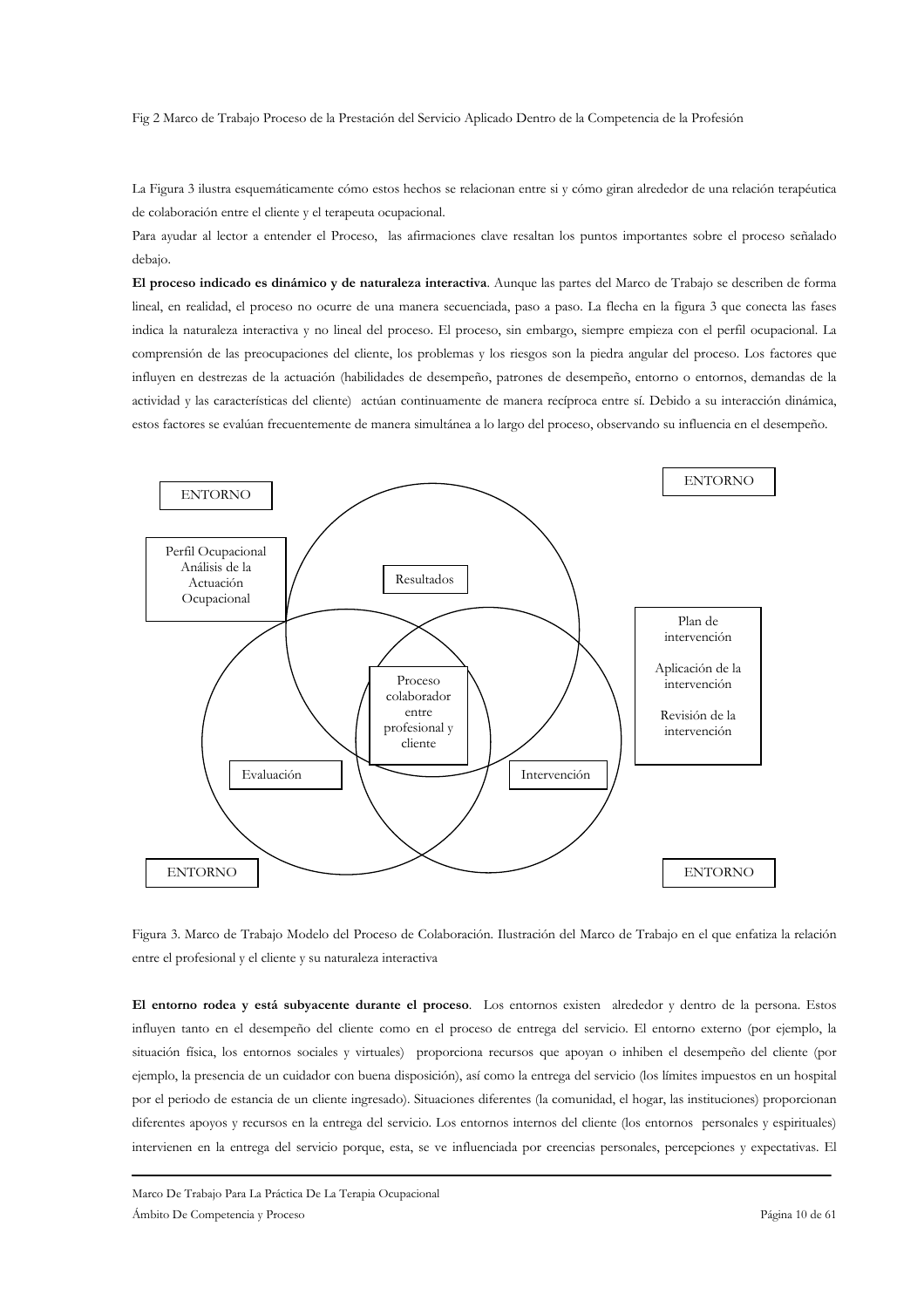Fig 2 Marco de Trabajo Proceso de la Prestación del Servicio Aplicado Dentro de la Competencia de la Profesión

La Figura 3 ilustra esquemáticamente cómo estos hechos se relacionan entre si y cómo giran alrededor de una relación terapéutica de colaboración entre el cliente y el terapeuta ocupacional.

Para ayudar al lector a entender el Proceso, las afirmaciones clave resaltan los puntos importantes sobre el proceso señalado debajo.

**El proceso indicado es dinámico y de naturaleza interactiva**. Aunque las partes del Marco de Trabajo se describen de forma lineal, en realidad, el proceso no ocurre de una manera secuenciada, paso a paso. La flecha en la figura 3 que conecta las fases indica la naturaleza interactiva y no lineal del proceso. El proceso, sin embargo, siempre empieza con el perfil ocupacional. La comprensión de las preocupaciones del cliente, los problemas y los riesgos son la piedra angular del proceso. Los factores que influyen en destrezas de la actuación (habilidades de desempeño, patrones de desempeño, entorno o entornos, demandas de la actividad y las características del cliente) actúan continuamente de manera recíproca entre sí. Debido a su interacción dinámica, estos factores se evalúan frecuentemente de manera simultánea a lo largo del proceso, observando su influencia en el desempeño.

ENTORNO

ENTORNO

Perfil Ocupacional
Análisis de la Actuación Ocupacional

Resultados

Plan de intervención

Aplicación de la intervención

Revisión de la intervención

Proceso colaborador entre profesional y cliente

Evaluación

Intervención

ENTORNO

ENTORNO

Figura 3. Marco de Trabajo Modelo del Proceso de Colaboración. Ilustración del Marco de Trabajo en el que enfatiza la relación entre el profesional y el cliente y su naturaleza interactiva

**El entorno rodea y está subyacente durante el proceso**. Los entornos existen alrededor y dentro de la persona. Estos influyen tanto en el desempeño del cliente como en el proceso de entrega del servicio. El entorno externo (por ejemplo, la situación física, los entornos sociales y virtuales) proporciona recursos que apoyan o inhiben el desempeño del cliente (por ejemplo, la presencia de un cuidador con buena disposición), así como la entrega del servicio (los límites impuestos en un hospital por el periodo de estancia de un cliente ingresado). Situaciones diferentes (la comunidad, el hogar, las instituciones) proporcionan diferentes apoyos y recursos en la entrega del servicio. Los entornos internos del cliente (los entornos personales y espirituales) intervienen en la entrega del servicio porque, esta, se ve influenciada por creencias personales, percepciones y expectativas. El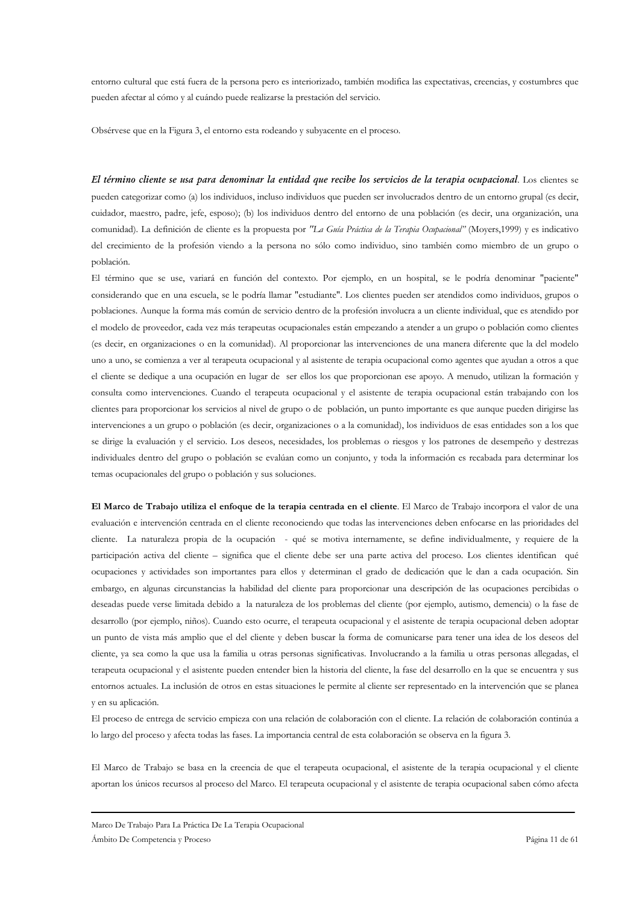entorno cultural que está fuera de la persona pero es interiorizado, también modifica las expectativas, creencias, y costumbres que pueden afectar al cómo y al cuándo puede realizarse la prestación del servicio.

Obsérvese que en la Figura 3, el entorno esta rodeando y subyacente en el proceso.

***El término cliente se usa para denominar la entidad que recibe los servicios de la terapia ocupacional***. Los clientes se pueden categorizar como (a) los individuos, incluso individuos que pueden ser involucrados dentro de un entorno grupal (es decir, cuidador, maestro, padre, jefe, esposo); (b) los individuos dentro del entorno de una población (es decir, una organización, una comunidad). La definición de cliente es la propuesta por *"La Guía Práctica de la Terapia Ocupacional"* (Moyers,1999) y es indicativo del crecimiento de la profesión viendo a la persona no sólo como individuo, sino también como miembro de un grupo o población.

El término que se use, variará en función del contexto. Por ejemplo, en un hospital, se le podría denominar "paciente" considerando que en una escuela, se le podría llamar "estudiante". Los clientes pueden ser atendidos como individuos, grupos o poblaciones. Aunque la forma más común de servicio dentro de la profesión involucra a un cliente individual, que es atendido por el modelo de proveedor, cada vez más terapeutas ocupacionales están empezando a atender a un grupo o población como clientes (es decir, en organizaciones o en la comunidad). Al proporcionar las intervenciones de una manera diferente que la del modelo uno a uno, se comienza a ver al terapeuta ocupacional y al asistente de terapia ocupacional como agentes que ayudan a otros a que el cliente se dedique a una ocupación en lugar de ser ellos los que proporcionan ese apoyo. A menudo, utilizan la formación y consulta como intervenciones. Cuando el terapeuta ocupacional y el asistente de terapia ocupacional están trabajando con los clientes para proporcionar los servicios al nivel de grupo o de población, un punto importante es que aunque pueden dirigirse las intervenciones a un grupo o población (es decir, organizaciones o a la comunidad), los individuos de esas entidades son a los que se dirige la evaluación y el servicio. Los deseos, necesidades, los problemas o riesgos y los patrones de desempeño y destrezas individuales dentro del grupo o población se evalúan como un conjunto, y toda la información es recabada para determinar los temas ocupacionales del grupo o población y sus soluciones.

**El Marco de Trabajo utiliza el enfoque de la terapia centrada en el cliente**. El Marco de Trabajo incorpora el valor de una evaluación e intervención centrada en el cliente reconociendo que todas las intervenciones deben enfocarse en las prioridades del cliente. La naturaleza propia de la ocupación - qué se motiva internamente, se define individualmente, y requiere de la participación activa del cliente – significa que el cliente debe ser una parte activa del proceso. Los clientes identifican qué ocupaciones y actividades son importantes para ellos y determinan el grado de dedicación que le dan a cada ocupación. Sin embargo, en algunas circunstancias la habilidad del cliente para proporcionar una descripción de las ocupaciones percibidas o deseadas puede verse limitada debido a la naturaleza de los problemas del cliente (por ejemplo, autismo, demencia) o la fase de desarrollo (por ejemplo, niños). Cuando esto ocurre, el terapeuta ocupacional y el asistente de terapia ocupacional deben adoptar un punto de vista más amplio que el del cliente y deben buscar la forma de comunicarse para tener una idea de los deseos del cliente, ya sea como la que usa la familia u otras personas significativas. Involucrando a la familia u otras personas allegadas, el terapeuta ocupacional y el asistente pueden entender bien la historia del cliente, la fase del desarrollo en la que se encuentra y sus entornos actuales. La inclusión de otros en estas situaciones le permite al cliente ser representado en la intervención que se planea y en su aplicación.

El proceso de entrega de servicio empieza con una relación de colaboración con el cliente. La relación de colaboración continúa a lo largo del proceso y afecta todas las fases. La importancia central de esta colaboración se observa en la figura 3.

El Marco de Trabajo se basa en la creencia de que el terapeuta ocupacional, el asistente de la terapia ocupacional y el cliente aportan los únicos recursos al proceso del Marco. El terapeuta ocupacional y el asistente de terapia ocupacional saben cómo afecta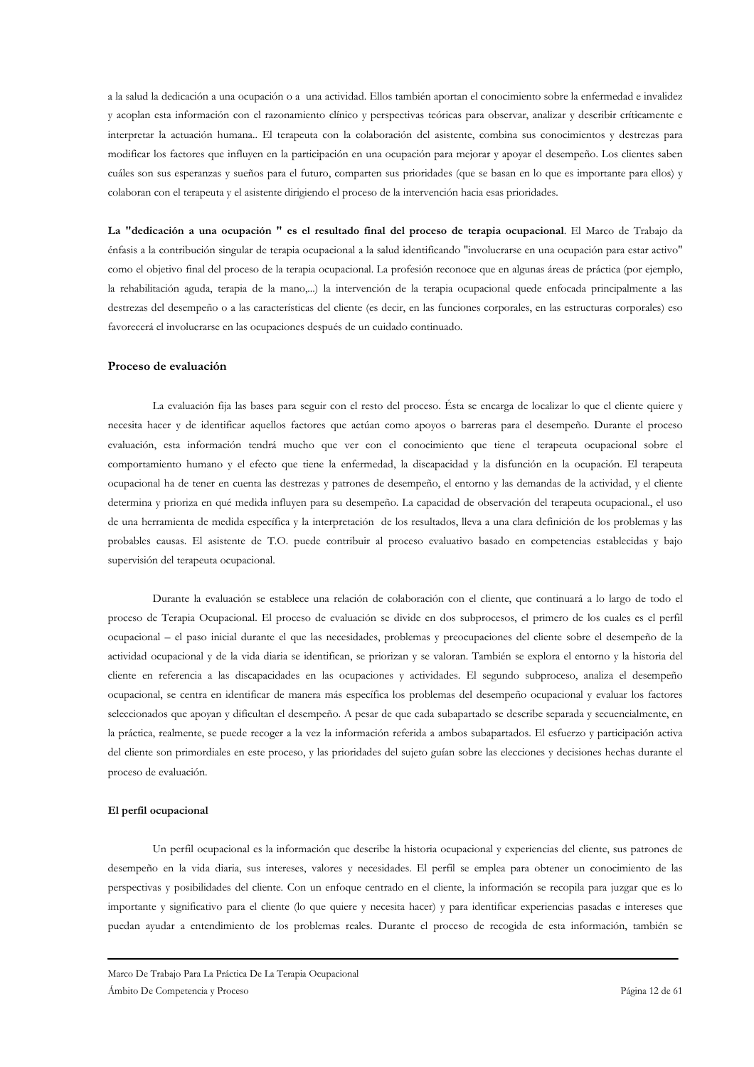a la salud la dedicación a una ocupación o a una actividad. Ellos también aportan el conocimiento sobre la enfermedad e invalidez y acoplan esta información con el razonamiento clínico y perspectivas teóricas para observar, analizar y describir críticamente e interpretar la actuación humana.. El terapeuta con la colaboración del asistente, combina sus conocimientos y destrezas para modificar los factores que influyen en la participación en una ocupación para mejorar y apoyar el desempeño. Los clientes saben cuáles son sus esperanzas y sueños para el futuro, comparten sus prioridades (que se basan en lo que es importante para ellos) y colaboran con el terapeuta y el asistente dirigiendo el proceso de la intervención hacia esas prioridades.

**La "dedicación a una ocupación " es el resultado final del proceso de terapia ocupacional**. El Marco de Trabajo da énfasis a la contribución singular de terapia ocupacional a la salud identificando "involucrarse en una ocupación para estar activo" como el objetivo final del proceso de la terapia ocupacional. La profesión reconoce que en algunas áreas de práctica (por ejemplo, la rehabilitación aguda, terapia de la mano,...) la intervención de la terapia ocupacional quede enfocada principalmente a las destrezas del desempeño o a las características del cliente (es decir, en las funciones corporales, en las estructuras corporales) eso favorecerá el involucrarse en las ocupaciones después de un cuidado continuado.

### Proceso de evaluación

La evaluación fija las bases para seguir con el resto del proceso. Ésta se encarga de localizar lo que el cliente quiere y necesita hacer y de identificar aquellos factores que actúan como apoyos o barreras para el desempeño. Durante el proceso evaluación, esta información tendrá mucho que ver con el conocimiento que tiene el terapeuta ocupacional sobre el comportamiento humano y el efecto que tiene la enfermedad, la discapacidad y la disfunción en la ocupación. El terapeuta ocupacional ha de tener en cuenta las destrezas y patrones de desempeño, el entorno y las demandas de la actividad, y el cliente determina y prioriza en qué medida influyen para su desempeño. La capacidad de observación del terapeuta ocupacional., el uso de una herramienta de medida específica y la interpretación de los resultados, lleva a una clara definición de los problemas y las probables causas. El asistente de T.O. puede contribuir al proceso evaluativo basado en competencias establecidas y bajo supervisión del terapeuta ocupacional.

Durante la evaluación se establece una relación de colaboración con el cliente, que continuará a lo largo de todo el proceso de Terapia Ocupacional. El proceso de evaluación se divide en dos subprocesos, el primero de los cuales es el perfil ocupacional – el paso inicial durante el que las necesidades, problemas y preocupaciones del cliente sobre el desempeño de la actividad ocupacional y de la vida diaria se identifican, se priorizan y se valoran. También se explora el entorno y la historia del cliente en referencia a las discapacidades en las ocupaciones y actividades. El segundo subproceso, analiza el desempeño ocupacional, se centra en identificar de manera más específica los problemas del desempeño ocupacional y evaluar los factores seleccionados que apoyan y dificultan el desempeño. A pesar de que cada subapartado se describe separada y secuencialmente, en la práctica, realmente, se puede recoger a la vez la información referida a ambos subapartados. El esfuerzo y participación activa del cliente son primordiales en este proceso, y las prioridades del sujeto guían sobre las elecciones y decisiones hechas durante el proceso de evaluación.

#### El perfil ocupacional

Un perfil ocupacional es la información que describe la historia ocupacional y experiencias del cliente, sus patrones de desempeño en la vida diaria, sus intereses, valores y necesidades. El perfil se emplea para obtener un conocimiento de las perspectivas y posibilidades del cliente. Con un enfoque centrado en el cliente, la información se recopila para juzgar que es lo importante y significativo para el cliente (lo que quiere y necesita hacer) y para identificar experiencias pasadas e intereses que puedan ayudar a entendimiento de los problemas reales. Durante el proceso de recogida de esta información, también se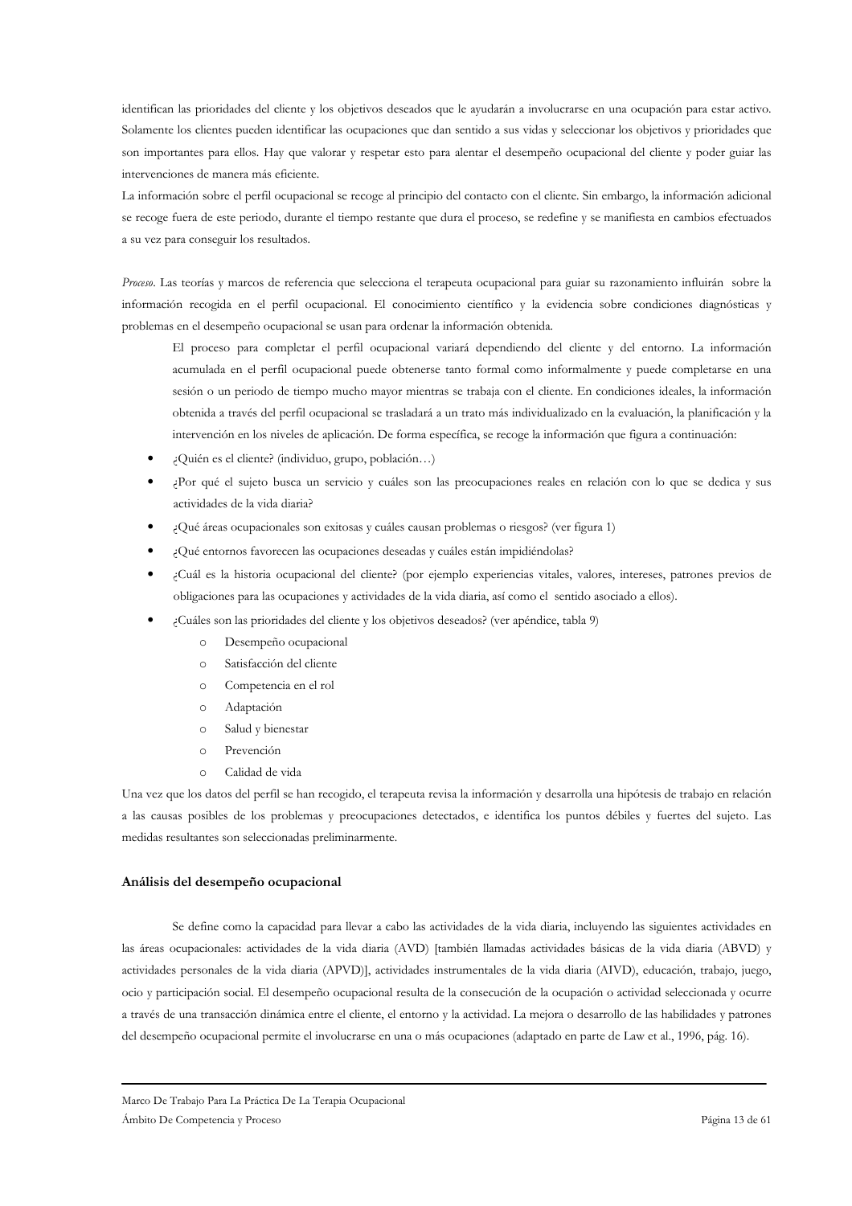identifican las prioridades del cliente y los objetivos deseados que le ayudarán a involucrarse en una ocupación para estar activo. Solamente los clientes pueden identificar las ocupaciones que dan sentido a sus vidas y seleccionar los objetivos y prioridades que son importantes para ellos. Hay que valorar y respetar esto para alentar el desempeño ocupacional del cliente y poder guiar las intervenciones de manera más eficiente.

La información sobre el perfil ocupacional se recoge al principio del contacto con el cliente. Sin embargo, la información adicional se recoge fuera de este periodo, durante el tiempo restante que dura el proceso, se redefine y se manifiesta en cambios efectuados a su vez para conseguir los resultados.

*Proceso*. Las teorías y marcos de referencia que selecciona el terapeuta ocupacional para guiar su razonamiento influirán sobre la información recogida en el perfil ocupacional. El conocimiento científico y la evidencia sobre condiciones diagnósticas y problemas en el desempeño ocupacional se usan para ordenar la información obtenida.

El proceso para completar el perfil ocupacional variará dependiendo del cliente y del entorno. La información acumulada en el perfil ocupacional puede obtenerse tanto formal como informalmente y puede completarse en una sesión o un periodo de tiempo mucho mayor mientras se trabaja con el cliente. En condiciones ideales, la información obtenida a través del perfil ocupacional se trasladará a un trato más individualizado en la evaluación, la planificación y la intervención en los niveles de aplicación. De forma específica, se recoge la información que figura a continuación:

- ¿Quién es el cliente? (individuo, grupo, población…)
- ¿Por qué el sujeto busca un servicio y cuáles son las preocupaciones reales en relación con lo que se dedica y sus actividades de la vida diaria?
- ¿Qué áreas ocupacionales son exitosas y cuáles causan problemas o riesgos? (ver figura 1)
- ¿Qué entornos favorecen las ocupaciones deseadas y cuáles están impidiéndolas?
- ¿Cuál es la historia ocupacional del cliente? (por ejemplo experiencias vitales, valores, intereses, patrones previos de obligaciones para las ocupaciones y actividades de la vida diaria, así como el sentido asociado a ellos).
- ¿Cuáles son las prioridades del cliente y los objetivos deseados? (ver apéndice, tabla 9)
  - Desempeño ocupacional
  - Satisfacción del cliente
  - Competencia en el rol
  - Adaptación
  - Salud y bienestar
  - Prevención
  - Calidad de vida

Una vez que los datos del perfil se han recogido, el terapeuta revisa la información y desarrolla una hipótesis de trabajo en relación a las causas posibles de los problemas y preocupaciones detectados, e identifica los puntos débiles y fuertes del sujeto. Las medidas resultantes son seleccionadas preliminarmente.

### Análisis del desempeño ocupacional

Se define como la capacidad para llevar a cabo las actividades de la vida diaria, incluyendo las siguientes actividades en las áreas ocupacionales: actividades de la vida diaria (AVD) [también llamadas actividades básicas de la vida diaria (ABVD) y actividades personales de la vida diaria (APVD)], actividades instrumentales de la vida diaria (AIVD), educación, trabajo, juego, ocio y participación social. El desempeño ocupacional resulta de la consecución de la ocupación o actividad seleccionada y ocurre a través de una transacción dinámica entre el cliente, el entorno y la actividad. La mejora o desarrollo de las habilidades y patrones del desempeño ocupacional permite el involucrarse en una o más ocupaciones (adaptado en parte de Law et al., 1996, pág. 16).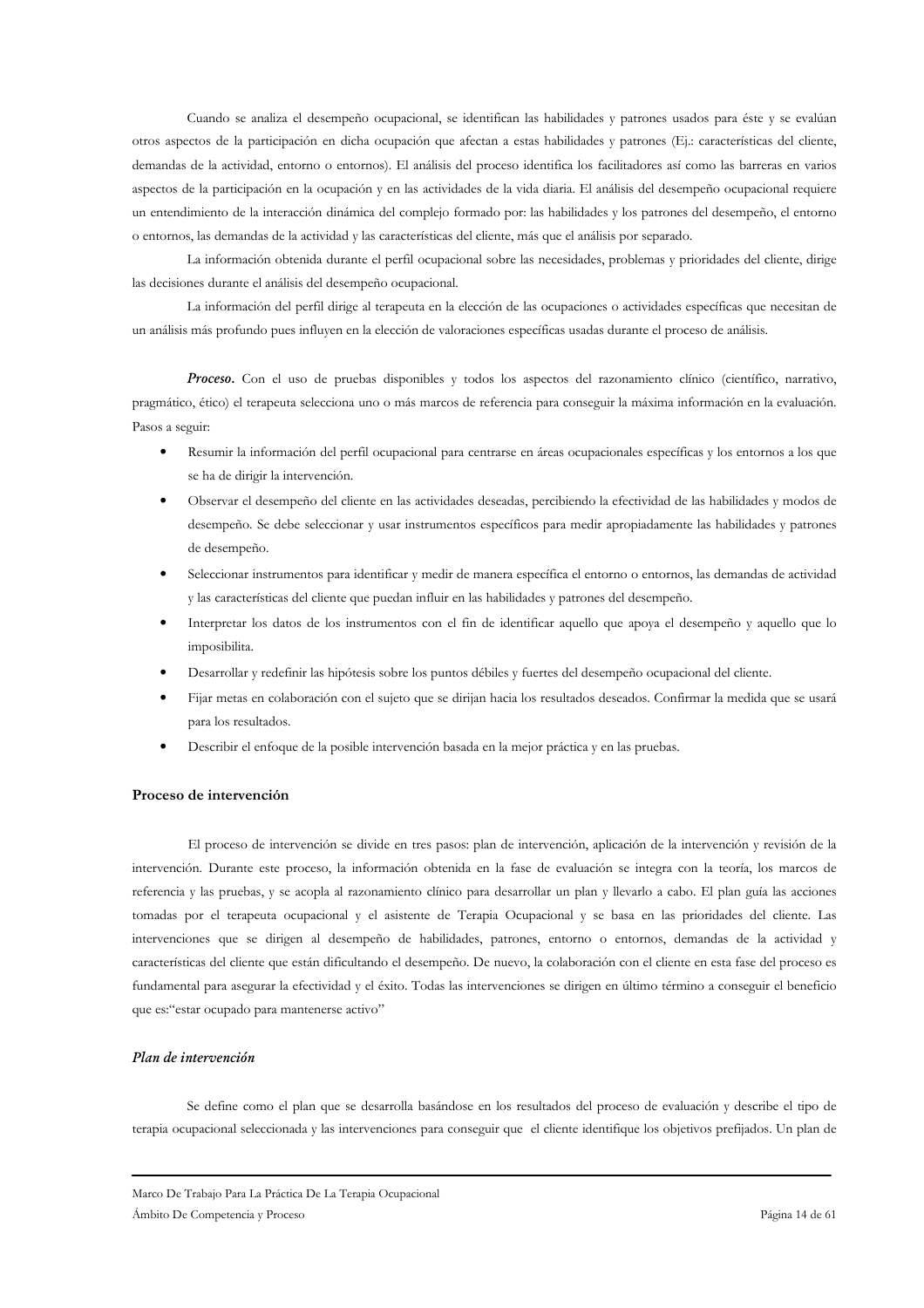Cuando se analiza el desempeño ocupacional, se identifican las habilidades y patrones usados para éste y se evalúan otros aspectos de la participación en dicha ocupación que afectan a estas habilidades y patrones (Ej.: características del cliente, demandas de la actividad, entorno o entornos). El análisis del proceso identifica los facilitadores así como las barreras en varios aspectos de la participación en la ocupación y en las actividades de la vida diaria. El análisis del desempeño ocupacional requiere un entendimiento de la interacción dinámica del complejo formado por: las habilidades y los patrones del desempeño, el entorno o entornos, las demandas de la actividad y las características del cliente, más que el análisis por separado.

La información obtenida durante el perfil ocupacional sobre las necesidades, problemas y prioridades del cliente, dirige las decisiones durante el análisis del desempeño ocupacional.

La información del perfil dirige al terapeuta en la elección de las ocupaciones o actividades específicas que necesitan de un análisis más profundo pues influyen en la elección de valoraciones específicas usadas durante el proceso de análisis.

***Proceso.*** Con el uso de pruebas disponibles y todos los aspectos del razonamiento clínico (científico, narrativo, pragmático, ético) el terapeuta selecciona uno o más marcos de referencia para conseguir la máxima información en la evaluación. Pasos a seguir:

- Resumir la información del perfil ocupacional para centrarse en áreas ocupacionales específicas y los entornos a los que se ha de dirigir la intervención.
- Observar el desempeño del cliente en las actividades deseadas, percibiendo la efectividad de las habilidades y modos de desempeño. Se debe seleccionar y usar instrumentos específicos para medir apropiadamente las habilidades y patrones de desempeño.
- Seleccionar instrumentos para identificar y medir de manera específica el entorno o entornos, las demandas de actividad y las características del cliente que puedan influir en las habilidades y patrones del desempeño.
- Interpretar los datos de los instrumentos con el fin de identificar aquello que apoya el desempeño y aquello que lo imposibilita.
- Desarrollar y redefinir las hipótesis sobre los puntos débiles y fuertes del desempeño ocupacional del cliente.
- Fijar metas en colaboración con el sujeto que se dirijan hacia los resultados deseados. Confirmar la medida que se usará para los resultados.
- Describir el enfoque de la posible intervención basada en la mejor práctica y en las pruebas.

## Proceso de intervención

El proceso de intervención se divide en tres pasos: plan de intervención, aplicación de la intervención y revisión de la intervención. Durante este proceso, la información obtenida en la fase de evaluación se integra con la teoría, los marcos de referencia y las pruebas, y se acopla al razonamiento clínico para desarrollar un plan y llevarlo a cabo. El plan guía las acciones tomadas por el terapeuta ocupacional y el asistente de Terapia Ocupacional y se basa en las prioridades del cliente. Las intervenciones que se dirigen al desempeño de habilidades, patrones, entorno o entornos, demandas de la actividad y características del cliente que están dificultando el desempeño. De nuevo, la colaboración con el cliente en esta fase del proceso es fundamental para asegurar la efectividad y el éxito. Todas las intervenciones se dirigen en último término a conseguir el beneficio que es:"estar ocupado para mantenerse activo"

### *Plan de intervención*

Se define como el plan que se desarrolla basándose en los resultados del proceso de evaluación y describe el tipo de terapia ocupacional seleccionada y las intervenciones para conseguir que el cliente identifique los objetivos prefijados. Un plan de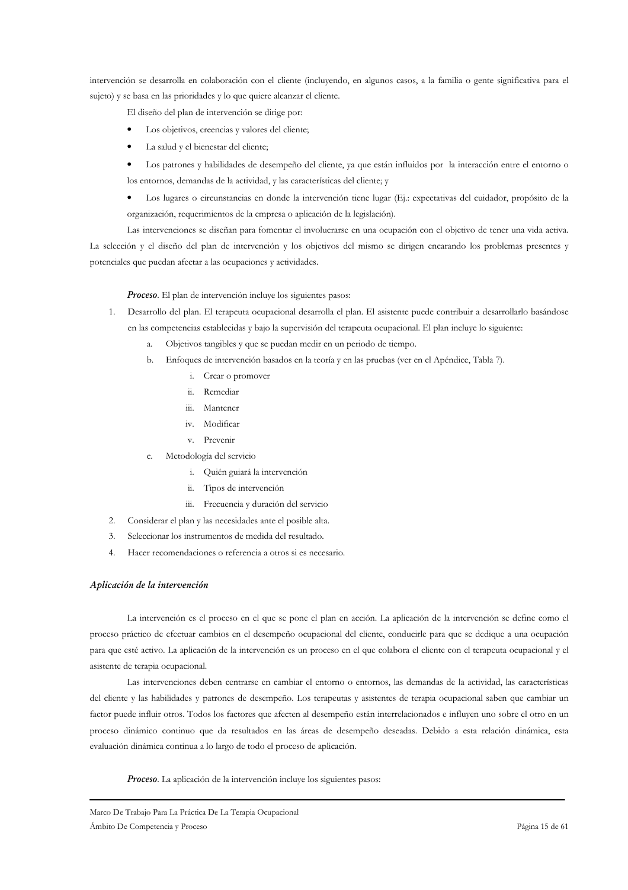intervención se desarrolla en colaboración con el cliente (incluyendo, en algunos casos, a la familia o gente significativa para el sujeto) y se basa en las prioridades y lo que quiere alcanzar el cliente.

El diseño del plan de intervención se dirige por:

- Los objetivos, creencias y valores del cliente;
- La salud y el bienestar del cliente;
- Los patrones y habilidades de desempeño del cliente, ya que están influidos por la interacción entre el entorno o los entornos, demandas de la actividad, y las características del cliente; y
- Los lugares o circunstancias en donde la intervención tiene lugar (Ej.: expectativas del cuidador, propósito de la organización, requerimientos de la empresa o aplicación de la legislación).

Las intervenciones se diseñan para fomentar el involucrarse en una ocupación con el objetivo de tener una vida activa. La selección y el diseño del plan de intervención y los objetivos del mismo se dirigen encarando los problemas presentes y potenciales que puedan afectar a las ocupaciones y actividades.

***Proceso***. El plan de intervención incluye los siguientes pasos:

1. Desarrollo del plan. El terapeuta ocupacional desarrolla el plan. El asistente puede contribuir a desarrollarlo basándose en las competencias establecidas y bajo la supervisión del terapeuta ocupacional. El plan incluye lo siguiente:
   a. Objetivos tangibles y que se puedan medir en un periodo de tiempo.
   b. Enfoques de intervención basados en la teoría y en las pruebas (ver en el Apéndice, Tabla 7).
      i. Crear o promover
      ii. Remediar
      iii. Mantener
      iv. Modificar
      v. Prevenir
   c. Metodología del servicio
      i. Quién guiará la intervención
      ii. Tipos de intervención
      iii. Frecuencia y duración del servicio
2. Considerar el plan y las necesidades ante el posible alta.
3. Seleccionar los instrumentos de medida del resultado.
4. Hacer recomendaciones o referencia a otros si es necesario.

### *Aplicación de la intervención*

La intervención es el proceso en el que se pone el plan en acción. La aplicación de la intervención se define como el proceso práctico de efectuar cambios en el desempeño ocupacional del cliente, conducirle para que se dedique a una ocupación para que esté activo. La aplicación de la intervención es un proceso en el que colabora el cliente con el terapeuta ocupacional y el asistente de terapia ocupacional.

Las intervenciones deben centrarse en cambiar el entorno o entornos, las demandas de la actividad, las características del cliente y las habilidades y patrones de desempeño. Los terapeutas y asistentes de terapia ocupacional saben que cambiar un factor puede influir otros. Todos los factores que afecten al desempeño están interrelacionados e influyen uno sobre el otro en un proceso dinámico continuo que da resultados en las áreas de desempeño deseadas. Debido a esta relación dinámica, esta evaluación dinámica continua a lo largo de todo el proceso de aplicación.

***Proceso***. La aplicación de la intervención incluye los siguientes pasos: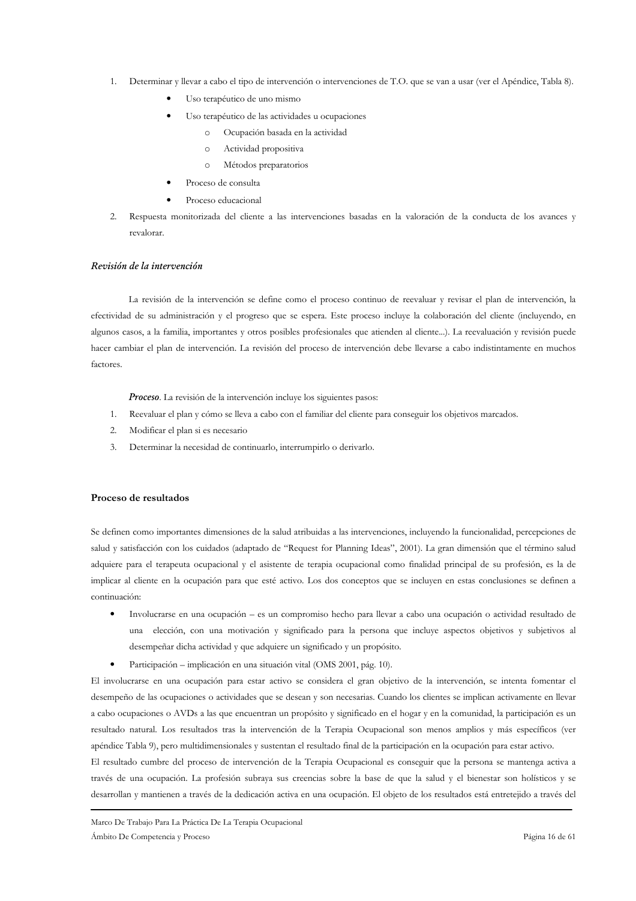1. Determinar y llevar a cabo el tipo de intervención o intervenciones de T.O. que se van a usar (ver el Apéndice, Tabla 8).
    - Uso terapéutico de uno mismo
    - Uso terapéutico de las actividades u ocupaciones
        - Ocupación basada en la actividad
        - Actividad propositiva
        - Métodos preparatorios
    - Proceso de consulta
    - Proceso educacional
2. Respuesta monitorizada del cliente a las intervenciones basadas en la valoración de la conducta de los avances y revalorar.

### *Revisión de la intervención*

La revisión de la intervención se define como el proceso continuo de reevaluar y revisar el plan de intervención, la efectividad de su administración y el progreso que se espera. Este proceso incluye la colaboración del cliente (incluyendo, en algunos casos, a la familia, importantes y otros posibles profesionales que atienden al cliente...). La reevaluación y revisión puede hacer cambiar el plan de intervención. La revisión del proceso de intervención debe llevarse a cabo indistintamente en muchos factores.

***Proceso***. La revisión de la intervención incluye los siguientes pasos:

1. Reevaluar el plan y cómo se lleva a cabo con el familiar del cliente para conseguir los objetivos marcados.
2. Modificar el plan si es necesario
3. Determinar la necesidad de continuarlo, interrumpirlo o derivarlo.

### Proceso de resultados

Se definen como importantes dimensiones de la salud atribuidas a las intervenciones, incluyendo la funcionalidad, percepciones de salud y satisfacción con los cuidados (adaptado de "Request for Planning Ideas", 2001). La gran dimensión que el término salud adquiere para el terapeuta ocupacional y el asistente de terapia ocupacional como finalidad principal de su profesión, es la de implicar al cliente en la ocupación para que esté activo. Los dos conceptos que se incluyen en estas conclusiones se definen a continuación:

- Involucrarse en una ocupación – es un compromiso hecho para llevar a cabo una ocupación o actividad resultado de una elección, con una motivación y significado para la persona que incluye aspectos objetivos y subjetivos al desempeñar dicha actividad y que adquiere un significado y un propósito.
- Participación – implicación en una situación vital (OMS 2001, pág. 10).

El involucrarse en una ocupación para estar activo se considera el gran objetivo de la intervención, se intenta fomentar el desempeño de las ocupaciones o actividades que se desean y son necesarias. Cuando los clientes se implican activamente en llevar a cabo ocupaciones o AVDs a las que encuentran un propósito y significado en el hogar y en la comunidad, la participación es un resultado natural. Los resultados tras la intervención de la Terapia Ocupacional son menos amplios y más específicos (ver apéndice Tabla 9), pero multidimensionales y sustentan el resultado final de la participación en la ocupación para estar activo.

El resultado cumbre del proceso de intervención de la Terapia Ocupacional es conseguir que la persona se mantenga activa a través de una ocupación. La profesión subraya sus creencias sobre la base de que la salud y el bienestar son holísticos y se desarrollan y mantienen a través de la dedicación activa en una ocupación. El objeto de los resultados está entretejido a través del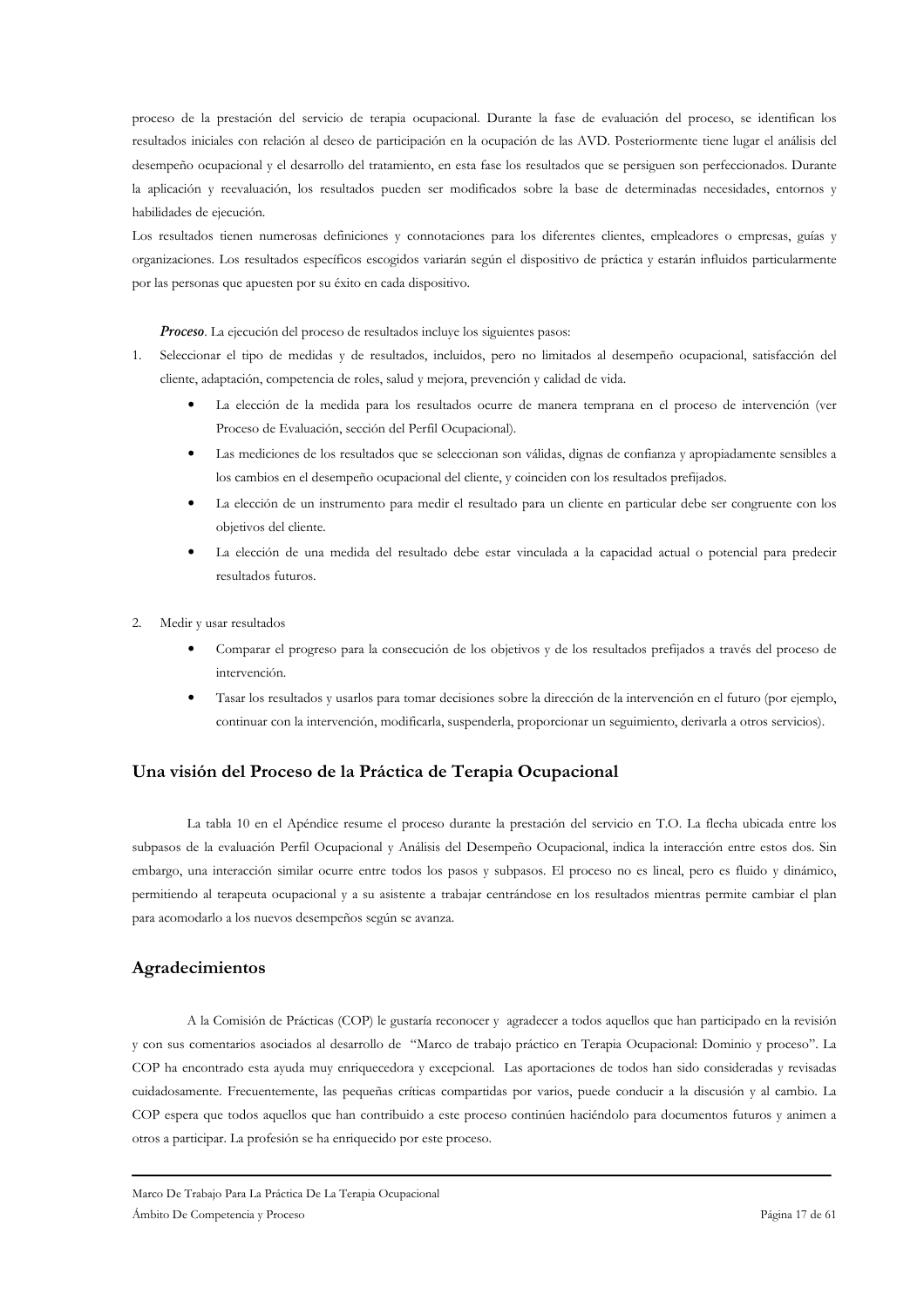proceso de la prestación del servicio de terapia ocupacional. Durante la fase de evaluación del proceso, se identifican los resultados iniciales con relación al deseo de participación en la ocupación de las AVD. Posteriormente tiene lugar el análisis del desempeño ocupacional y el desarrollo del tratamiento, en esta fase los resultados que se persiguen son perfeccionados. Durante la aplicación y reevaluación, los resultados pueden ser modificados sobre la base de determinadas necesidades, entornos y habilidades de ejecución.

Los resultados tienen numerosas definiciones y connotaciones para los diferentes clientes, empleadores o empresas, guías y organizaciones. Los resultados específicos escogidos variarán según el dispositivo de práctica y estarán influidos particularmente por las personas que apuesten por su éxito en cada dispositivo.

***Proceso***. La ejecución del proceso de resultados incluye los siguientes pasos:

1. Seleccionar el tipo de medidas y de resultados, incluidos, pero no limitados al desempeño ocupacional, satisfacción del cliente, adaptación, competencia de roles, salud y mejora, prevención y calidad de vida.
   - La elección de la medida para los resultados ocurre de manera temprana en el proceso de intervención (ver Proceso de Evaluación, sección del Perfil Ocupacional).
   - Las mediciones de los resultados que se seleccionan son válidas, dignas de confianza y apropiadamente sensibles a los cambios en el desempeño ocupacional del cliente, y coinciden con los resultados prefijados.
   - La elección de un instrumento para medir el resultado para un cliente en particular debe ser congruente con los objetivos del cliente.
   - La elección de una medida del resultado debe estar vinculada a la capacidad actual o potencial para predecir resultados futuros.

2. Medir y usar resultados
   - Comparar el progreso para la consecución de los objetivos y de los resultados prefijados a través del proceso de intervención.
   - Tasar los resultados y usarlos para tomar decisiones sobre la dirección de la intervención en el futuro (por ejemplo, continuar con la intervención, modificarla, suspenderla, proporcionar un seguimiento, derivarla a otros servicios).

## Una visión del Proceso de la Práctica de Terapia Ocupacional

La tabla 10 en el Apéndice resume el proceso durante la prestación del servicio en T.O. La flecha ubicada entre los subpasos de la evaluación Perfil Ocupacional y Análisis del Desempeño Ocupacional, indica la interacción entre estos dos. Sin embargo, una interacción similar ocurre entre todos los pasos y subpasos. El proceso no es lineal, pero es fluido y dinámico, permitiendo al terapeuta ocupacional y a su asistente a trabajar centrándose en los resultados mientras permite cambiar el plan para acomodarlo a los nuevos desempeños según se avanza.

## Agradecimientos

A la Comisión de Prácticas (COP) le gustaría reconocer y agradecer a todos aquellos que han participado en la revisión y con sus comentarios asociados al desarrollo de "Marco de trabajo práctico en Terapia Ocupacional: Dominio y proceso". La COP ha encontrado esta ayuda muy enriquecedora y excepcional. Las aportaciones de todos han sido consideradas y revisadas cuidadosamente. Frecuentemente, las pequeñas críticas compartidas por varios, puede conducir a la discusión y al cambio. La COP espera que todos aquellos que han contribuido a este proceso continúen haciéndolo para documentos futuros y animen a otros a participar. La profesión se ha enriquecido por este proceso.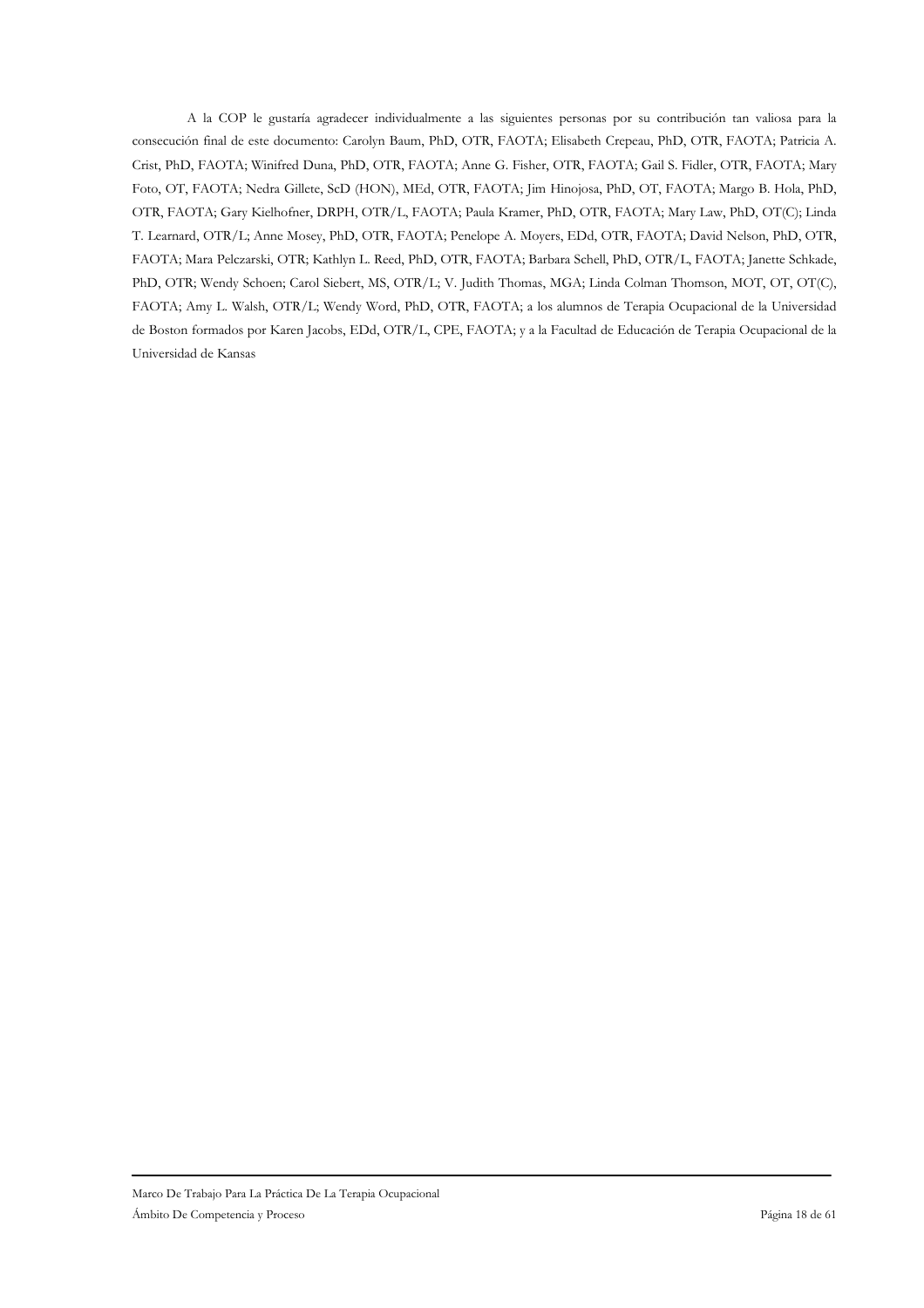A la COP le gustaría agradecer individualmente a las siguientes personas por su contribución tan valiosa para la consecución final de este documento: Carolyn Baum, PhD, OTR, FAOTA; Elisabeth Crepeau, PhD, OTR, FAOTA; Patricia A. Crist, PhD, FAOTA; Winifred Duna, PhD, OTR, FAOTA; Anne G. Fisher, OTR, FAOTA; Gail S. Fidler, OTR, FAOTA; Mary Foto, OT, FAOTA; Nedra Gillete, ScD (HON), MEd, OTR, FAOTA; Jim Hinojosa, PhD, OT, FAOTA; Margo B. Hola, PhD, OTR, FAOTA; Gary Kielhofner, DRPH, OTR/L, FAOTA; Paula Kramer, PhD, OTR, FAOTA; Mary Law, PhD, OT(C); Linda T. Learnard, OTR/L; Anne Mosey, PhD, OTR, FAOTA; Penelope A. Moyers, EDd, OTR, FAOTA; David Nelson, PhD, OTR, FAOTA; Mara Pelczarski, OTR; Kathlyn L. Reed, PhD, OTR, FAOTA; Barbara Schell, PhD, OTR/L, FAOTA; Janette Schkade, PhD, OTR; Wendy Schoen; Carol Siebert, MS, OTR/L; V. Judith Thomas, MGA; Linda Colman Thomson, MOT, OT, OT(C), FAOTA; Amy L. Walsh, OTR/L; Wendy Word, PhD, OTR, FAOTA; a los alumnos de Terapia Ocupacional de la Universidad de Boston formados por Karen Jacobs, EDd, OTR/L, CPE, FAOTA; y a la Facultad de Educación de Terapia Ocupacional de la Universidad de Kansas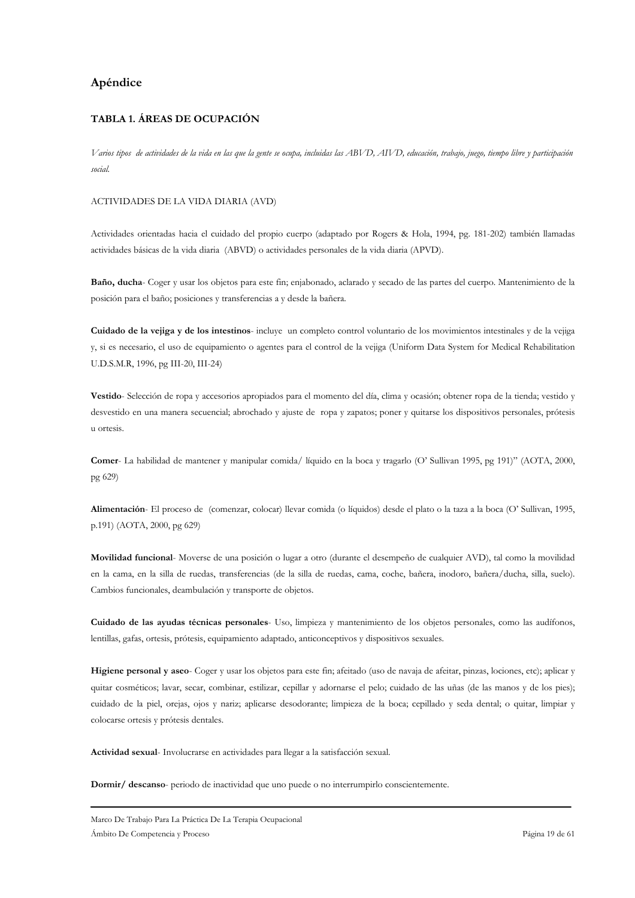## Apéndice

### TABLA 1. ÁREAS DE OCUPACIÓN

*Varios tipos de actividades de la vida en las que la gente se ocupa, incluidas las ABVD, AIVD, educación, trabajo, juego, tiempo libre y participación social.*

ACTIVIDADES DE LA VIDA DIARIA (AVD)

Actividades orientadas hacia el cuidado del propio cuerpo (adaptado por Rogers & Hola, 1994, pg. 181-202) también llamadas actividades básicas de la vida diaria (ABVD) o actividades personales de la vida diaria (APVD).

**Baño, ducha**- Coger y usar los objetos para este fin; enjabonado, aclarado y secado de las partes del cuerpo. Mantenimiento de la posición para el baño; posiciones y transferencias a y desde la bañera.

**Cuidado de la vejiga y de los intestinos**- incluye un completo control voluntario de los movimientos intestinales y de la vejiga y, si es necesario, el uso de equipamiento o agentes para el control de la vejiga (Uniform Data System for Medical Rehabilitation U.D.S.M.R, 1996, pg III-20, III-24)

**Vestido**- Selección de ropa y accesorios apropiados para el momento del día, clima y ocasión; obtener ropa de la tienda; vestido y desvestido en una manera secuencial; abrochado y ajuste de ropa y zapatos; poner y quitarse los dispositivos personales, prótesis u ortesis.

**Comer**- La habilidad de mantener y manipular comida/ líquido en la boca y tragarlo (O' Sullivan 1995, pg 191)" (AOTA, 2000, pg 629)

**Alimentación**- El proceso de (comenzar, colocar) llevar comida (o líquidos) desde el plato o la taza a la boca (O' Sullivan, 1995, p.191) (AOTA, 2000, pg 629)

**Movilidad funcional**- Moverse de una posición o lugar a otro (durante el desempeño de cualquier AVD), tal como la movilidad en la cama, en la silla de ruedas, transferencias (de la silla de ruedas, cama, coche, bañera, inodoro, bañera/ducha, silla, suelo). Cambios funcionales, deambulación y transporte de objetos.

**Cuidado de las ayudas técnicas personales**- Uso, limpieza y mantenimiento de los objetos personales, como las audífonos, lentillas, gafas, ortesis, prótesis, equipamiento adaptado, anticonceptivos y dispositivos sexuales.

**Higiene personal y aseo**- Coger y usar los objetos para este fin; afeitado (uso de navaja de afeitar, pinzas, lociones, etc); aplicar y quitar cosméticos; lavar, secar, combinar, estilizar, cepillar y adornarse el pelo; cuidado de las uñas (de las manos y de los pies); cuidado de la piel, orejas, ojos y nariz; aplicarse desodorante; limpieza de la boca; cepillado y seda dental; o quitar, limpiar y colocarse ortesis y prótesis dentales.

**Actividad sexual**- Involucrarse en actividades para llegar a la satisfacción sexual.

**Dormir/ descanso**- periodo de inactividad que uno puede o no interrumpirlo conscientemente.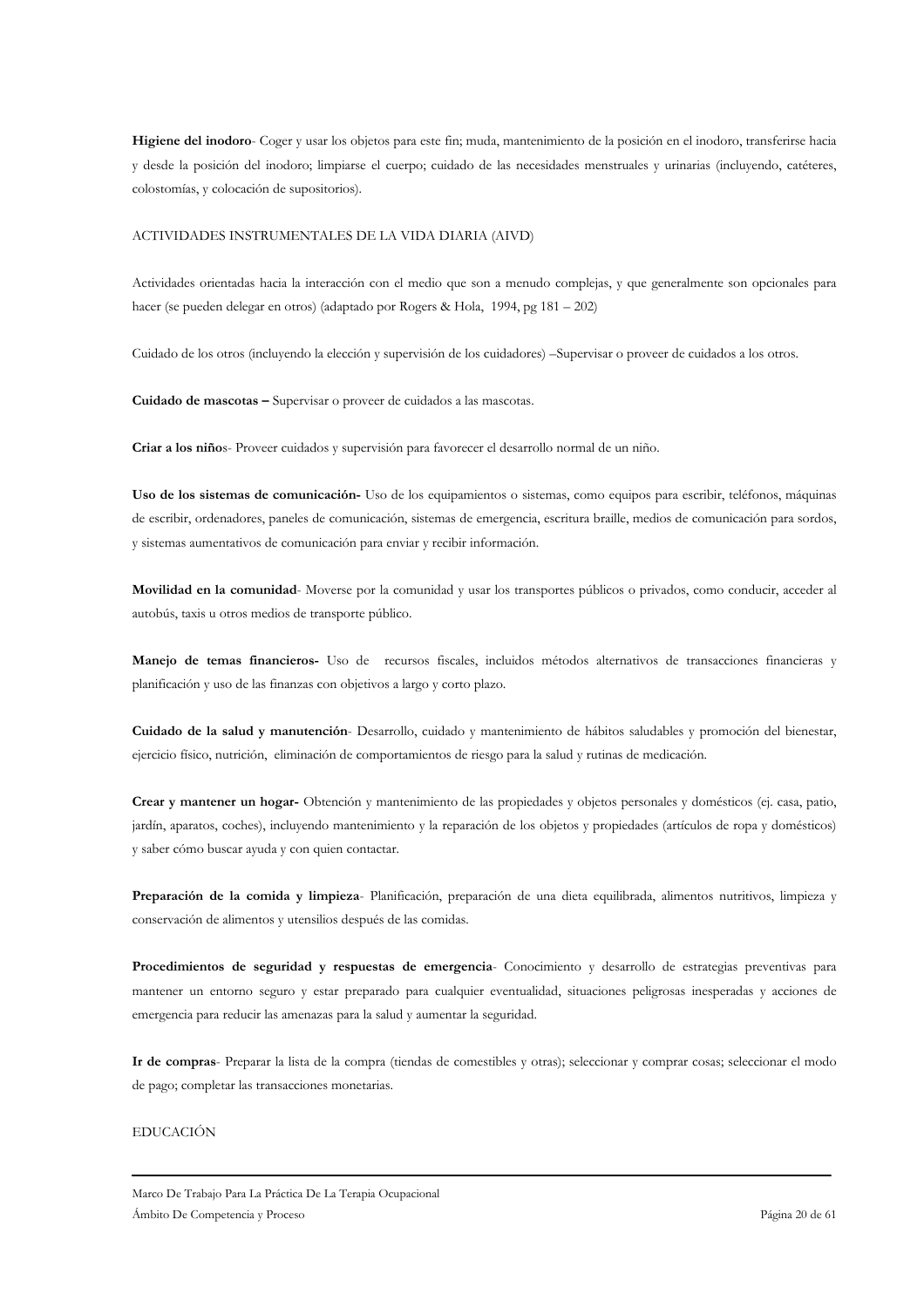**Higiene del inodoro**- Coger y usar los objetos para este fin; muda, mantenimiento de la posición en el inodoro, transferirse hacia y desde la posición del inodoro; limpiarse el cuerpo; cuidado de las necesidades menstruales y urinarias (incluyendo, catéteres, colostomías, y colocación de supositorios).

ACTIVIDADES INSTRUMENTALES DE LA VIDA DIARIA (AIVD)

Actividades orientadas hacia la interacción con el medio que son a menudo complejas, y que generalmente son opcionales para hacer (se pueden delegar en otros) (adaptado por Rogers & Hola, 1994, pg 181 – 202)

Cuidado de los otros (incluyendo la elección y supervisión de los cuidadores) –Supervisar o proveer de cuidados a los otros.

**Cuidado de mascotas –** Supervisar o proveer de cuidados a las mascotas.

**Criar a los niño**s- Proveer cuidados y supervisión para favorecer el desarrollo normal de un niño.

**Uso de los sistemas de comunicación-** Uso de los equipamientos o sistemas, como equipos para escribir, teléfonos, máquinas de escribir, ordenadores, paneles de comunicación, sistemas de emergencia, escritura braille, medios de comunicación para sordos, y sistemas aumentativos de comunicación para enviar y recibir información.

**Movilidad en la comunidad**- Moverse por la comunidad y usar los transportes públicos o privados, como conducir, acceder al autobús, taxis u otros medios de transporte público.

**Manejo de temas financieros-** Uso de recursos fiscales, incluidos métodos alternativos de transacciones financieras y planificación y uso de las finanzas con objetivos a largo y corto plazo.

**Cuidado de la salud y manutención**- Desarrollo, cuidado y mantenimiento de hábitos saludables y promoción del bienestar, ejercicio físico, nutrición, eliminación de comportamientos de riesgo para la salud y rutinas de medicación.

**Crear y mantener un hogar-** Obtención y mantenimiento de las propiedades y objetos personales y domésticos (ej. casa, patio, jardín, aparatos, coches), incluyendo mantenimiento y la reparación de los objetos y propiedades (artículos de ropa y domésticos) y saber cómo buscar ayuda y con quien contactar.

**Preparación de la comida y limpieza**- Planificación, preparación de una dieta equilibrada, alimentos nutritivos, limpieza y conservación de alimentos y utensilios después de las comidas.

**Procedimientos de seguridad y respuestas de emergencia**- Conocimiento y desarrollo de estrategias preventivas para mantener un entorno seguro y estar preparado para cualquier eventualidad, situaciones peligrosas inesperadas y acciones de emergencia para reducir las amenazas para la salud y aumentar la seguridad.

**Ir de compras**- Preparar la lista de la compra (tiendas de comestibles y otras); seleccionar y comprar cosas; seleccionar el modo de pago; completar las transacciones monetarias.

EDUCACIÓN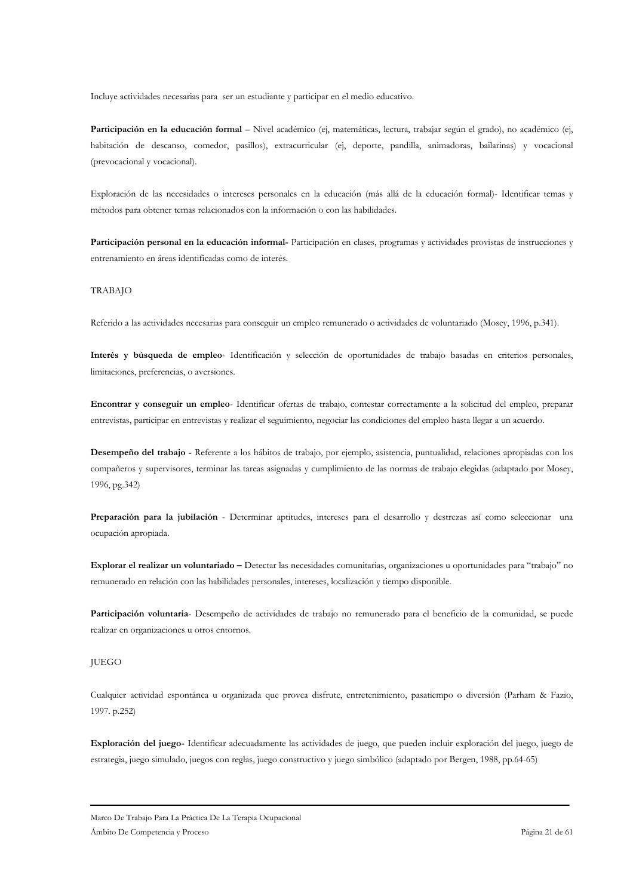Incluye actividades necesarias para ser un estudiante y participar en el medio educativo.

**Participación en la educación formal** – Nivel académico (ej, matemáticas, lectura, trabajar según el grado), no académico (ej, habitación de descanso, comedor, pasillos), extracurricular (ej, deporte, pandilla, animadoras, bailarinas) y vocacional (prevocacional y vocacional).

Exploración de las necesidades o intereses personales en la educación (más allá de la educación formal)- Identificar temas y métodos para obtener temas relacionados con la información o con las habilidades.

**Participación personal en la educación informal-** Participación en clases, programas y actividades provistas de instrucciones y entrenamiento en áreas identificadas como de interés.

TRABAJO

Referido a las actividades necesarias para conseguir un empleo remunerado o actividades de voluntariado (Mosey, 1996, p.341).

**Interés y búsqueda de empleo**- Identificación y selección de oportunidades de trabajo basadas en criterios personales, limitaciones, preferencias, o aversiones.

**Encontrar y conseguir un empleo**- Identificar ofertas de trabajo, contestar correctamente a la solicitud del empleo, preparar entrevistas, participar en entrevistas y realizar el seguimiento, negociar las condiciones del empleo hasta llegar a un acuerdo.

**Desempeño del trabajo -** Referente a los hábitos de trabajo, por ejemplo, asistencia, puntualidad, relaciones apropiadas con los compañeros y supervisores, terminar las tareas asignadas y cumplimiento de las normas de trabajo elegidas (adaptado por Mosey, 1996, pg.342)

**Preparación para la jubilación** - Determinar aptitudes, intereses para el desarrollo y destrezas así como seleccionar una ocupación apropiada.

**Explorar el realizar un voluntariado –** Detectar las necesidades comunitarias, organizaciones u oportunidades para "trabajo" no remunerado en relación con las habilidades personales, intereses, localización y tiempo disponible.

**Participación voluntaria**- Desempeño de actividades de trabajo no remunerado para el beneficio de la comunidad, se puede realizar en organizaciones u otros entornos.

JUEGO

Cualquier actividad espontánea u organizada que provea disfrute, entretenimiento, pasatiempo o diversión (Parham & Fazio, 1997. p.252)

**Exploración del juego-** Identificar adecuadamente las actividades de juego, que pueden incluir exploración del juego, juego de estrategia, juego simulado, juegos con reglas, juego constructivo y juego simbólico (adaptado por Bergen, 1988, pp.64-65)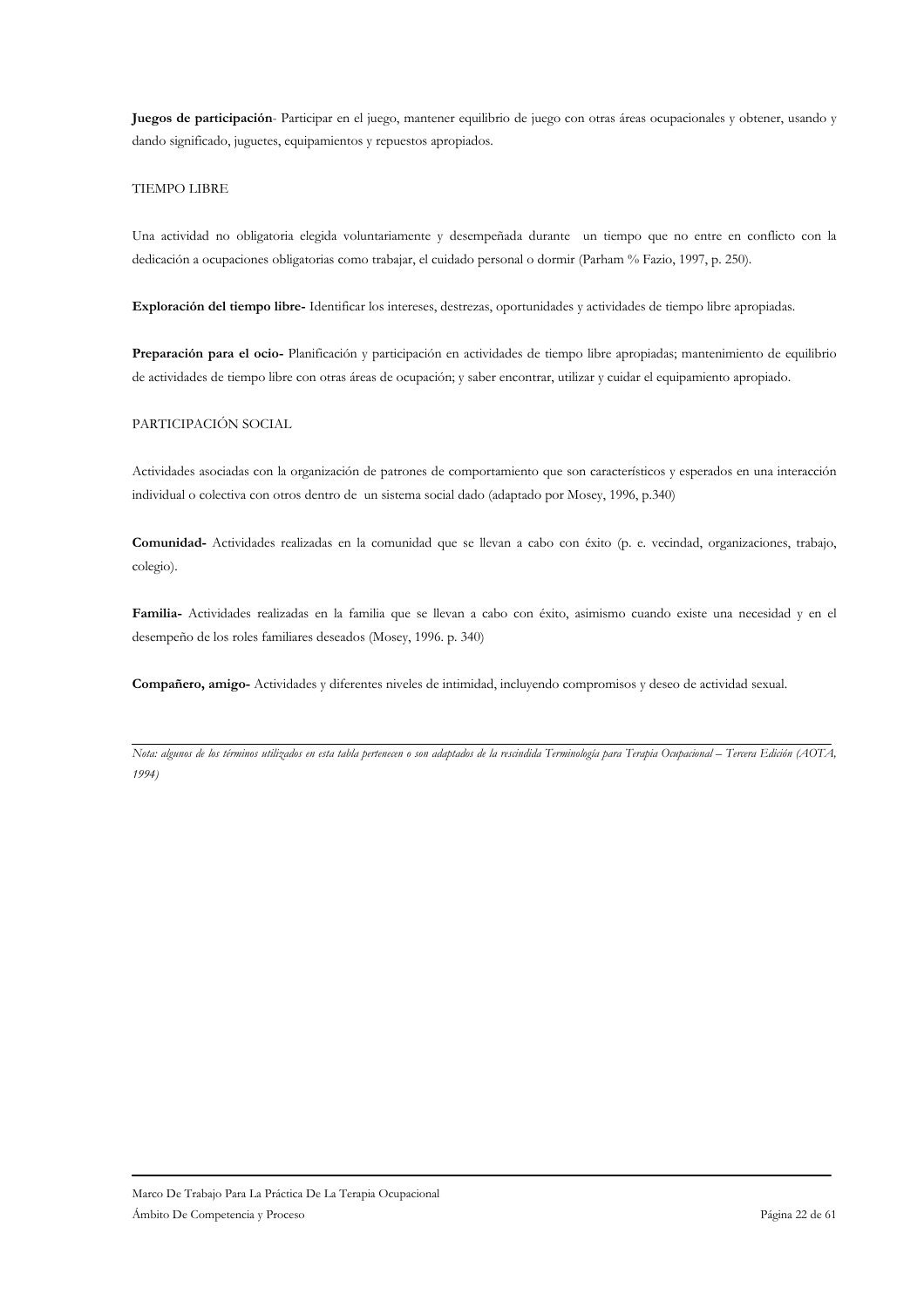**Juegos de participación**- Participar en el juego, mantener equilibrio de juego con otras áreas ocupacionales y obtener, usando y dando significado, juguetes, equipamientos y repuestos apropiados.

TIEMPO LIBRE

Una actividad no obligatoria elegida voluntariamente y desempeñada durante un tiempo que no entre en conflicto con la dedicación a ocupaciones obligatorias como trabajar, el cuidado personal o dormir (Parham % Fazio, 1997, p. 250).

**Exploración del tiempo libre-** Identificar los intereses, destrezas, oportunidades y actividades de tiempo libre apropiadas.

**Preparación para el ocio-** Planificación y participación en actividades de tiempo libre apropiadas; mantenimiento de equilibrio de actividades de tiempo libre con otras áreas de ocupación; y saber encontrar, utilizar y cuidar el equipamiento apropiado.

PARTICIPACIÓN SOCIAL

Actividades asociadas con la organización de patrones de comportamiento que son característicos y esperados en una interacción individual o colectiva con otros dentro de un sistema social dado (adaptado por Mosey, 1996, p.340)

**Comunidad-** Actividades realizadas en la comunidad que se llevan a cabo con éxito (p. e. vecindad, organizaciones, trabajo, colegio).

**Familia-** Actividades realizadas en la familia que se llevan a cabo con éxito, asimismo cuando existe una necesidad y en el desempeño de los roles familiares deseados (Mosey, 1996. p. 340)

**Compañero, amigo-** Actividades y diferentes niveles de intimidad, incluyendo compromisos y deseo de actividad sexual.

---

*Nota: algunos de los términos utilizados en esta tabla pertenecen o son adaptados de la rescindida Terminología para Terapia Ocupacional – Tercera Edición (AOTA, 1994)*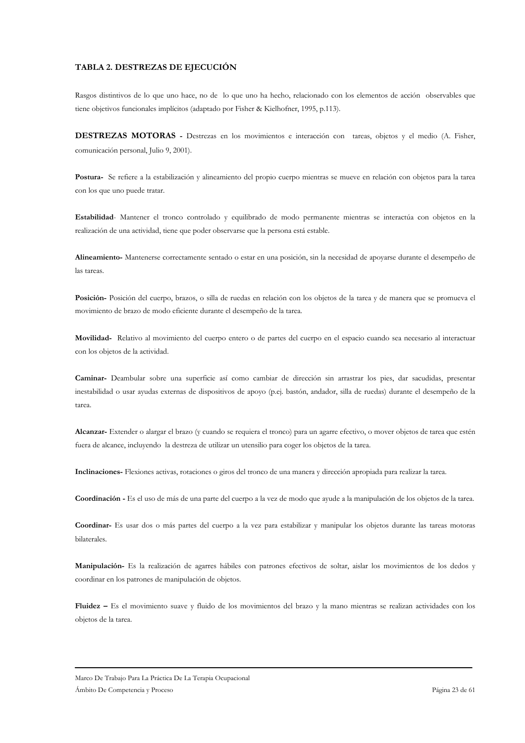## TABLA 2. DESTREZAS DE EJECUCIÓN

Rasgos distintivos de lo que uno hace, no de lo que uno ha hecho, relacionado con los elementos de acción observables que tiene objetivos funcionales implícitos (adaptado por Fisher & Kielhofner, 1995, p.113).

**DESTREZAS MOTORAS -** Destrezas en los movimientos e interacción con tareas, objetos y el medio (A. Fisher, comunicación personal, Julio 9, 2001).

**Postura-** Se refiere a la estabilización y alineamiento del propio cuerpo mientras se mueve en relación con objetos para la tarea con los que uno puede tratar.

**Estabilidad**- Mantener el tronco controlado y equilibrado de modo permanente mientras se interactúa con objetos en la realización de una actividad, tiene que poder observarse que la persona está estable.

**Alineamiento-** Mantenerse correctamente sentado o estar en una posición, sin la necesidad de apoyarse durante el desempeño de las tareas.

**Posición-** Posición del cuerpo, brazos, o silla de ruedas en relación con los objetos de la tarea y de manera que se promueva el movimiento de brazo de modo eficiente durante el desempeño de la tarea.

**Movilidad-** Relativo al movimiento del cuerpo entero o de partes del cuerpo en el espacio cuando sea necesario al interactuar con los objetos de la actividad.

**Caminar-** Deambular sobre una superficie así como cambiar de dirección sin arrastrar los pies, dar sacudidas, presentar inestabilidad o usar ayudas externas de dispositivos de apoyo (p.ej. bastón, andador, silla de ruedas) durante el desempeño de la tarea.

**Alcanzar-** Extender o alargar el brazo (y cuando se requiera el tronco) para un agarre efectivo, o mover objetos de tarea que estén fuera de alcance, incluyendo la destreza de utilizar un utensilio para coger los objetos de la tarea.

**Inclinaciones-** Flexiones activas, rotaciones o giros del tronco de una manera y dirección apropiada para realizar la tarea.

**Coordinación -** Es el uso de más de una parte del cuerpo a la vez de modo que ayude a la manipulación de los objetos de la tarea.

**Coordinar-** Es usar dos o más partes del cuerpo a la vez para estabilizar y manipular los objetos durante las tareas motoras bilaterales.

**Manipulación-** Es la realización de agarres hábiles con patrones efectivos de soltar, aislar los movimientos de los dedos y coordinar en los patrones de manipulación de objetos.

**Fluidez –** Es el movimiento suave y fluido de los movimientos del brazo y la mano mientras se realizan actividades con los objetos de la tarea.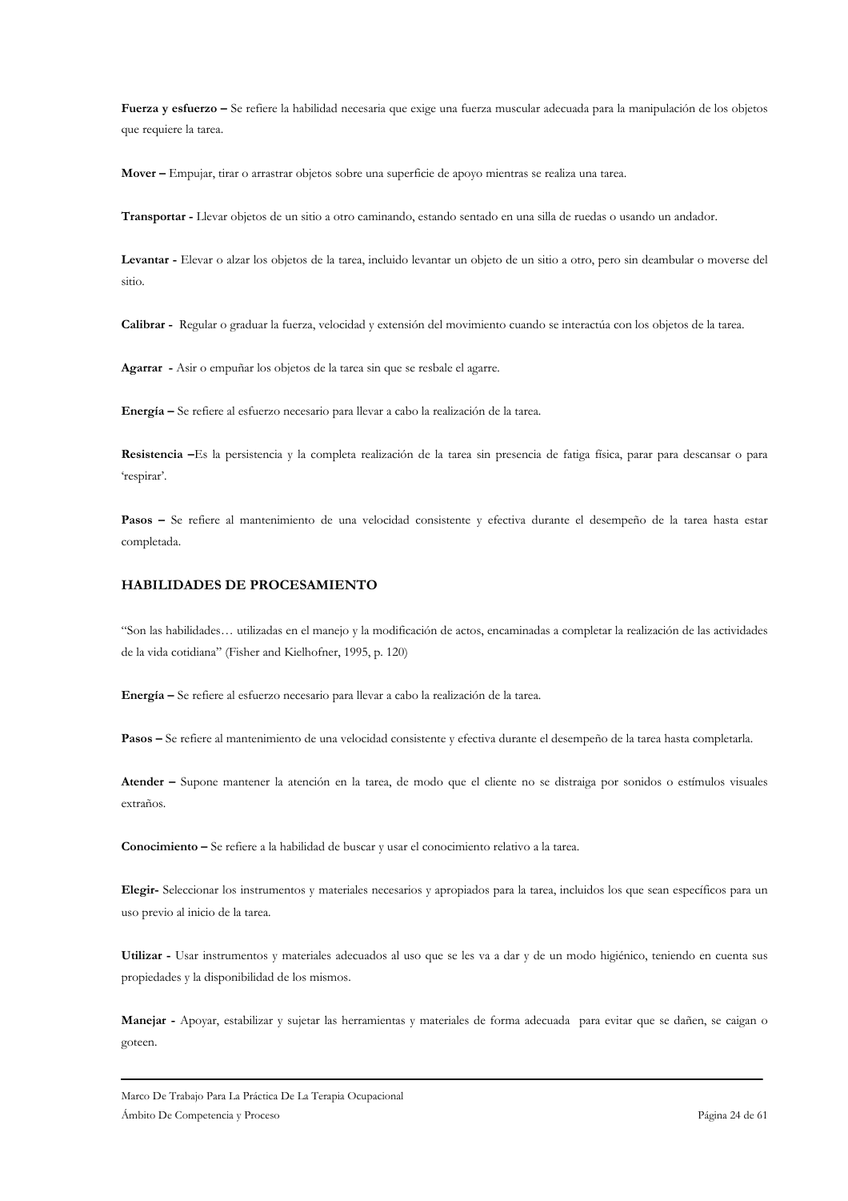**Fuerza y esfuerzo –** Se refiere la habilidad necesaria que exige una fuerza muscular adecuada para la manipulación de los objetos que requiere la tarea.

**Mover –** Empujar, tirar o arrastrar objetos sobre una superficie de apoyo mientras se realiza una tarea.

**Transportar -** Llevar objetos de un sitio a otro caminando, estando sentado en una silla de ruedas o usando un andador.

**Levantar -** Elevar o alzar los objetos de la tarea, incluido levantar un objeto de un sitio a otro, pero sin deambular o moverse del sitio.

**Calibrar -** Regular o graduar la fuerza, velocidad y extensión del movimiento cuando se interactúa con los objetos de la tarea.

**Agarrar -** Asir o empuñar los objetos de la tarea sin que se resbale el agarre.

**Energía –** Se refiere al esfuerzo necesario para llevar a cabo la realización de la tarea.

**Resistencia –**Es la persistencia y la completa realización de la tarea sin presencia de fatiga física, parar para descansar o para 'respirar'.

**Pasos –** Se refiere al mantenimiento de una velocidad consistente y efectiva durante el desempeño de la tarea hasta estar completada.

### HABILIDADES DE PROCESAMIENTO

"Son las habilidades… utilizadas en el manejo y la modificación de actos, encaminadas a completar la realización de las actividades de la vida cotidiana" (Fisher and Kielhofner, 1995, p. 120)

**Energía –** Se refiere al esfuerzo necesario para llevar a cabo la realización de la tarea.

**Pasos –** Se refiere al mantenimiento de una velocidad consistente y efectiva durante el desempeño de la tarea hasta completarla.

**Atender –** Supone mantener la atención en la tarea, de modo que el cliente no se distraiga por sonidos o estímulos visuales extraños.

**Conocimiento –** Se refiere a la habilidad de buscar y usar el conocimiento relativo a la tarea.

**Elegir-** Seleccionar los instrumentos y materiales necesarios y apropiados para la tarea, incluidos los que sean específicos para un uso previo al inicio de la tarea.

**Utilizar -** Usar instrumentos y materiales adecuados al uso que se les va a dar y de un modo higiénico, teniendo en cuenta sus propiedades y la disponibilidad de los mismos.

**Manejar -** Apoyar, estabilizar y sujetar las herramientas y materiales de forma adecuada para evitar que se dañen, se caigan o goteen.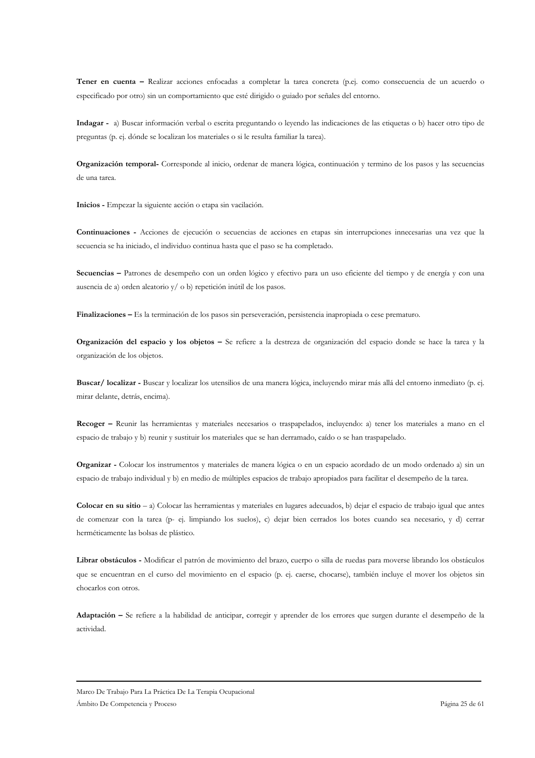**Tener en cuenta –** Realizar acciones enfocadas a completar la tarea concreta (p.ej. como consecuencia de un acuerdo o especificado por otro) sin un comportamiento que esté dirigido o guiado por señales del entorno.

**Indagar -** a) Buscar información verbal o escrita preguntando o leyendo las indicaciones de las etiquetas o b) hacer otro tipo de preguntas (p. ej. dónde se localizan los materiales o si le resulta familiar la tarea).

**Organización temporal-** Corresponde al inicio, ordenar de manera lógica, continuación y termino de los pasos y las secuencias de una tarea.

**Inicios -** Empezar la siguiente acción o etapa sin vacilación.

**Continuaciones -** Acciones de ejecución o secuencias de acciones en etapas sin interrupciones innecesarias una vez que la secuencia se ha iniciado, el individuo continua hasta que el paso se ha completado.

**Secuencias –** Patrones de desempeño con un orden lógico y efectivo para un uso eficiente del tiempo y de energía y con una ausencia de a) orden aleatorio y/ o b) repetición inútil de los pasos.

**Finalizaciones –** Es la terminación de los pasos sin perseveración, persistencia inapropiada o cese prematuro.

**Organización del espacio y los objetos –** Se refiere a la destreza de organización del espacio donde se hace la tarea y la organización de los objetos.

**Buscar/ localizar -** Buscar y localizar los utensilios de una manera lógica, incluyendo mirar más allá del entorno inmediato (p. ej. mirar delante, detrás, encima).

**Recoger –** Reunir las herramientas y materiales necesarios o traspapelados, incluyendo: a) tener los materiales a mano en el espacio de trabajo y b) reunir y sustituir los materiales que se han derramado, caído o se han traspapelado.

**Organizar -** Colocar los instrumentos y materiales de manera lógica o en un espacio acordado de un modo ordenado a) sin un espacio de trabajo individual y b) en medio de múltiples espacios de trabajo apropiados para facilitar el desempeño de la tarea.

**Colocar en su sitio** – a) Colocar las herramientas y materiales en lugares adecuados, b) dejar el espacio de trabajo igual que antes de comenzar con la tarea (p- ej. limpiando los suelos), c) dejar bien cerrados los botes cuando sea necesario, y d) cerrar herméticamente las bolsas de plástico.

**Librar obstáculos -** Modificar el patrón de movimiento del brazo, cuerpo o silla de ruedas para moverse librando los obstáculos que se encuentran en el curso del movimiento en el espacio (p. ej. caerse, chocarse), también incluye el mover los objetos sin chocarlos con otros.

**Adaptación –** Se refiere a la habilidad de anticipar, corregir y aprender de los errores que surgen durante el desempeño de la actividad.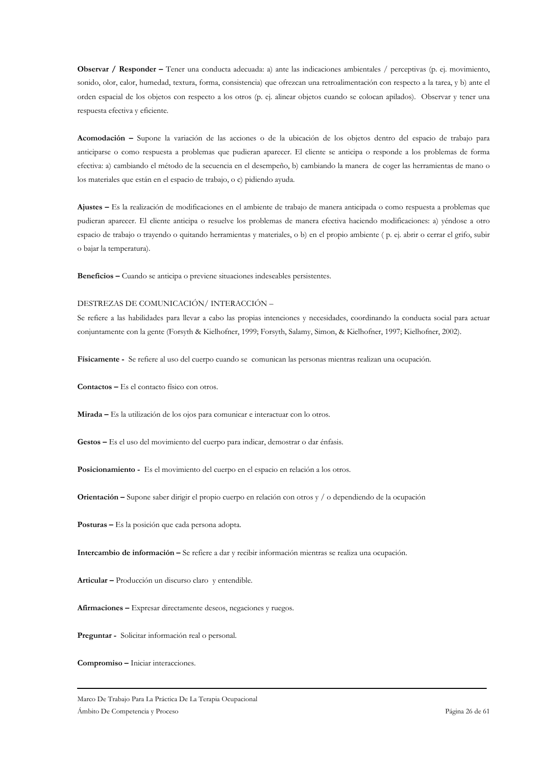**Observar / Responder –** Tener una conducta adecuada: a) ante las indicaciones ambientales / perceptivas (p. ej. movimiento, sonido, olor, calor, humedad, textura, forma, consistencia) que ofrezcan una retroalimentación con respecto a la tarea, y b) ante el orden espacial de los objetos con respecto a los otros (p. ej. alinear objetos cuando se colocan apilados). Observar y tener una respuesta efectiva y eficiente.

**Acomodación –** Supone la variación de las acciones o de la ubicación de los objetos dentro del espacio de trabajo para anticiparse o como respuesta a problemas que pudieran aparecer. El cliente se anticipa o responde a los problemas de forma efectiva: a) cambiando el método de la secuencia en el desempeño, b) cambiando la manera de coger las herramientas de mano o los materiales que están en el espacio de trabajo, o c) pidiendo ayuda.

**Ajustes –** Es la realización de modificaciones en el ambiente de trabajo de manera anticipada o como respuesta a problemas que pudieran aparecer. El cliente anticipa o resuelve los problemas de manera efectiva haciendo modificaciones: a) yéndose a otro espacio de trabajo o trayendo o quitando herramientas y materiales, o b) en el propio ambiente ( p. ej. abrir o cerrar el grifo, subir o bajar la temperatura).

**Beneficios –** Cuando se anticipa o previene situaciones indeseables persistentes.

DESTREZAS DE COMUNICACIÓN/ INTERACCIÓN –

Se refiere a las habilidades para llevar a cabo las propias intenciones y necesidades, coordinando la conducta social para actuar conjuntamente con la gente (Forsyth & Kielhofner, 1999; Forsyth, Salamy, Simon, & Kielhofner, 1997; Kielhofner, 2002).

**Físicamente -** Se refiere al uso del cuerpo cuando se comunican las personas mientras realizan una ocupación.

**Contactos –** Es el contacto físico con otros.

**Mirada –** Es la utilización de los ojos para comunicar e interactuar con lo otros.

**Gestos –** Es el uso del movimiento del cuerpo para indicar, demostrar o dar énfasis.

**Posicionamiento -** Es el movimiento del cuerpo en el espacio en relación a los otros.

**Orientación –** Supone saber dirigir el propio cuerpo en relación con otros y / o dependiendo de la ocupación

**Posturas –** Es la posición que cada persona adopta.

**Intercambio de información –** Se refiere a dar y recibir información mientras se realiza una ocupación.

**Articular –** Producción un discurso claro y entendible.

**Afirmaciones –** Expresar directamente deseos, negaciones y ruegos.

**Preguntar -** Solicitar información real o personal.

**Compromiso –** Iniciar interacciones.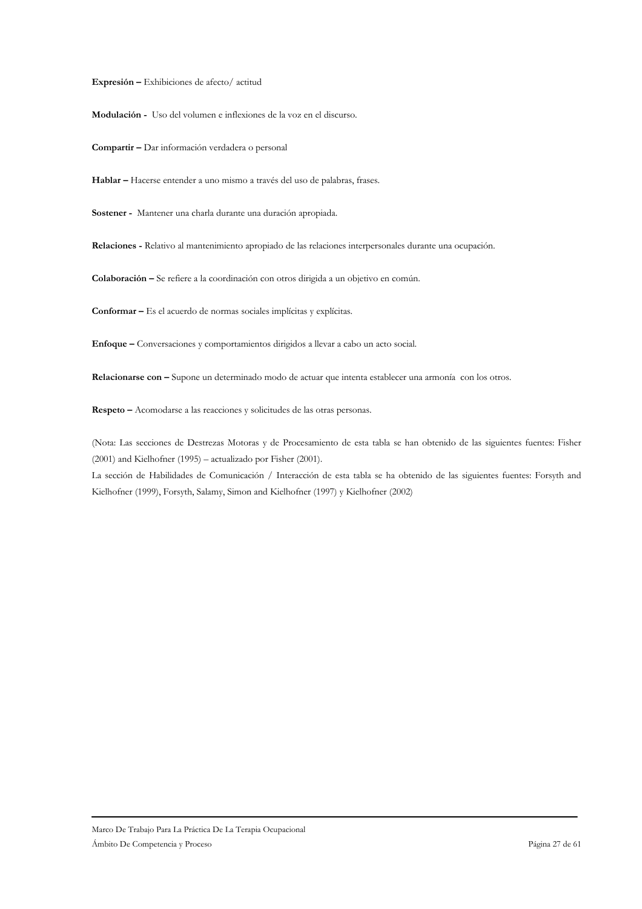**Expresión –** Exhibiciones de afecto/ actitud

**Modulación -** Uso del volumen e inflexiones de la voz en el discurso.

**Compartir –** Dar información verdadera o personal

**Hablar –** Hacerse entender a uno mismo a través del uso de palabras, frases.

**Sostener -** Mantener una charla durante una duración apropiada.

**Relaciones -** Relativo al mantenimiento apropiado de las relaciones interpersonales durante una ocupación.

**Colaboración –** Se refiere a la coordinación con otros dirigida a un objetivo en común.

**Conformar –** Es el acuerdo de normas sociales implícitas y explícitas.

**Enfoque –** Conversaciones y comportamientos dirigidos a llevar a cabo un acto social.

**Relacionarse con –** Supone un determinado modo de actuar que intenta establecer una armonía con los otros.

**Respeto –** Acomodarse a las reacciones y solicitudes de las otras personas.

(Nota: Las secciones de Destrezas Motoras y de Procesamiento de esta tabla se han obtenido de las siguientes fuentes: Fisher (2001) and Kielhofner (1995) – actualizado por Fisher (2001).
La sección de Habilidades de Comunicación / Interacción de esta tabla se ha obtenido de las siguientes fuentes: Forsyth and Kielhofner (1999), Forsyth, Salamy, Simon and Kielhofner (1997) y Kielhofner (2002)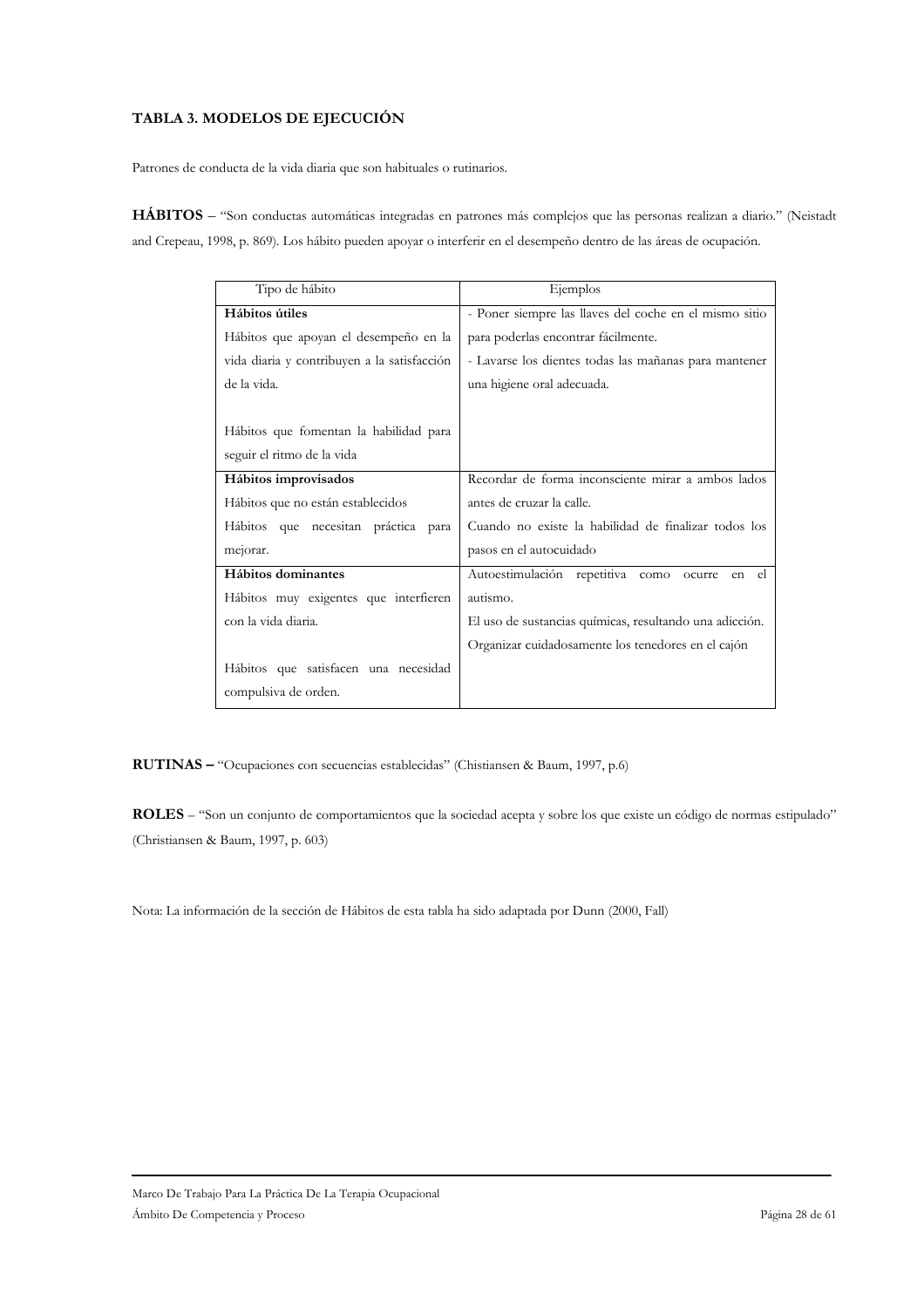### TABLA 3. MODELOS DE EJECUCIÓN

Patrones de conducta de la vida diaria que son habituales o rutinarios.

**HÁBITOS** – "Son conductas automáticas integradas en patrones más complejos que las personas realizan a diario." (Neistadt and Crepeau, 1998, p. 869). Los hábito pueden apoyar o interferir en el desempeño dentro de las áreas de ocupación.

| Tipo de hábito | Ejemplos |
|---|---|
| **Hábitos útiles**<br>Hábitos que apoyan el desempeño en la vida diaria y contribuyen a la satisfacción de la vida.<br><br>Hábitos que fomentan la habilidad para seguir el ritmo de la vida | - Poner siempre las llaves del coche en el mismo sitio para poderlas encontrar fácilmente.<br>- Lavarse los dientes todas las mañanas para mantener una higiene oral adecuada. |
| **Hábitos improvisados**<br>Hábitos que no están establecidos<br>Hábitos que necesitan práctica para mejorar. | Recordar de forma inconsciente mirar a ambos lados antes de cruzar la calle.<br>Cuando no existe la habilidad de finalizar todos los pasos en el autocuidado |
| **Hábitos dominantes**<br>Hábitos muy exigentes que interfieren con la vida diaria.<br><br>Hábitos que satisfacen una necesidad compulsiva de orden. | Autoestimulación repetitiva como ocurre en el autismo.<br>El uso de sustancias químicas, resultando una adicción.<br>Organizar cuidadosamente los tenedores en el cajón |

**RUTINAS –** "Ocupaciones con secuencias establecidas" (Chistiansen & Baum, 1997, p.6)

**ROLES** – "Son un conjunto de comportamientos que la sociedad acepta y sobre los que existe un código de normas estipulado" (Christiansen & Baum, 1997, p. 603)

Nota: La información de la sección de Hábitos de esta tabla ha sido adaptada por Dunn (2000, Fall)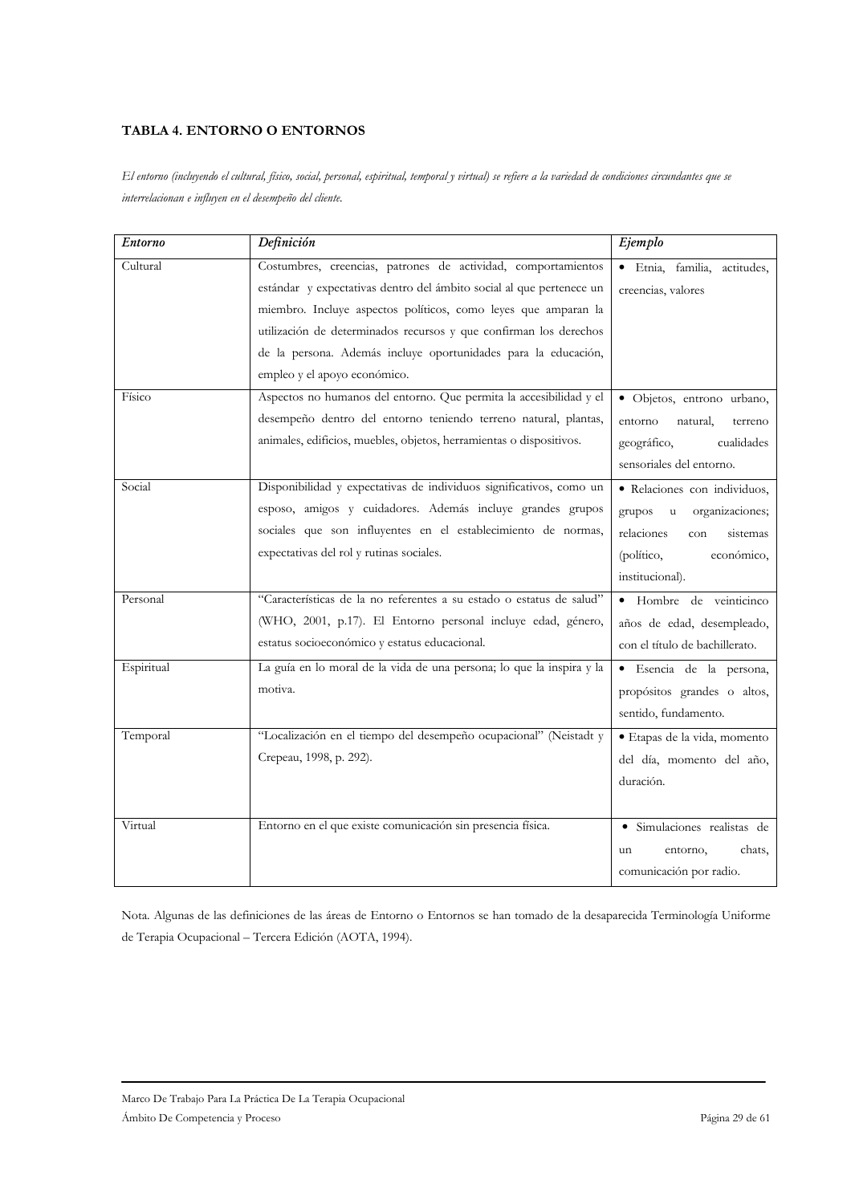#### TABLA 4. ENTORNO O ENTORNOS

*El entorno (incluyendo el cultural, físico, social, personal, espiritual, temporal y virtual) se refiere a la variedad de condiciones circundantes que se interrelacionan e influyen en el desempeño del cliente.*

| *Entorno* | *Definición* | *Ejemplo* |
|---|---|---|
| Cultural | Costumbres, creencias, patrones de actividad, comportamientos estándar y expectativas dentro del ámbito social al que pertenece un miembro. Incluye aspectos políticos, como leyes que amparan la utilización de determinados recursos y que confirman los derechos de la persona. Además incluye oportunidades para la educación, empleo y el apoyo económico. | • Etnia, familia, actitudes, creencias, valores |
| Físico | Aspectos no humanos del entorno. Que permita la accesibilidad y el desempeño dentro del entorno teniendo terreno natural, plantas, animales, edificios, muebles, objetos, herramientas o dispositivos. | • Objetos, entrono urbano, entorno natural, terreno geográfico, cualidades sensoriales del entorno. |
| Social | Disponibilidad y expectativas de individuos significativos, como un esposo, amigos y cuidadores. Además incluye grandes grupos sociales que son influyentes en el establecimiento de normas, expectativas del rol y rutinas sociales. | • Relaciones con individuos, grupos u organizaciones; relaciones con sistemas (político, económico, institucional). |
| Personal | "Características de la no referentes a su estado o estatus de salud" (WHO, 2001, p.17). El Entorno personal incluye edad, género, estatus socioeconómico y estatus educacional. | • Hombre de veinticinco años de edad, desempleado, con el título de bachillerato. |
| Espiritual | La guía en lo moral de la vida de una persona; lo que la inspira y la motiva. | • Esencia de la persona, propósitos grandes o altos, sentido, fundamento. |
| Temporal | "Localización en el tiempo del desempeño ocupacional" (Neistadt y Crepeau, 1998, p. 292). | • Etapas de la vida, momento del día, momento del año, duración. |
| Virtual | Entorno en el que existe comunicación sin presencia física. | • Simulaciones realistas de un entorno, chats, comunicación por radio. |

Nota. Algunas de las definiciones de las áreas de Entorno o Entornos se han tomado de la desaparecida Terminología Uniforme de Terapia Ocupacional – Tercera Edición (AOTA, 1994).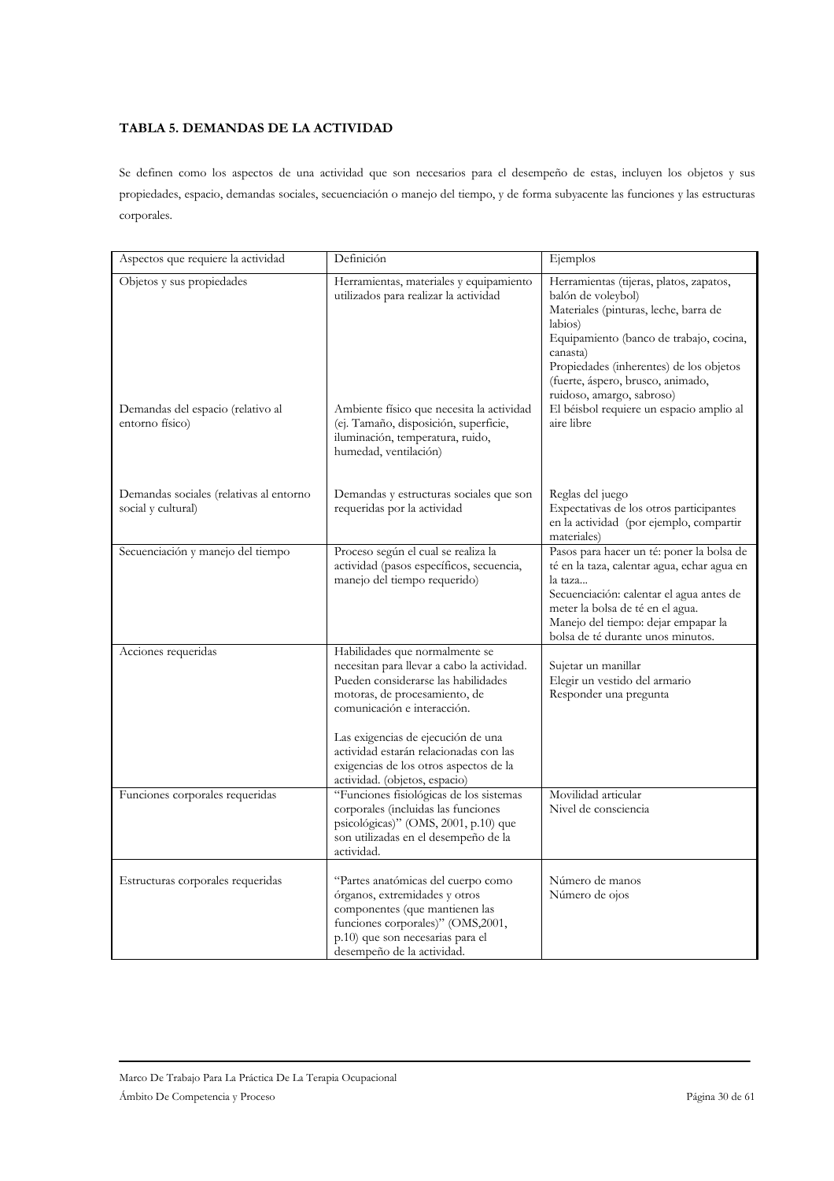**TABLA 5. DEMANDAS DE LA ACTIVIDAD**

Se definen como los aspectos de una actividad que son necesarios para el desempeño de estas, incluyen los objetos y sus propiedades, espacio, demandas sociales, secuenciación o manejo del tiempo, y de forma subyacente las funciones y las estructuras corporales.

| Aspectos que requiere la actividad | Definición | Ejemplos |
| --- | --- | --- |
| Objetos y sus propiedades | Herramientas, materiales y equipamiento utilizados para realizar la actividad | Herramientas (tijeras, platos, zapatos, balón de voleybol)<br>Materiales (pinturas, leche, barra de labios)<br>Equipamiento (banco de trabajo, cocina, canasta)<br>Propiedades (inherentes) de los objetos (fuerte, áspero, brusco, animado, ruidoso, amargo, sabroso) |
| Demandas del espacio (relativo al entorno físico) | Ambiente físico que necesita la actividad (ej. Tamaño, disposición, superficie, iluminación, temperatura, ruido, humedad, ventilación) | El béisbol requiere un espacio amplio al aire libre |
| Demandas sociales (relativas al entorno social y cultural) | Demandas y estructuras sociales que son requeridas por la actividad | Reglas del juego<br>Expectativas de los otros participantes en la actividad (por ejemplo, compartir materiales) |
| Secuenciación y manejo del tiempo | Proceso según el cual se realiza la actividad (pasos específicos, secuencia, manejo del tiempo requerido) | Pasos para hacer un té: poner la bolsa de té en la taza, calentar agua, echar agua en la taza...<br>Secuenciación: calentar el agua antes de meter la bolsa de té en el agua.<br>Manejo del tiempo: dejar empapar la bolsa de té durante unos minutos. |
| Acciones requeridas | Habilidades que normalmente se necesitan para llevar a cabo la actividad. Pueden considerarse las habilidades motoras, de procesamiento, de comunicación e interacción.<br><br>Las exigencias de ejecución de una actividad estarán relacionadas con las exigencias de los otros aspectos de la actividad. (objetos, espacio) | Sujetar un manillar<br>Elegir un vestido del armario<br>Responder una pregunta |
| Funciones corporales requeridas | "Funciones fisiológicas de los sistemas corporales (incluidas las funciones psicológicas)" (OMS, 2001, p.10) que son utilizadas en el desempeño de la actividad. | Movilidad articular<br>Nivel de consciencia |
| Estructuras corporales requeridas | "Partes anatómicas del cuerpo como órganos, extremidades y otros componentes (que mantienen las funciones corporales)" (OMS,2001, p.10) que son necesarias para el desempeño de la actividad. | Número de manos<br>Número de ojos |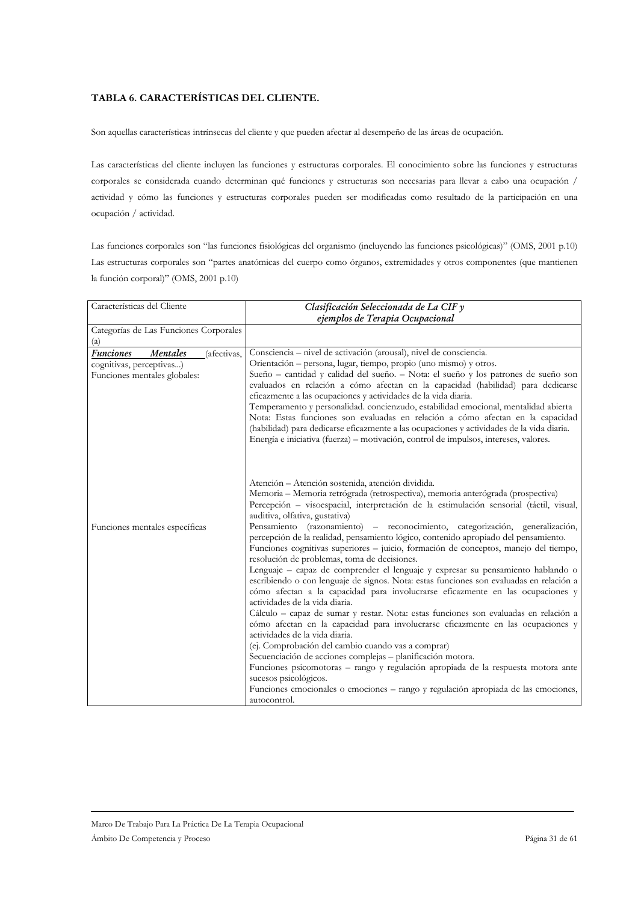**TABLA 6. CARACTERÍSTICAS DEL CLIENTE.**

Son aquellas características intrínsecas del cliente y que pueden afectar al desempeño de las áreas de ocupación.

Las características del cliente incluyen las funciones y estructuras corporales. El conocimiento sobre las funciones y estructuras corporales se considerada cuando determinan qué funciones y estructuras son necesarias para llevar a cabo una ocupación / actividad y cómo las funciones y estructuras corporales pueden ser modificadas como resultado de la participación en una ocupación / actividad.

Las funciones corporales son "las funciones fisiológicas del organismo (incluyendo las funciones psicológicas)" (OMS, 2001 p.10) Las estructuras corporales son "partes anatómicas del cuerpo como órganos, extremidades y otros componentes (que mantienen la función corporal)" (OMS, 2001 p.10)

| Características del Cliente | *Clasificación Seleccionada de La CIF y ejemplos de Terapia Ocupacional* |
|---|---|
| Categorías de Las Funciones Corporales (a) | |
| ***Funciones Mentales*** (afectivas, cognitivas, perceptivas...)<br>Funciones mentales globales: | Consciencia – nivel de activación (arousal), nivel de consciencia.<br>Orientación – persona, lugar, tiempo, propio (uno mismo) y otros.<br>Sueño – cantidad y calidad del sueño. – Nota: el sueño y los patrones de sueño son evaluados en relación a cómo afectan en la capacidad (habilidad) para dedicarse eficazmente a las ocupaciones y actividades de la vida diaria.<br>Temperamento y personalidad. concienzudo, estabilidad emocional, mentalidad abierta Nota: Estas funciones son evaluadas en relación a cómo afectan en la capacidad (habilidad) para dedicarse eficazmente a las ocupaciones y actividades de la vida diaria.<br>Energía e iniciativa (fuerza) – motivación, control de impulsos, intereses, valores. |
| Funciones mentales específicas | Atención – Atención sostenida, atención dividida.<br>Memoria – Memoria retrógrada (retrospectiva), memoria anterógrada (prospectiva)<br>Percepción – visoespacial, interpretación de la estimulación sensorial (táctil, visual, auditiva, olfativa, gustativa)<br>Pensamiento (razonamiento) – reconocimiento, categorización, generalización, percepción de la realidad, pensamiento lógico, contenido apropiado del pensamiento.<br>Funciones cognitivas superiores – juicio, formación de conceptos, manejo del tiempo, resolución de problemas, toma de decisiones.<br>Lenguaje – capaz de comprender el lenguaje y expresar su pensamiento hablando o escribiendo o con lenguaje de signos. Nota: estas funciones son evaluadas en relación a cómo afectan a la capacidad para involucrarse eficazmente en las ocupaciones y actividades de la vida diaria.<br>Cálculo – capaz de sumar y restar. Nota: estas funciones son evaluadas en relación a cómo afectan en la capacidad para involucrarse eficazmente en las ocupaciones y actividades de la vida diaria.<br>(ej. Comprobación del cambio cuando vas a comprar)<br>Secuenciación de acciones complejas – planificación motora.<br>Funciones psicomotoras – rango y regulación apropiada de la respuesta motora ante sucesos psicológicos.<br>Funciones emocionales o emociones – rango y regulación apropiada de las emociones, autocontrol. |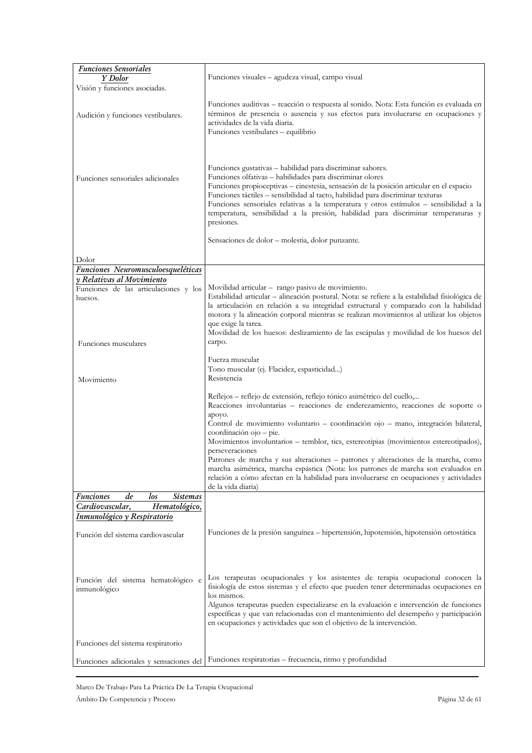| | |
|---|---|
| ***Funciones Sensoriales Y Dolor*** <br> Visión y funciones asociadas. | Funciones visuales – agudeza visual, campo visual |
| Audición y funciones vestibulares. | Funciones auditivas – reacción o respuesta al sonido. Nota: Esta función es evaluada en términos de presencia o ausencia y sus efectos para involucrarse en ocupaciones y actividades de la vida diaria. <br> Funciones vestibulares – equilibrio |
| Funciones sensoriales adicionales | Funciones gustativas – habilidad para discriminar sabores. <br> Funciones olfativas – habilidades para discriminar olores <br> Funciones propioceptivas – cinestesia, sensación de la posición articular en el espacio <br> Funciones táctiles – sensibilidad al tacto, habilidad para discriminar texturas <br> Funciones sensoriales relativas a la temperatura y otros estímulos – sensibilidad a la temperatura, sensibilidad a la presión, habilidad para discriminar temperaturas y presiones. |
| Dolor | Sensaciones de dolor – molestia, dolor punzante. |
| ***Funciones Neuromusculoesqueléticas y Relativas al Movimiento*** <br> Funciones de las articulaciones y los huesos. | Movilidad articular – rango pasivo de movimiento. <br> Estabilidad articular – alineación postural. Nota: se refiere a la estabilidad fisiológica de la articulación en relación a su integridad estructural y comparado con la habilidad motora y la alineación corporal mientras se realizan movimientos al utilizar los objetos que exige la tarea. <br> Movilidad de los huesos: deslizamiento de las escápulas y movilidad de los huesos del carpo. |
| Funciones musculares | Fuerza muscular <br> Tono muscular (ej. Flacidez, espasticidad...) <br> Resistencia |
| Movimiento | Reflejos – reflejo de extensión, reflejo tónico asimétrico del cuello,... <br> Reacciones involuntarias – reacciones de enderezamiento, reacciones de soporte o apoyo. <br> Control de movimiento voluntario – coordinación ojo – mano, integración bilateral, coordinación ojo – pie. <br> Movimientos involuntarios – temblor, tics, estereotipias (movimientos estereotipados), perseveraciones <br> Patrones de marcha y sus alteraciones – patrones y alteraciones de la marcha, como marcha asimétrica, marcha espástica (Nota: los patrones de marcha son evaluados en relación a cómo afectan en la habilidad para involucrarse en ocupaciones y actividades de la vida diaria) |
| ***Funciones de los Sistemas Cardiovascular, Hematológico, Inmunológico y Respiratorio*** <br> Función del sistema cardiovascular | Funciones de la presión sanguínea – hipertensión, hipotensión, hipotensión ortostática |
| Función del sistema hematológico e inmunológico | Los terapeutas ocupacionales y los asistentes de terapia ocupacional conocen la fisiología de estos sistemas y el efecto que pueden tener determinadas ocupaciones en los mismos. <br> Algunos terapeutas pueden especializarse en la evaluación e intervención de funciones específicas y que van relacionadas con el mantenimiento del desempeño y participación en ocupaciones y actividades que son el objetivo de la intervención. |
| Funciones del sistema respiratorio | Funciones respiratorias – frecuencia, ritmo y profundidad |
| Funciones adicionales y sensaciones del | |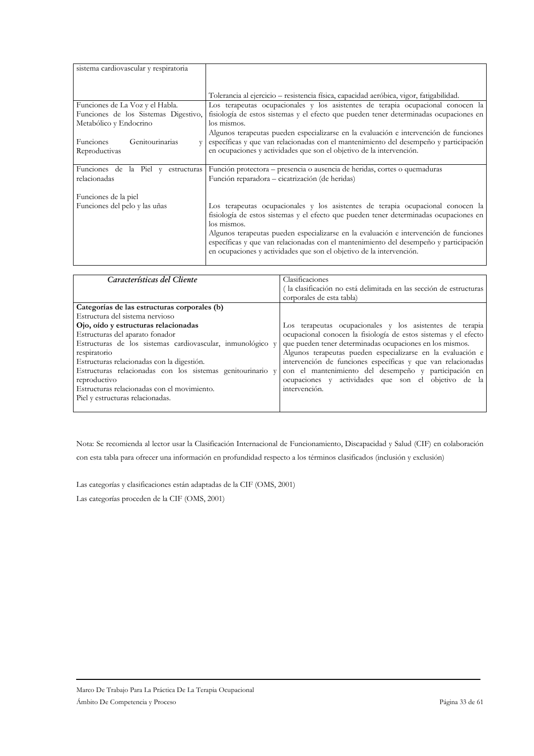| | |
|---|---|
| sistema cardiovascular y respiratoria | Tolerancia al ejercicio – resistencia física, capacidad aeróbica, vigor, fatigabilidad. |
| Funciones de La Voz y el Habla.<br>Funciones de los Sistemas Digestivo, Metabólico y Endocrino<br><br>Funciones Genitourinarias y Reproductivas | Los terapeutas ocupacionales y los asistentes de terapia ocupacional conocen la fisiología de estos sistemas y el efecto que pueden tener determinadas ocupaciones en los mismos.<br>Algunos terapeutas pueden especializarse en la evaluación e intervención de funciones específicas y que van relacionadas con el mantenimiento del desempeño y participación en ocupaciones y actividades que son el objetivo de la intervención. |
| Funciones de la Piel y estructuras relacionadas<br><br>Funciones de la piel<br>Funciones del pelo y las uñas | Función protectora – presencia o ausencia de heridas, cortes o quemaduras<br>Función reparadora – cicatrización (de heridas)<br><br>Los terapeutas ocupacionales y los asistentes de terapia ocupacional conocen la fisiología de estos sistemas y el efecto que pueden tener determinadas ocupaciones en los mismos.<br>Algunos terapeutas pueden especializarse en la evaluación e intervención de funciones específicas y que van relacionadas con el mantenimiento del desempeño y participación en ocupaciones y actividades que son el objetivo de la intervención. |

| *Características del Cliente* | Clasificaciones<br>( la clasificación no está delimitada en las sección de estructuras corporales de esta tabla) |
|---|---|
| **Categorías de las estructuras corporales (b)**<br>Estructura del sistema nervioso<br>**Ojo, oído y estructuras relacionadas**<br>Estructuras del aparato fonador<br>Estructuras de los sistemas cardiovascular, inmunológico y respiratorio<br>Estructuras relacionadas con la digestión.<br>Estructuras relacionadas con los sistemas genitourinario y reproductivo<br>Estructuras relacionadas con el movimiento.<br>Piel y estructuras relacionadas. | Los terapeutas ocupacionales y los asistentes de terapia ocupacional conocen la fisiología de estos sistemas y el efecto que pueden tener determinadas ocupaciones en los mismos.<br>Algunos terapeutas pueden especializarse en la evaluación e intervención de funciones específicas y que van relacionadas con el mantenimiento del desempeño y participación en ocupaciones y actividades que son el objetivo de la intervención. |

Nota: Se recomienda al lector usar la Clasificación Internacional de Funcionamiento, Discapacidad y Salud (CIF) en colaboración con esta tabla para ofrecer una información en profundidad respecto a los términos clasificados (inclusión y exclusión)

Las categorías y clasificaciones están adaptadas de la CIF (OMS, 2001)

Las categorías proceden de la CIF (OMS, 2001)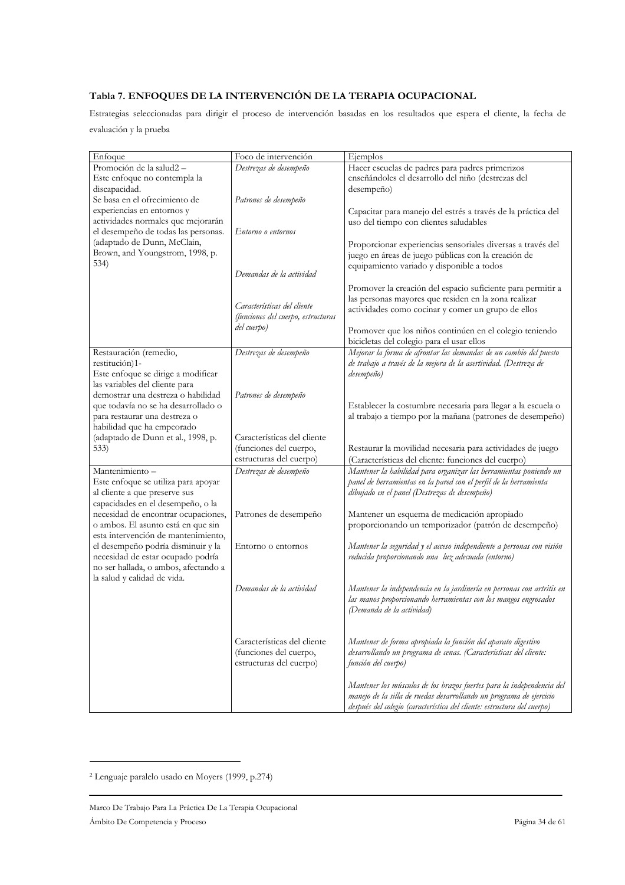### Tabla 7. ENFOQUES DE LA INTERVENCIÓN DE LA TERAPIA OCUPACIONAL

Estrategias seleccionadas para dirigir el proceso de intervención basadas en los resultados que espera el cliente, la fecha de evaluación y la prueba

| Enfoque | Foco de intervención | Ejemplos |
|---|---|---|
| Promoción de la salud2 – Este enfoque no contempla la discapacidad. Se basa en el ofrecimiento de experiencias en entornos y actividades normales que mejorarán el desempeño de todas las personas. (adaptado de Dunn, McClain, Brown, and Youngstrom, 1998, p. 534) | *Destrezas de desempeño* | Hacer escuelas de padres para padres primerizos enseñándoles el desarrollo del niño (destrezas del desempeño) |
| | *Patrones de desempeño* | Capacitar para manejo del estrés a través de la práctica del uso del tiempo con clientes saludables |
| | *Entorno o entornos* | Proporcionar experiencias sensoriales diversas a través del juego en áreas de juego públicas con la creación de equipamiento variado y disponible a todos |
| | *Demandas de la actividad* | Promover la creación del espacio suficiente para permitir a las personas mayores que residen en la zona realizar actividades como cocinar y comer un grupo de ellos |
| | *Características del cliente (funciones del cuerpo, estructuras del cuerpo)* | Promover que los niños continúen en el colegio teniendo bicicletas del colegio para el usar ellos |
| Restauración (remedio, restitución)1- Este enfoque se dirige a modificar las variables del cliente para demostrar una destreza o habilidad que todavía no se ha desarrollado o para restaurar una destreza o habilidad que ha empeorado (adaptado de Dunn et al., 1998, p. 533) | *Destrezas de desempeño* | *Mejorar la forma de afrontar las demandas de un cambio del puesto de trabajo a través de la mejora de la asertividad. (Destreza de desempeño)* |
| | *Patrones de desempeño* | Establecer la costumbre necesaria para llegar a la escuela o al trabajo a tiempo por la mañana (patrones de desempeño) |
| | Características del cliente (funciones del cuerpo, estructuras del cuerpo) | Restaurar la movilidad necesaria para actividades de juego (Características del cliente: funciones del cuerpo) |
| Mantenimiento – Este enfoque se utiliza para apoyar al cliente a que preserve sus capacidades en el desempeño, o la necesidad de encontrar ocupaciones, o ambos. El asunto está en que sin esta intervención de mantenimiento, el desempeño podría disminuir y la necesidad de estar ocupado podría no ser hallada, o ambos, afectando a la salud y calidad de vida. | *Destrezas de desempeño* | *Mantener la habilidad para organizar las herramientas poniendo un panel de herramientas en la pared con el perfil de la herramienta dibujado en el panel (Destrezas de desempeño)* |
| | Patrones de desempeño | Mantener un esquema de medicación apropiado proporcionando un temporizador (patrón de desempeño) |
| | Entorno o entornos | *Mantener la seguridad y el acceso independiente a personas con visión reducida proporcionando una luz adecuada (entorno)* |
| | *Demandas de la actividad* | *Mantener la independencia en la jardinería en personas con artritis en las manos proporcionando herramientas con los mangos engrosados (Demanda de la actividad)* |
| | Características del cliente (funciones del cuerpo, estructuras del cuerpo) | *Mantener de forma apropiada la función del aparato digestivo desarrollando un programa de cenas. (Características del cliente: función del cuerpo)* |
| | | *Mantener los músculos de los brazos fuertes para la independencia del manejo de la silla de ruedas desarrollando un programa de ejercicio después del colegio (característica del cliente: estructura del cuerpo)* |

[2] Lenguaje paralelo usado en Moyers (1999, p.274)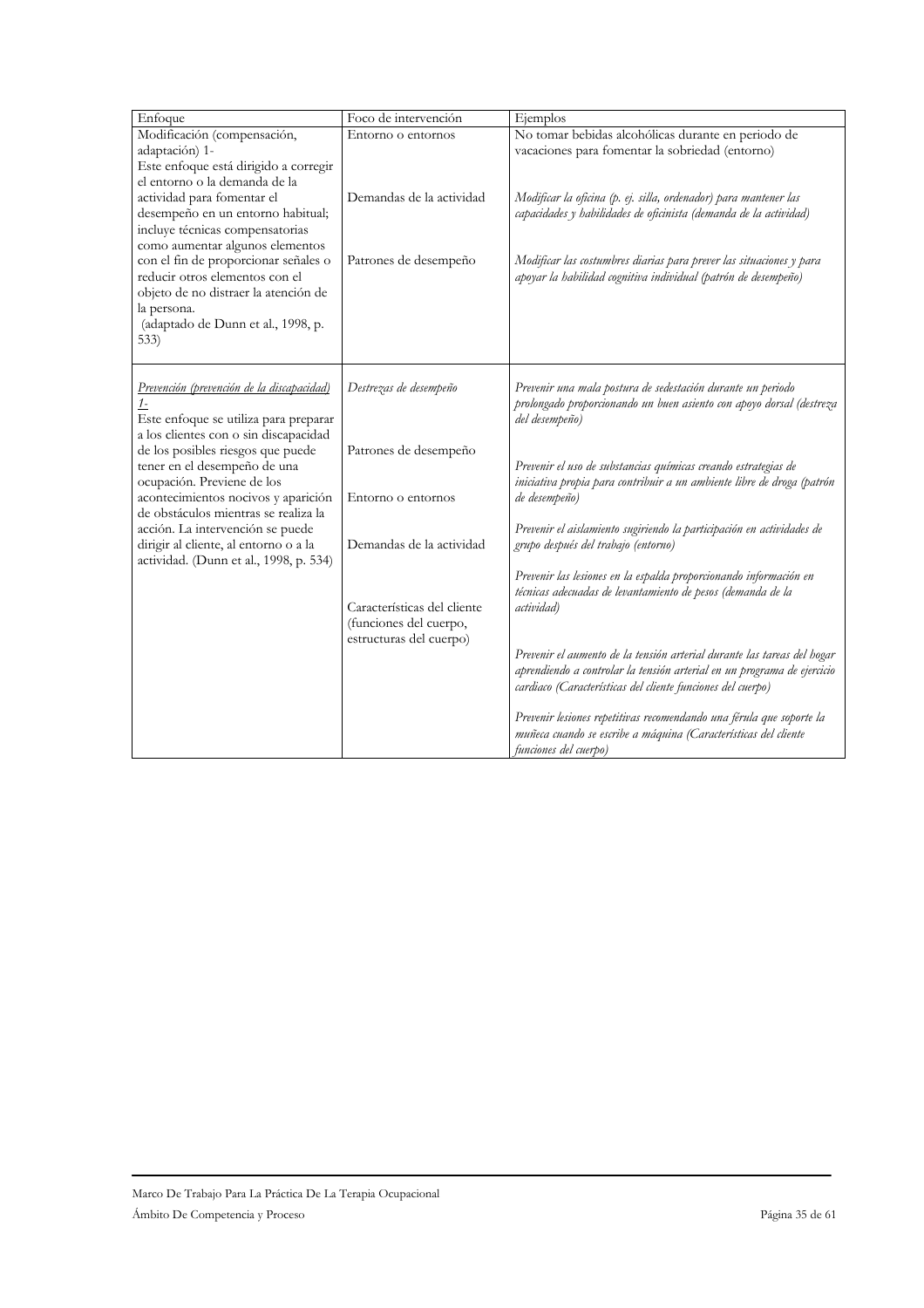| Enfoque | Foco de intervención | Ejemplos |
|---|---|---|
| Modificación (compensación, adaptación) 1- Este enfoque está dirigido a corregir el entorno o la demanda de la actividad para fomentar el desempeño en un entorno habitual; incluye técnicas compensatorias como aumentar algunos elementos con el fin de proporcionar señales o reducir otros elementos con el objeto de no distraer la atención de la persona. (adaptado de Dunn et al., 1998, p. 533) | Entorno o entornos<br><br>Demandas de la actividad<br><br>Patrones de desempeño | No tomar bebidas alcohólicas durante en periodo de vacaciones para fomentar la sobriedad (entorno)<br><br>*Modificar la oficina (p. ej. silla, ordenador) para mantener las capacidades y habilidades de oficinista (demanda de la actividad)*<br><br>*Modificar las costumbres diarias para prever las situaciones y para apoyar la habilidad cognitiva individual (patrón de desempeño)* |
| <u>*Prevención (prevención de la discapacidad) 1-*</u> Este enfoque se utiliza para preparar a los clientes con o sin discapacidad de los posibles riesgos que puede tener en el desempeño de una ocupación. Previene de los acontecimientos nocivos y aparición de obstáculos mientras se realiza la acción. La intervención se puede dirigir al cliente, al entorno o a la actividad. (Dunn et al., 1998, p. 534) | *Destrezas de desempeño*<br><br>Patrones de desempeño<br><br>Entorno o entornos<br><br>Demandas de la actividad<br><br>Características del cliente (funciones del cuerpo, estructuras del cuerpo) | *Prevenir una mala postura de sedestación durante un periodo prolongado proporcionando un buen asiento con apoyo dorsal (destreza del desempeño)*<br><br>*Prevenir el uso de substancias químicas creando estrategias de iniciativa propia para contribuir a un ambiente libre de droga (patrón de desempeño)*<br><br>*Prevenir el aislamiento sugiriendo la participación en actividades de grupo después del trabajo (entorno)*<br><br>*Prevenir las lesiones en la espalda proporcionando información en técnicas adecuadas de levantamiento de pesos (demanda de la actividad)*<br><br>*Prevenir el aumento de la tensión arterial durante las tareas del hogar aprendiendo a controlar la tensión arterial en un programa de ejercicio cardiaco (Características del cliente funciones del cuerpo)*<br><br>*Prevenir lesiones repetitivas recomendando una férula que soporte la muñeca cuando se escribe a máquina (Características del cliente funciones del cuerpo)* |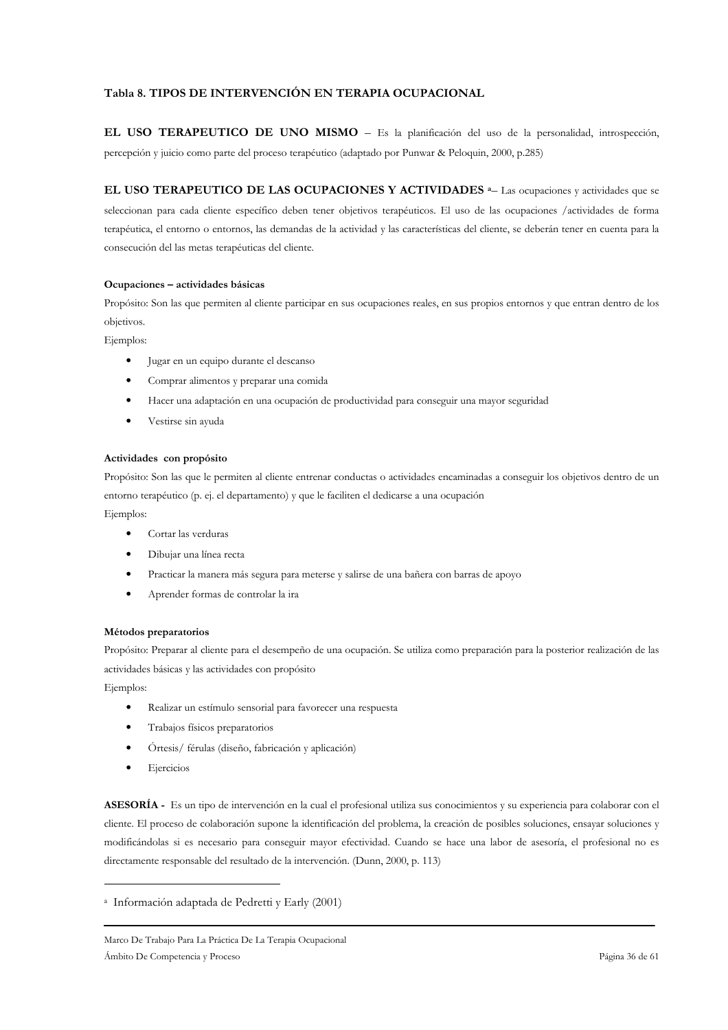### Tabla 8. TIPOS DE INTERVENCIÓN EN TERAPIA OCUPACIONAL

**EL USO TERAPEUTICO DE UNO MISMO** – Es la planificación del uso de la personalidad, introspección, percepción y juicio como parte del proceso terapéutico (adaptado por Punwar & Peloquin, 2000, p.285)

**EL USO TERAPEUTICO DE LAS OCUPACIONES Y ACTIVIDADES** [a]– Las ocupaciones y actividades que se seleccionan para cada cliente específico deben tener objetivos terapéuticos. El uso de las ocupaciones /actividades de forma terapéutica, el entorno o entornos, las demandas de la actividad y las características del cliente, se deberán tener en cuenta para la consecución del las metas terapéuticas del cliente.

**Ocupaciones – actividades básicas**

Propósito: Son las que permiten al cliente participar en sus ocupaciones reales, en sus propios entornos y que entran dentro de los objetivos.

Ejemplos:

- Jugar en un equipo durante el descanso
- Comprar alimentos y preparar una comida
- Hacer una adaptación en una ocupación de productividad para conseguir una mayor seguridad
- Vestirse sin ayuda

**Actividades con propósito**

Propósito: Son las que le permiten al cliente entrenar conductas o actividades encaminadas a conseguir los objetivos dentro de un entorno terapéutico (p. ej. el departamento) y que le faciliten el dedicarse a una ocupación

Ejemplos:

- Cortar las verduras
- Dibujar una línea recta
- Practicar la manera más segura para meterse y salirse de una bañera con barras de apoyo
- Aprender formas de controlar la ira

**Métodos preparatorios**

Propósito: Preparar al cliente para el desempeño de una ocupación. Se utiliza como preparación para la posterior realización de las actividades básicas y las actividades con propósito

Ejemplos:

- Realizar un estímulo sensorial para favorecer una respuesta
- Trabajos físicos preparatorios
- Órtesis/ férulas (diseño, fabricación y aplicación)
- Ejercicios

**ASESORÍA -** Es un tipo de intervención en la cual el profesional utiliza sus conocimientos y su experiencia para colaborar con el cliente. El proceso de colaboración supone la identificación del problema, la creación de posibles soluciones, ensayar soluciones y modificándolas si es necesario para conseguir mayor efectividad. Cuando se hace una labor de asesoría, el profesional no es directamente responsable del resultado de la intervención. (Dunn, 2000, p. 113)

---

[a] Información adaptada de Pedretti y Early (2001)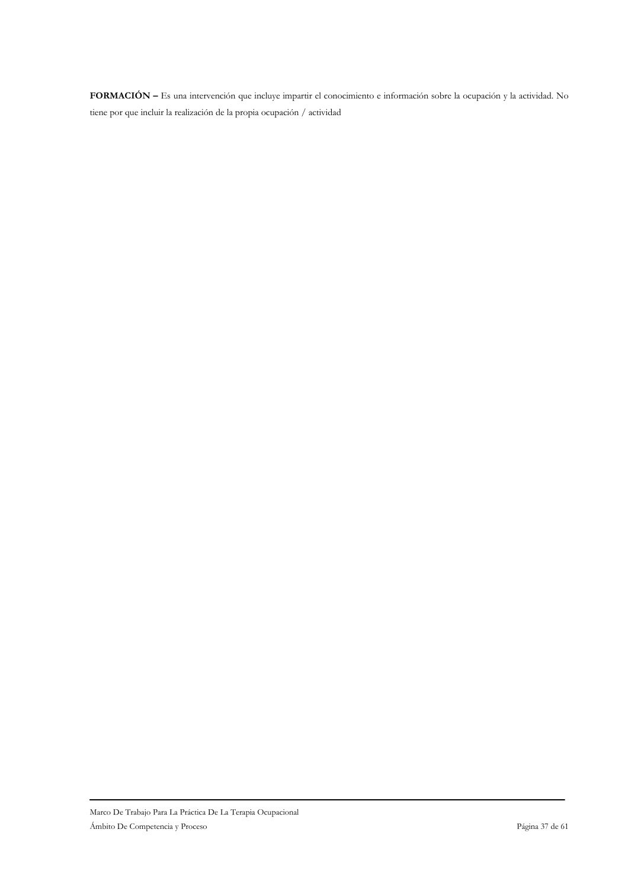**FORMACIÓN –** Es una intervención que incluye impartir el conocimiento e información sobre la ocupación y la actividad. No tiene por que incluir la realización de la propia ocupación / actividad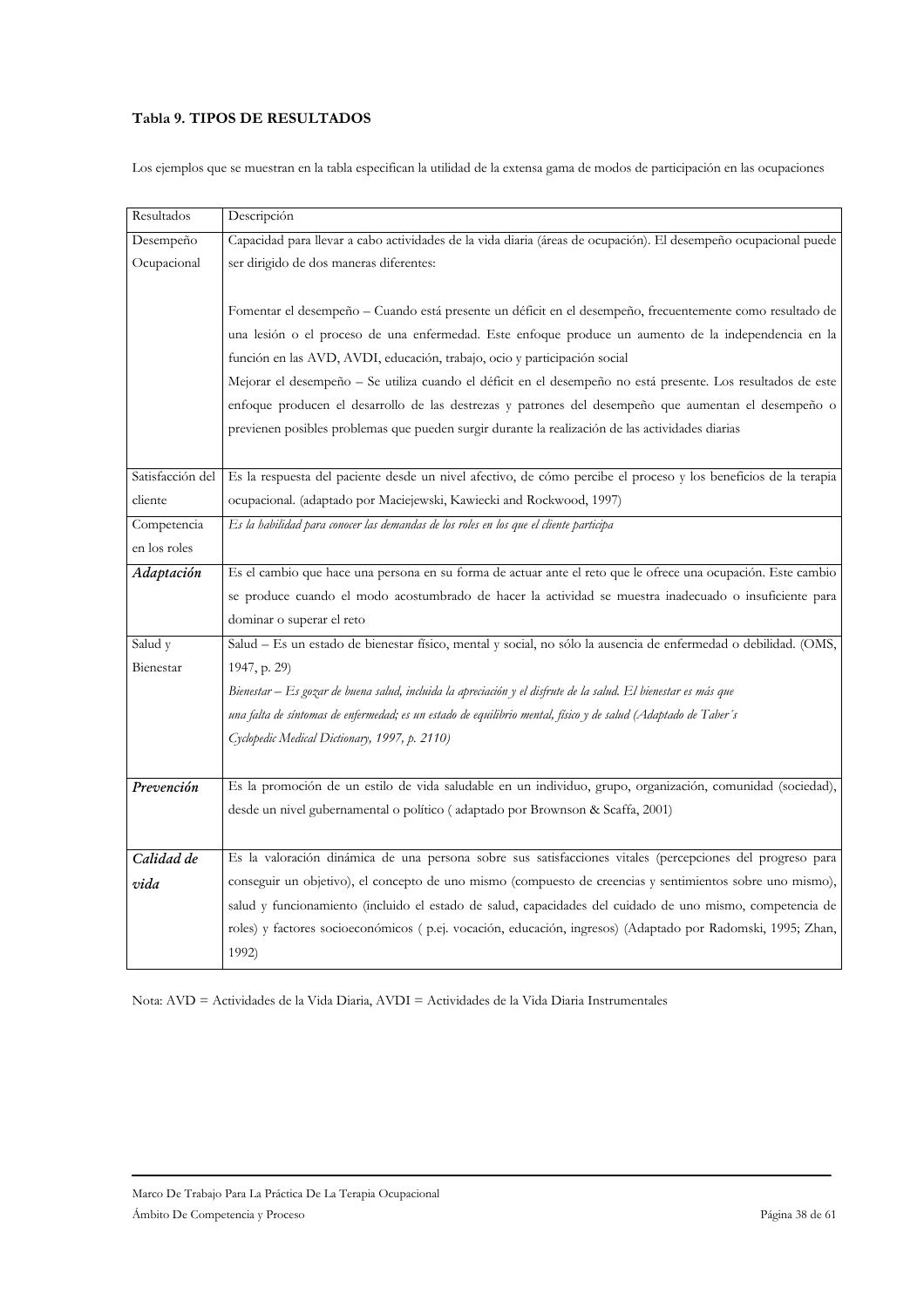**Tabla 9. TIPOS DE RESULTADOS**

Los ejemplos que se muestran en la tabla especifican la utilidad de la extensa gama de modos de participación en las ocupaciones

| Resultados | Descripción |
|---|---|
| Desempeño Ocupacional | Capacidad para llevar a cabo actividades de la vida diaria (áreas de ocupación). El desempeño ocupacional puede ser dirigido de dos maneras diferentes:<br><br>Fomentar el desempeño – Cuando está presente un déficit en el desempeño, frecuentemente como resultado de una lesión o el proceso de una enfermedad. Este enfoque produce un aumento de la independencia en la función en las AVD, AVDI, educación, trabajo, ocio y participación social<br>Mejorar el desempeño – Se utiliza cuando el déficit en el desempeño no está presente. Los resultados de este enfoque producen el desarrollo de las destrezas y patrones del desempeño que aumentan el desempeño o previenen posibles problemas que pueden surgir durante la realización de las actividades diarias |
| Satisfacción del cliente | Es la respuesta del paciente desde un nivel afectivo, de cómo percibe el proceso y los beneficios de la terapia ocupacional. (adaptado por Maciejewski, Kawiecki and Rockwood, 1997) |
| Competencia en los roles | *Es la habilidad para conocer las demandas de los roles en los que el cliente participa* |
| ***Adaptación*** | Es el cambio que hace una persona en su forma de actuar ante el reto que le ofrece una ocupación. Este cambio se produce cuando el modo acostumbrado de hacer la actividad se muestra inadecuado o insuficiente para dominar o superar el reto |
| Salud y Bienestar | Salud – Es un estado de bienestar físico, mental y social, no sólo la ausencia de enfermedad o debilidad. (OMS, 1947, p. 29)<br>*Bienestar – Es gozar de buena salud, incluida la apreciación y el disfrute de la salud. El bienestar es más que una falta de síntomas de enfermedad; es un estado de equilibrio mental, físico y de salud (Adaptado de Taber´s Cyclopedic Medical Dictionary, 1997, p. 2110)* |
| ***Prevención*** | Es la promoción de un estilo de vida saludable en un individuo, grupo, organización, comunidad (sociedad), desde un nivel gubernamental o político ( adaptado por Brownson & Scaffa, 2001) |
| ***Calidad de vida*** | Es la valoración dinámica de una persona sobre sus satisfacciones vitales (percepciones del progreso para conseguir un objetivo), el concepto de uno mismo (compuesto de creencias y sentimientos sobre uno mismo), salud y funcionamiento (incluido el estado de salud, capacidades del cuidado de uno mismo, competencia de roles) y factores socioeconómicos ( p.ej. vocación, educación, ingresos) (Adaptado por Radomski, 1995; Zhan, 1992) |

Nota: AVD = Actividades de la Vida Diaria, AVDI = Actividades de la Vida Diaria Instrumentales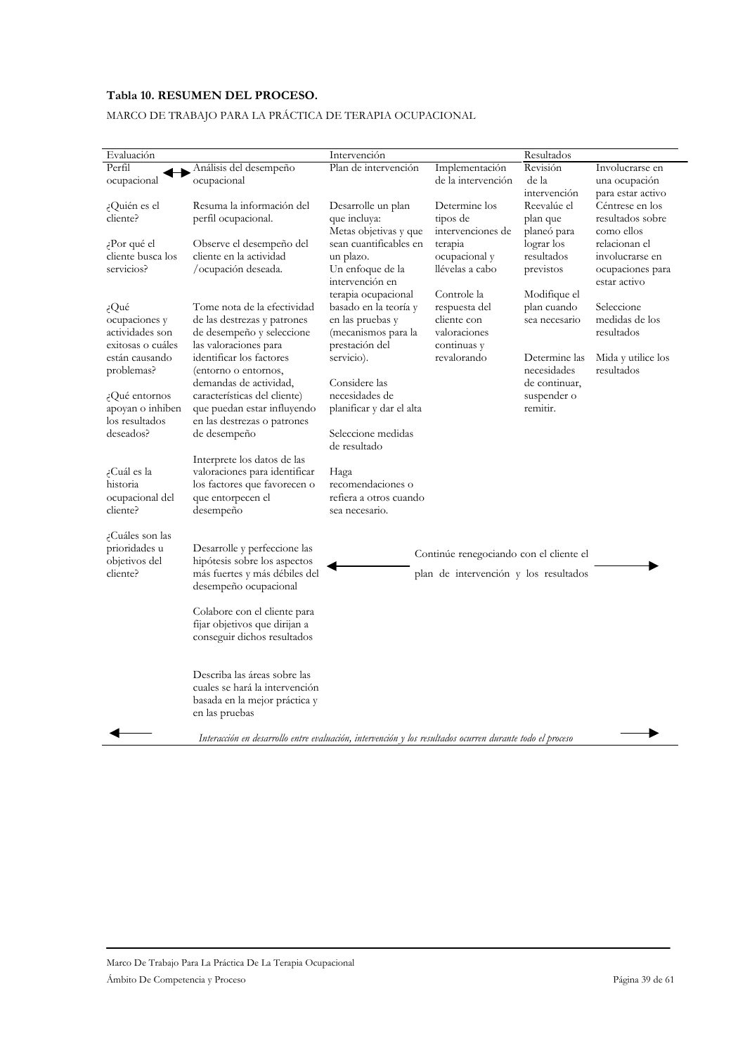**Tabla 10. RESUMEN DEL PROCESO.**

MARCO DE TRABAJO PARA LA PRÁCTICA DE TERAPIA OCUPACIONAL

| Evaluación | | Intervención | | Resultados | |
|---|---|---|---|---|---|
| Perfil ocupacional ↔ | Análisis del desempeño ocupacional | Plan de intervención | Implementación de la intervención | Revisión de la intervención | Involucrarse en una ocupación para estar activo |
| ¿Quién es el cliente?<br><br>¿Por qué el cliente busca los servicios?<br><br>¿Qué ocupaciones y actividades son exitosas o cuáles están causando problemas?<br><br>¿Qué entornos apoyan o inhiben los resultados deseados?<br><br>¿Cuál es la historia ocupacional del cliente?<br><br>¿Cuáles son las prioridades u objetivos del cliente? | Resuma la información del perfil ocupacional.<br><br>Observe el desempeño del cliente en la actividad /ocupación deseada.<br><br>Tome nota de la efectividad de las destrezas y patrones de desempeño y seleccione las valoraciones para identificar los factores (entorno o entornos, demandas de actividad, características del cliente) que puedan estar influyendo en las destrezas o patrones de desempeño<br><br>Interprete los datos de las valoraciones para identificar los factores que favorecen o que entorpecen el desempeño<br><br>Desarrolle y perfeccione las hipótesis sobre los aspectos más fuertes y más débiles del desempeño ocupacional<br><br>Colabore con el cliente para fijar objetivos que dirijan a conseguir dichos resultados<br><br>Describa las áreas sobre las cuales se hará la intervención basada en la mejor práctica y en las pruebas | Desarrolle un plan que incluya:<br>Metas objetivas y que sean cuantificables en un plazo.<br>Un enfoque de la intervención en terapia ocupacional basado en la teoría y en las pruebas y (mecanismos para la prestación del servicio).<br><br>Considere las necesidades de planificar y dar el alta<br><br>Seleccione medidas de resultado<br><br>Haga recomendaciones o refiera a otros cuando sea necesario. | Determine los tipos de intervenciones de terapia ocupacional y llévelas a cabo<br><br>Controle la respuesta del cliente con valoraciones continuas y revalorando | Reevalúe el plan que planeó para lograr los resultados previstos<br><br>Modifique el plan cuando sea necesario<br><br>Determine las necesidades de continuar, suspender o remitir. | Céntrese en los resultados sobre como ellos relacionan el involucrarse en ocupaciones para estar activo<br><br>Seleccione medidas de los resultados<br><br>Mida y utilice los resultados |
| | ← | Continúe renegociando con el cliente el plan de intervención y los resultados | | | → |

← *Interacción en desarrollo entre evaluación, intervención y los resultados ocurren durante todo el proceso* →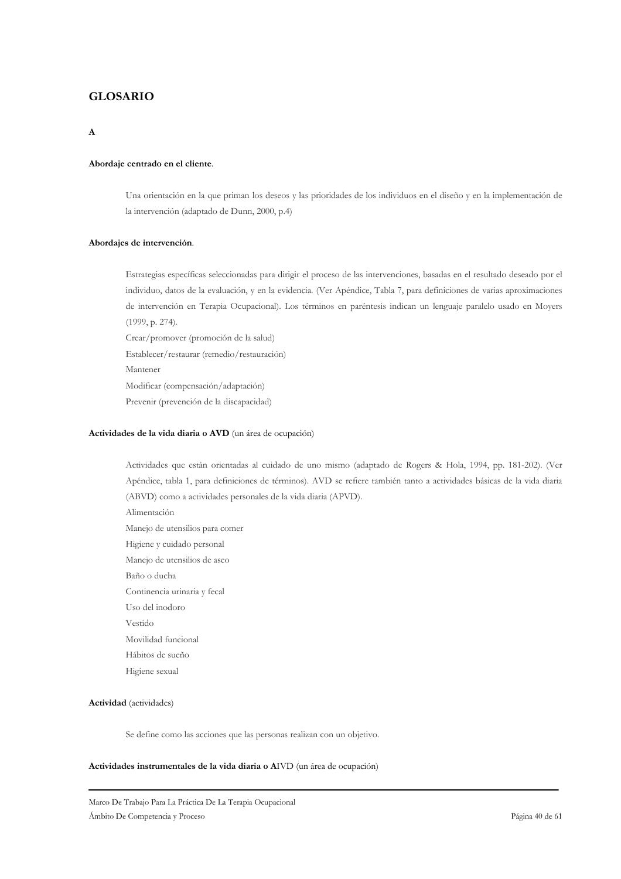# GLOSARIO

### A

**Abordaje centrado en el cliente**.

Una orientación en la que priman los deseos y las prioridades de los individuos en el diseño y en la implementación de la intervención (adaptado de Dunn, 2000, p.4)

**Abordajes de intervención**.

Estrategias específicas seleccionadas para dirigir el proceso de las intervenciones, basadas en el resultado deseado por el individuo, datos de la evaluación, y en la evidencia. (Ver Apéndice, Tabla 7, para definiciones de varias aproximaciones de intervención en Terapia Ocupacional). Los términos en paréntesis indican un lenguaje paralelo usado en Moyers (1999, p. 274).

Crear/promover (promoción de la salud)
Establecer/restaurar (remedio/restauración)
Mantener
Modificar (compensación/adaptación)
Prevenir (prevención de la discapacidad)

**Actividades de la vida diaria o AVD** (un área de ocupación)

Actividades que están orientadas al cuidado de uno mismo (adaptado de Rogers & Hola, 1994, pp. 181-202). (Ver Apéndice, tabla 1, para definiciones de términos). AVD se refiere también tanto a actividades básicas de la vida diaria (ABVD) como a actividades personales de la vida diaria (APVD).

Alimentación
Manejo de utensilios para comer
Higiene y cuidado personal
Manejo de utensilios de aseo
Baño o ducha
Continencia urinaria y fecal
Uso del inodoro
Vestido
Movilidad funcional
Hábitos de sueño
Higiene sexual

**Actividad** (actividades)

Se define como las acciones que las personas realizan con un objetivo.

**Actividades instrumentales de la vida diaria o AIVD** (un área de ocupación)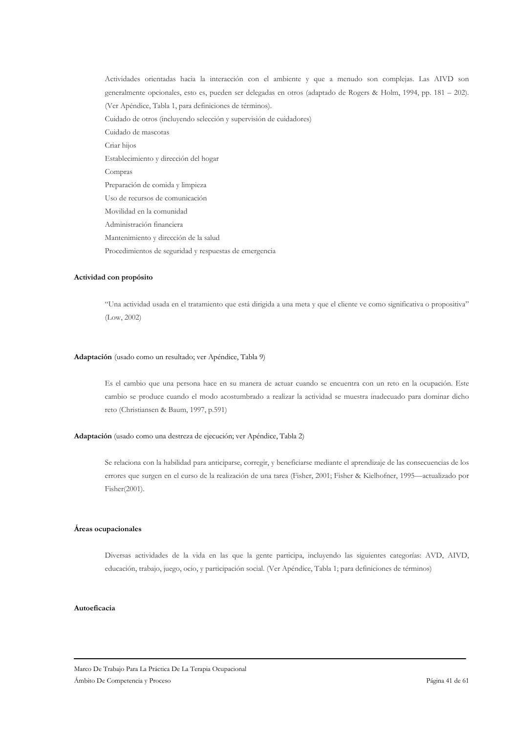Actividades orientadas hacia la interacción con el ambiente y que a menudo son complejas. Las AIVD son generalmente opcionales, esto es, pueden ser delegadas en otros (adaptado de Rogers & Holm, 1994, pp. 181 – 202). (Ver Apéndice, Tabla 1, para definiciones de términos).

Cuidado de otros (incluyendo selección y supervisión de cuidadores)

Cuidado de mascotas

Criar hijos

Establecimiento y dirección del hogar

Compras

Preparación de comida y limpieza

Uso de recursos de comunicación

Movilidad en la comunidad

Administración financiera

Mantenimiento y dirección de la salud

Procedimientos de seguridad y respuestas de emergencia

**Actividad con propósito**

"Una actividad usada en el tratamiento que está dirigida a una meta y que el cliente ve como significativa o propositiva" (Low, 2002)

**Adaptación** (usado como un resultado; ver Apéndice, Tabla 9)

Es el cambio que una persona hace en su manera de actuar cuando se encuentra con un reto en la ocupación. Este cambio se produce cuando el modo acostumbrado a realizar la actividad se muestra inadecuado para dominar dicho reto (Christiansen & Baum, 1997, p.591)

**Adaptación** (usado como una destreza de ejecución; ver Apéndice, Tabla 2)

Se relaciona con la habilidad para anticiparse, corregir, y beneficiarse mediante el aprendizaje de las consecuencias de los errores que surgen en el curso de la realización de una tarea (Fisher, 2001; Fisher & Kielhofner, 1995—actualizado por Fisher(2001).

**Áreas ocupacionales**

Diversas actividades de la vida en las que la gente participa, incluyendo las siguientes categorías: AVD, AIVD, educación, trabajo, juego, ocio, y participación social. (Ver Apéndice, Tabla 1; para definiciones de términos)

**Autoeficacia**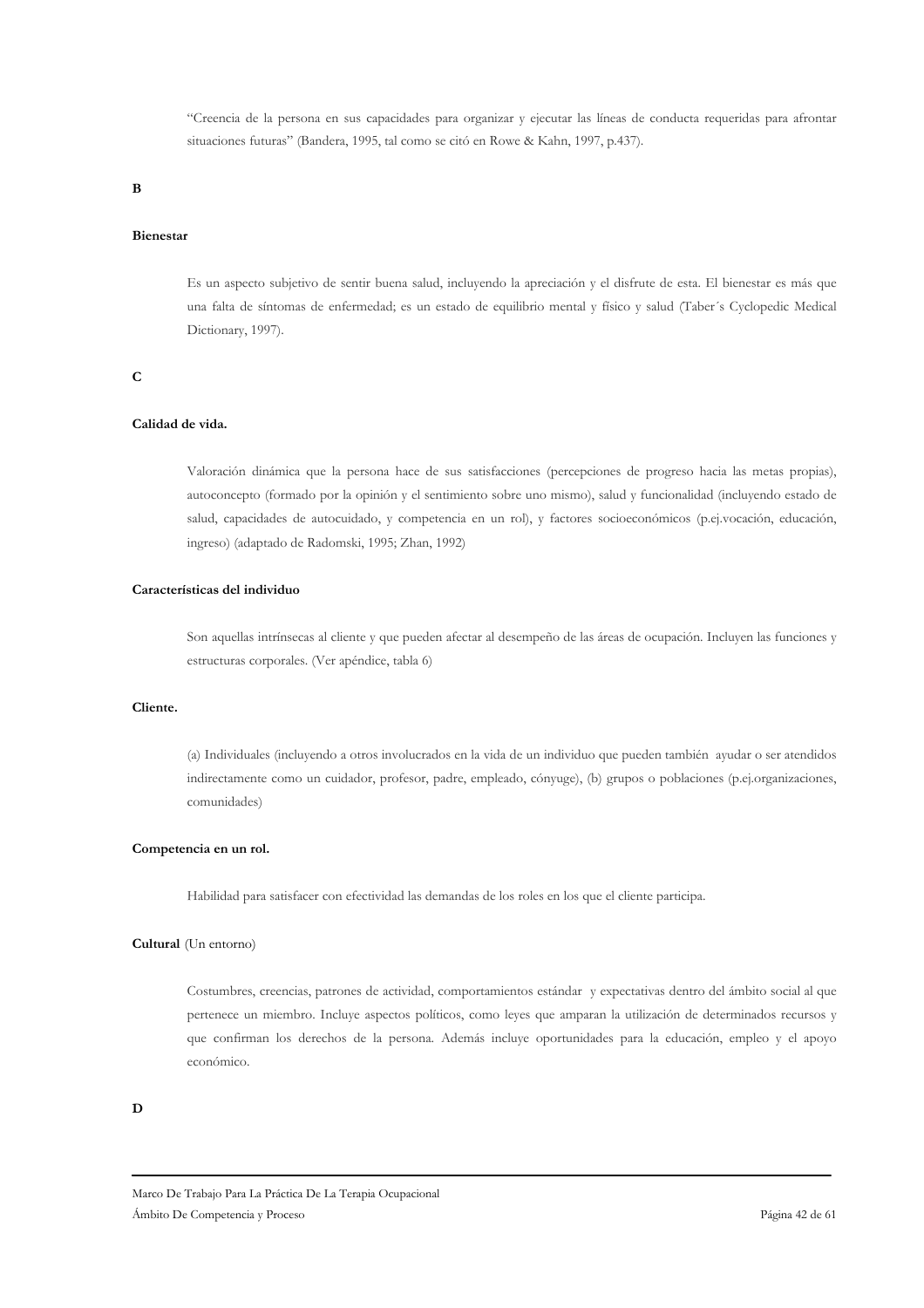"Creencia de la persona en sus capacidades para organizar y ejecutar las líneas de conducta requeridas para afrontar situaciones futuras" (Bandera, 1995, tal como se citó en Rowe & Kahn, 1997, p.437).

**B**

**Bienestar**

Es un aspecto subjetivo de sentir buena salud, incluyendo la apreciación y el disfrute de esta. El bienestar es más que una falta de síntomas de enfermedad; es un estado de equilibrio mental y físico y salud (Taber´s Cyclopedic Medical Dictionary, 1997).

**C**

**Calidad de vida.**

Valoración dinámica que la persona hace de sus satisfacciones (percepciones de progreso hacia las metas propias), autoconcepto (formado por la opinión y el sentimiento sobre uno mismo), salud y funcionalidad (incluyendo estado de salud, capacidades de autocuidado, y competencia en un rol), y factores socioeconómicos (p.ej.vocación, educación, ingreso) (adaptado de Radomski, 1995; Zhan, 1992)

**Características del individuo**

Son aquellas intrínsecas al cliente y que pueden afectar al desempeño de las áreas de ocupación. Incluyen las funciones y estructuras corporales. (Ver apéndice, tabla 6)

**Cliente.**

(a) Individuales (incluyendo a otros involucrados en la vida de un individuo que pueden también ayudar o ser atendidos indirectamente como un cuidador, profesor, padre, empleado, cónyuge), (b) grupos o poblaciones (p.ej.organizaciones, comunidades)

**Competencia en un rol.**

Habilidad para satisfacer con efectividad las demandas de los roles en los que el cliente participa.

**Cultural** (Un entorno)

Costumbres, creencias, patrones de actividad, comportamientos estándar y expectativas dentro del ámbito social al que pertenece un miembro. Incluye aspectos políticos, como leyes que amparan la utilización de determinados recursos y que confirman los derechos de la persona. Además incluye oportunidades para la educación, empleo y el apoyo económico.

**D**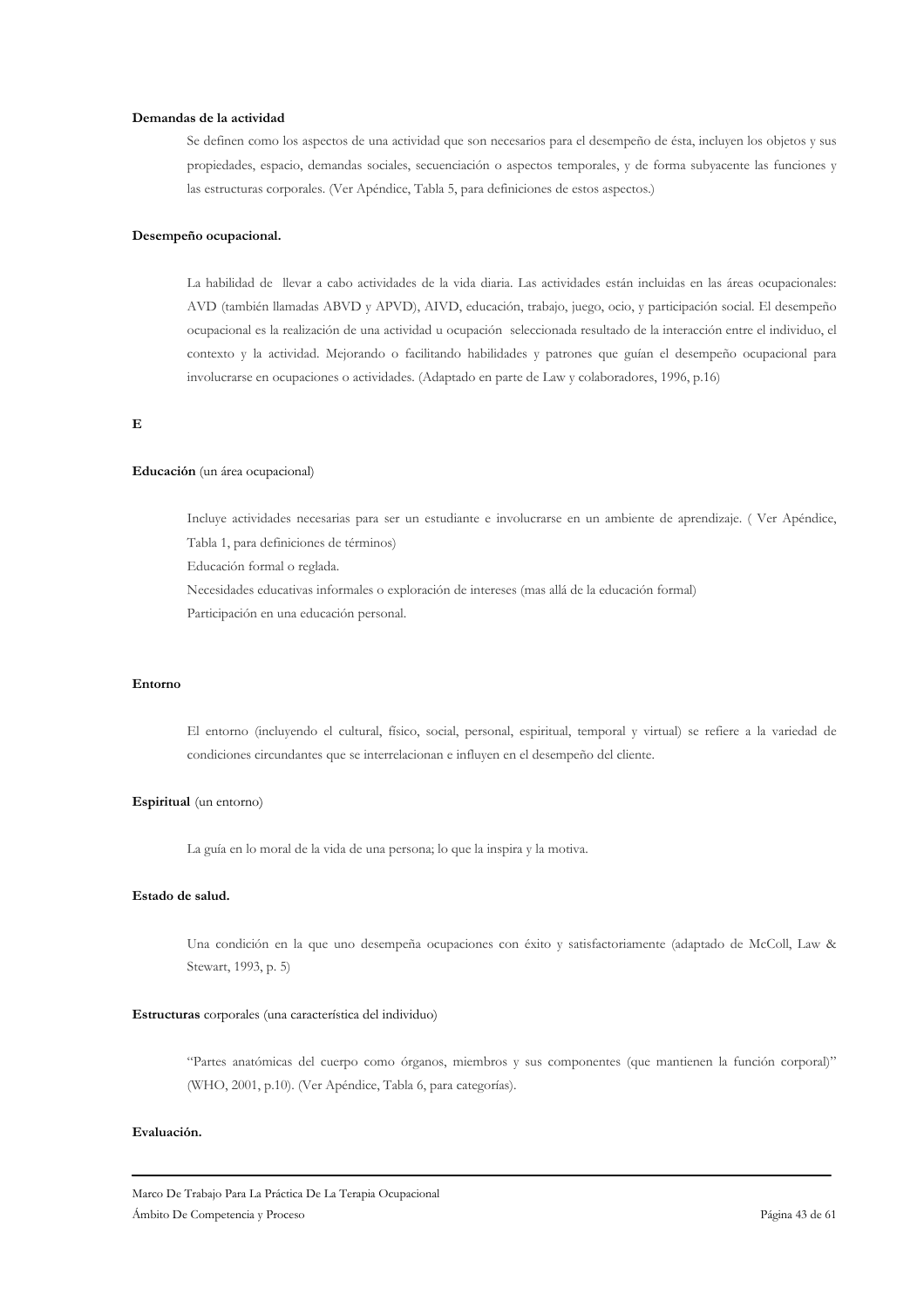**Demandas de la actividad**

Se definen como los aspectos de una actividad que son necesarios para el desempeño de ésta, incluyen los objetos y sus propiedades, espacio, demandas sociales, secuenciación o aspectos temporales, y de forma subyacente las funciones y las estructuras corporales. (Ver Apéndice, Tabla 5, para definiciones de estos aspectos.)

**Desempeño ocupacional.**

La habilidad de llevar a cabo actividades de la vida diaria. Las actividades están incluidas en las áreas ocupacionales: AVD (también llamadas ABVD y APVD), AIVD, educación, trabajo, juego, ocio, y participación social. El desempeño ocupacional es la realización de una actividad u ocupación seleccionada resultado de la interacción entre el individuo, el contexto y la actividad. Mejorando o facilitando habilidades y patrones que guían el desempeño ocupacional para involucrarse en ocupaciones o actividades. (Adaptado en parte de Law y colaboradores, 1996, p.16)

**E**

**Educación** (un área ocupacional)

Incluye actividades necesarias para ser un estudiante e involucrarse en un ambiente de aprendizaje. ( Ver Apéndice, Tabla 1, para definiciones de términos)

Educación formal o reglada.

Necesidades educativas informales o exploración de intereses (mas allá de la educación formal)

Participación en una educación personal.

**Entorno**

El entorno (incluyendo el cultural, físico, social, personal, espiritual, temporal y virtual) se refiere a la variedad de condiciones circundantes que se interrelacionan e influyen en el desempeño del cliente.

**Espiritual** (un entorno)

La guía en lo moral de la vida de una persona; lo que la inspira y la motiva.

**Estado de salud.**

Una condición en la que uno desempeña ocupaciones con éxito y satisfactoriamente (adaptado de McColl, Law & Stewart, 1993, p. 5)

**Estructuras** corporales (una característica del individuo)

"Partes anatómicas del cuerpo como órganos, miembros y sus componentes (que mantienen la función corporal)" (WHO, 2001, p.10). (Ver Apéndice, Tabla 6, para categorías).

**Evaluación.**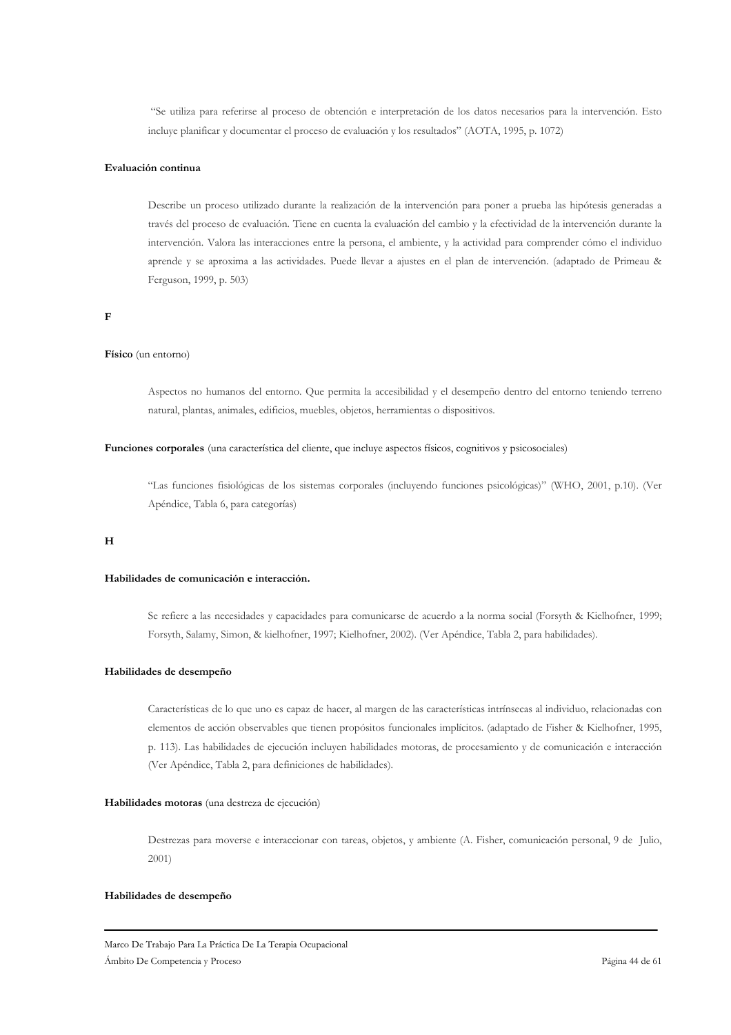"Se utiliza para referirse al proceso de obtención e interpretación de los datos necesarios para la intervención. Esto incluye planificar y documentar el proceso de evaluación y los resultados" (AOTA, 1995, p. 1072)

**Evaluación continua**

Describe un proceso utilizado durante la realización de la intervención para poner a prueba las hipótesis generadas a través del proceso de evaluación. Tiene en cuenta la evaluación del cambio y la efectividad de la intervención durante la intervención. Valora las interacciones entre la persona, el ambiente, y la actividad para comprender cómo el individuo aprende y se aproxima a las actividades. Puede llevar a ajustes en el plan de intervención. (adaptado de Primeau & Ferguson, 1999, p. 503)

## F

**Físico** (un entorno)

Aspectos no humanos del entorno. Que permita la accesibilidad y el desempeño dentro del entorno teniendo terreno natural, plantas, animales, edificios, muebles, objetos, herramientas o dispositivos.

**Funciones corporales** (una característica del cliente, que incluye aspectos físicos, cognitivos y psicosociales)

"Las funciones fisiológicas de los sistemas corporales (incluyendo funciones psicológicas)" (WHO, 2001, p.10). (Ver Apéndice, Tabla 6, para categorías)

## H

**Habilidades de comunicación e interacción.**

Se refiere a las necesidades y capacidades para comunicarse de acuerdo a la norma social (Forsyth & Kielhofner, 1999; Forsyth, Salamy, Simon, & kielhofner, 1997; Kielhofner, 2002). (Ver Apéndice, Tabla 2, para habilidades).

**Habilidades de desempeño**

Características de lo que uno es capaz de hacer, al margen de las características intrínsecas al individuo, relacionadas con elementos de acción observables que tienen propósitos funcionales implícitos. (adaptado de Fisher & Kielhofner, 1995, p. 113). Las habilidades de ejecución incluyen habilidades motoras, de procesamiento y de comunicación e interacción (Ver Apéndice, Tabla 2, para definiciones de habilidades).

**Habilidades motoras** (una destreza de ejecución)

Destrezas para moverse e interaccionar con tareas, objetos, y ambiente (A. Fisher, comunicación personal, 9 de Julio, 2001)

**Habilidades de desempeño**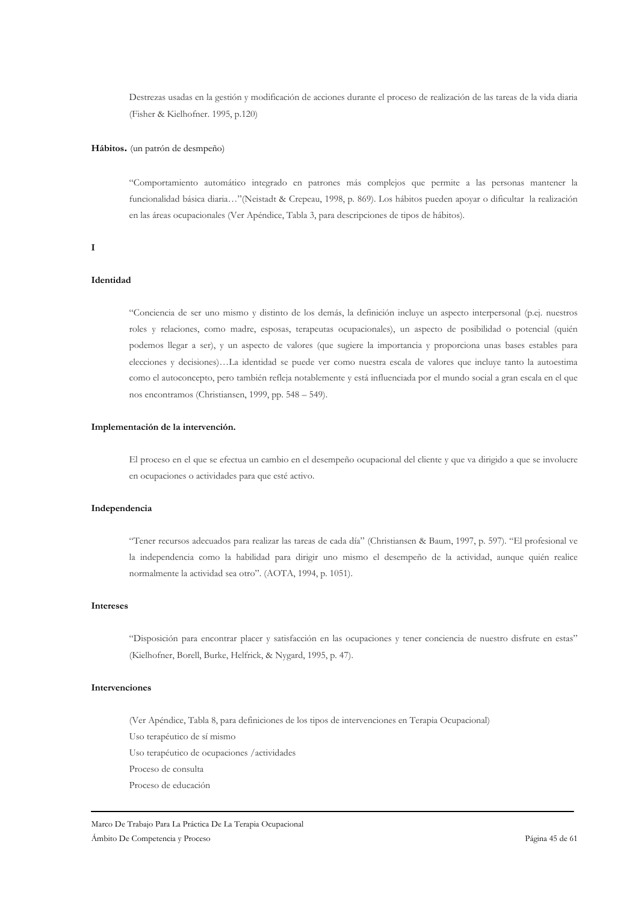Destrezas usadas en la gestión y modificación de acciones durante el proceso de realización de las tareas de la vida diaria (Fisher & Kielhofner. 1995, p.120)

**Hábitos.** (un patrón de desmpeño)

"Comportamiento automático integrado en patrones más complejos que permite a las personas mantener la funcionalidad básica diaria…"(Neistadt & Crepeau, 1998, p. 869). Los hábitos pueden apoyar o dificultar la realización en las áreas ocupacionales (Ver Apéndice, Tabla 3, para descripciones de tipos de hábitos).

**I**

**Identidad**

"Conciencia de ser uno mismo y distinto de los demás, la definición incluye un aspecto interpersonal (p.ej. nuestros roles y relaciones, como madre, esposas, terapeutas ocupacionales), un aspecto de posibilidad o potencial (quién podemos llegar a ser), y un aspecto de valores (que sugiere la importancia y proporciona unas bases estables para elecciones y decisiones)…La identidad se puede ver como nuestra escala de valores que incluye tanto la autoestima como el autoconcepto, pero también refleja notablemente y está influenciada por el mundo social a gran escala en el que nos encontramos (Christiansen, 1999, pp. 548 – 549).

**Implementación de la intervención.**

El proceso en el que se efectua un cambio en el desempeño ocupacional del cliente y que va dirigido a que se involucre en ocupaciones o actividades para que esté activo.

**Independencia**

"Tener recursos adecuados para realizar las tareas de cada día" (Christiansen & Baum, 1997, p. 597). "El profesional ve la independencia como la habilidad para dirigir uno mismo el desempeño de la actividad, aunque quién realice normalmente la actividad sea otro". (AOTA, 1994, p. 1051).

**Intereses**

"Disposición para encontrar placer y satisfacción en las ocupaciones y tener conciencia de nuestro disfrute en estas" (Kielhofner, Borell, Burke, Helfrick, & Nygard, 1995, p. 47).

**Intervenciones**

(Ver Apéndice, Tabla 8, para definiciones de los tipos de intervenciones en Terapia Ocupacional)

Uso terapéutico de sí mismo

Uso terapéutico de ocupaciones /actividades

Proceso de consulta

Proceso de educación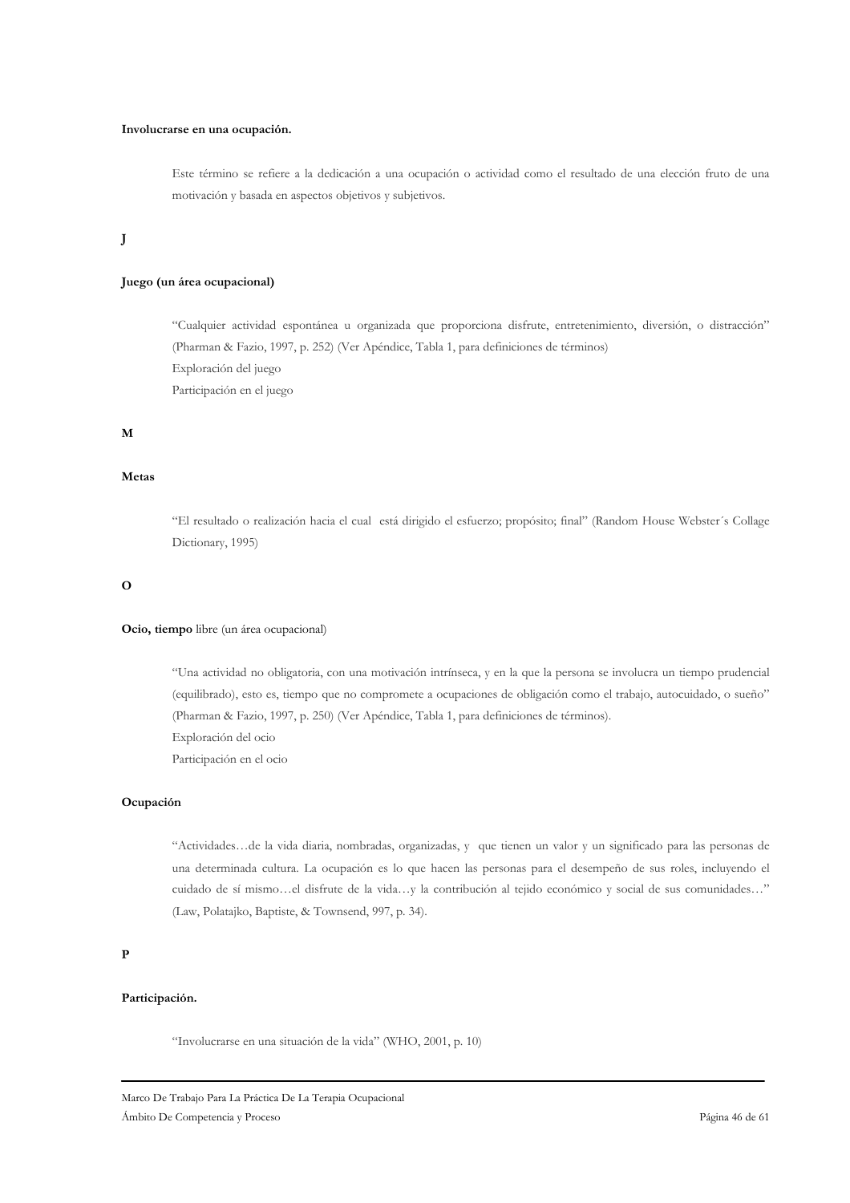**Involucrarse en una ocupación.**

Este término se refiere a la dedicación a una ocupación o actividad como el resultado de una elección fruto de una motivación y basada en aspectos objetivos y subjetivos.

**J**

**Juego (un área ocupacional)**

"Cualquier actividad espontánea u organizada que proporciona disfrute, entretenimiento, diversión, o distracción" (Pharman & Fazio, 1997, p. 252) (Ver Apéndice, Tabla 1, para definiciones de términos)

Exploración del juego

Participación en el juego

**M**

**Metas**

"El resultado o realización hacia el cual está dirigido el esfuerzo; propósito; final" (Random House Webster´s Collage Dictionary, 1995)

**O**

**Ocio, tiempo** libre (un área ocupacional)

"Una actividad no obligatoria, con una motivación intrínseca, y en la que la persona se involucra un tiempo prudencial (equilibrado), esto es, tiempo que no compromete a ocupaciones de obligación como el trabajo, autocuidado, o sueño" (Pharman & Fazio, 1997, p. 250) (Ver Apéndice, Tabla 1, para definiciones de términos).

Exploración del ocio

Participación en el ocio

**Ocupación**

"Actividades…de la vida diaria, nombradas, organizadas, y que tienen un valor y un significado para las personas de una determinada cultura. La ocupación es lo que hacen las personas para el desempeño de sus roles, incluyendo el cuidado de sí mismo…el disfrute de la vida…y la contribución al tejido económico y social de sus comunidades…" (Law, Polatajko, Baptiste, & Townsend, 997, p. 34).

**P**

**Participación.**

"Involucrarse en una situación de la vida" (WHO, 2001, p. 10)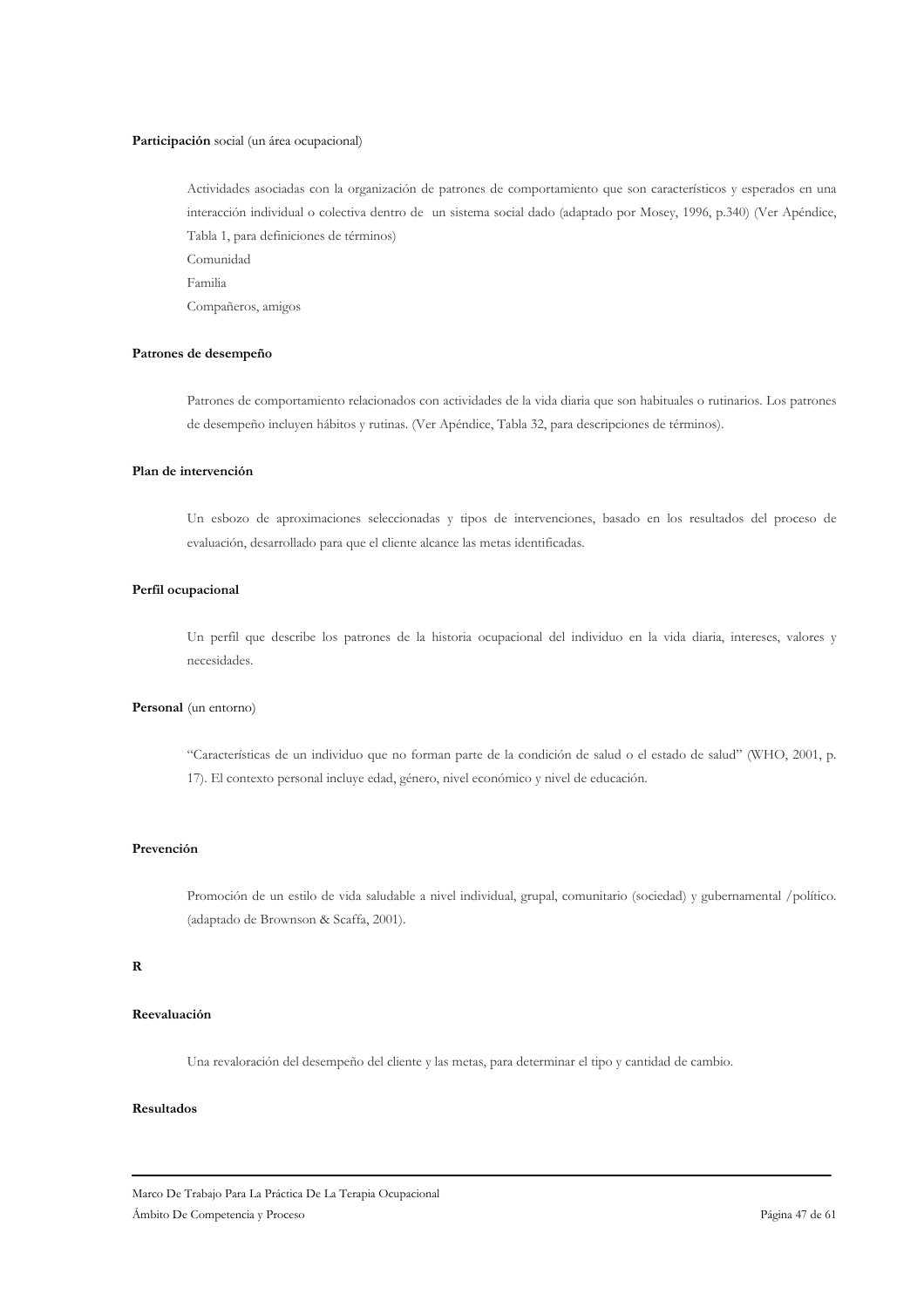**Participación** social (un área ocupacional)

Actividades asociadas con la organización de patrones de comportamiento que son característicos y esperados en una interacción individual o colectiva dentro de un sistema social dado (adaptado por Mosey, 1996, p.340) (Ver Apéndice, Tabla 1, para definiciones de términos)

Comunidad

Familia

Compañeros, amigos

**Patrones de desempeño**

Patrones de comportamiento relacionados con actividades de la vida diaria que son habituales o rutinarios. Los patrones de desempeño incluyen hábitos y rutinas. (Ver Apéndice, Tabla 32, para descripciones de términos).

**Plan de intervención**

Un esbozo de aproximaciones seleccionadas y tipos de intervenciones, basado en los resultados del proceso de evaluación, desarrollado para que el cliente alcance las metas identificadas.

**Perfil ocupacional**

Un perfil que describe los patrones de la historia ocupacional del individuo en la vida diaria, intereses, valores y necesidades.

**Personal** (un entorno)

"Características de un individuo que no forman parte de la condición de salud o el estado de salud" (WHO, 2001, p. 17). El contexto personal incluye edad, género, nivel económico y nivel de educación.

**Prevención**

Promoción de un estilo de vida saludable a nivel individual, grupal, comunitario (sociedad) y gubernamental /político. (adaptado de Brownson & Scaffa, 2001).

**R**

**Reevaluación**

Una revaloración del desempeño del cliente y las metas, para determinar el tipo y cantidad de cambio.

**Resultados**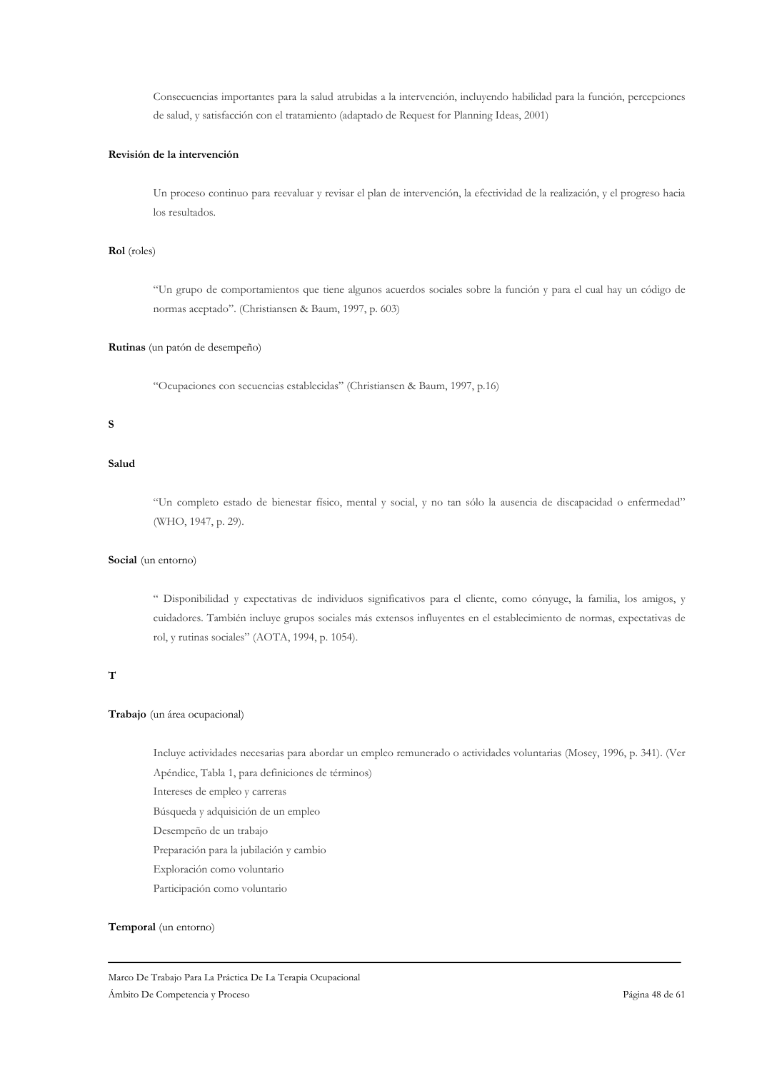Consecuencias importantes para la salud atrubidas a la intervención, incluyendo habilidad para la función, percepciones de salud, y satisfacción con el tratamiento (adaptado de Request for Planning Ideas, 2001)

**Revisión de la intervención**

Un proceso continuo para reevaluar y revisar el plan de intervención, la efectividad de la realización, y el progreso hacia los resultados.

**Rol** (roles)

"Un grupo de comportamientos que tiene algunos acuerdos sociales sobre la función y para el cual hay un código de normas aceptado". (Christiansen & Baum, 1997, p. 603)

**Rutinas** (un patón de desempeño)

"Ocupaciones con secuencias establecidas" (Christiansen & Baum, 1997, p.16)

**S**

**Salud**

"Un completo estado de bienestar físico, mental y social, y no tan sólo la ausencia de discapacidad o enfermedad" (WHO, 1947, p. 29).

**Social** (un entorno)

" Disponibilidad y expectativas de individuos significativos para el cliente, como cónyuge, la familia, los amigos, y cuidadores. También incluye grupos sociales más extensos influyentes en el establecimiento de normas, expectativas de rol, y rutinas sociales" (AOTA, 1994, p. 1054).

**T**

**Trabajo** (un área ocupacional)

Incluye actividades necesarias para abordar un empleo remunerado o actividades voluntarias (Mosey, 1996, p. 341). (Ver Apéndice, Tabla 1, para definiciones de términos)

Intereses de empleo y carreras

Búsqueda y adquisición de un empleo

Desempeño de un trabajo

Preparación para la jubilación y cambio

Exploración como voluntario

Participación como voluntario

**Temporal** (un entorno)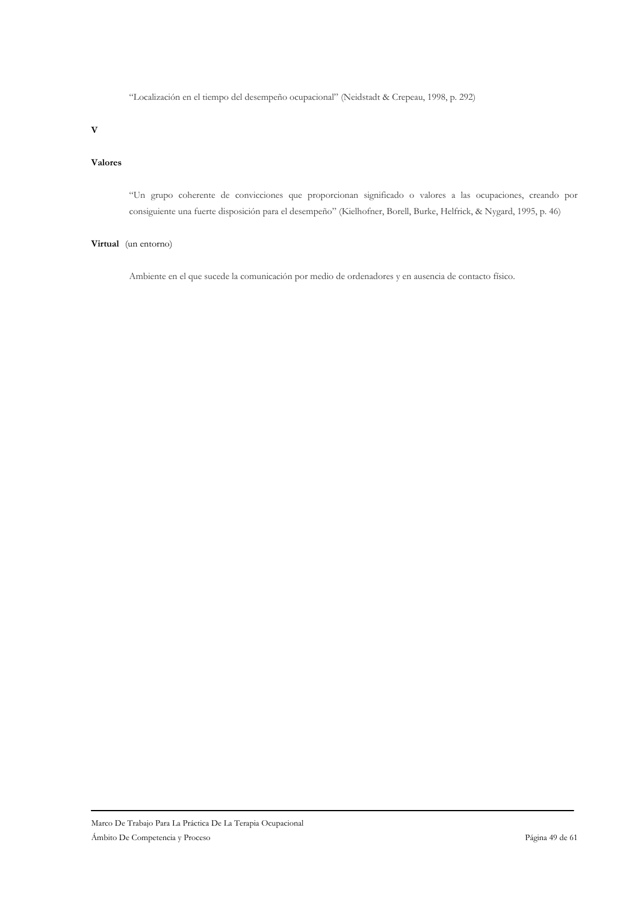"Localización en el tiempo del desempeño ocupacional" (Neidstadt & Crepeau, 1998, p. 292)

**V**

**Valores**

"Un grupo coherente de convicciones que proporcionan significado o valores a las ocupaciones, creando por consiguiente una fuerte disposición para el desempeño" (Kielhofner, Borell, Burke, Helfrick, & Nygard, 1995, p. 46)

**Virtual** (un entorno)

Ambiente en el que sucede la comunicación por medio de ordenadores y en ausencia de contacto físico.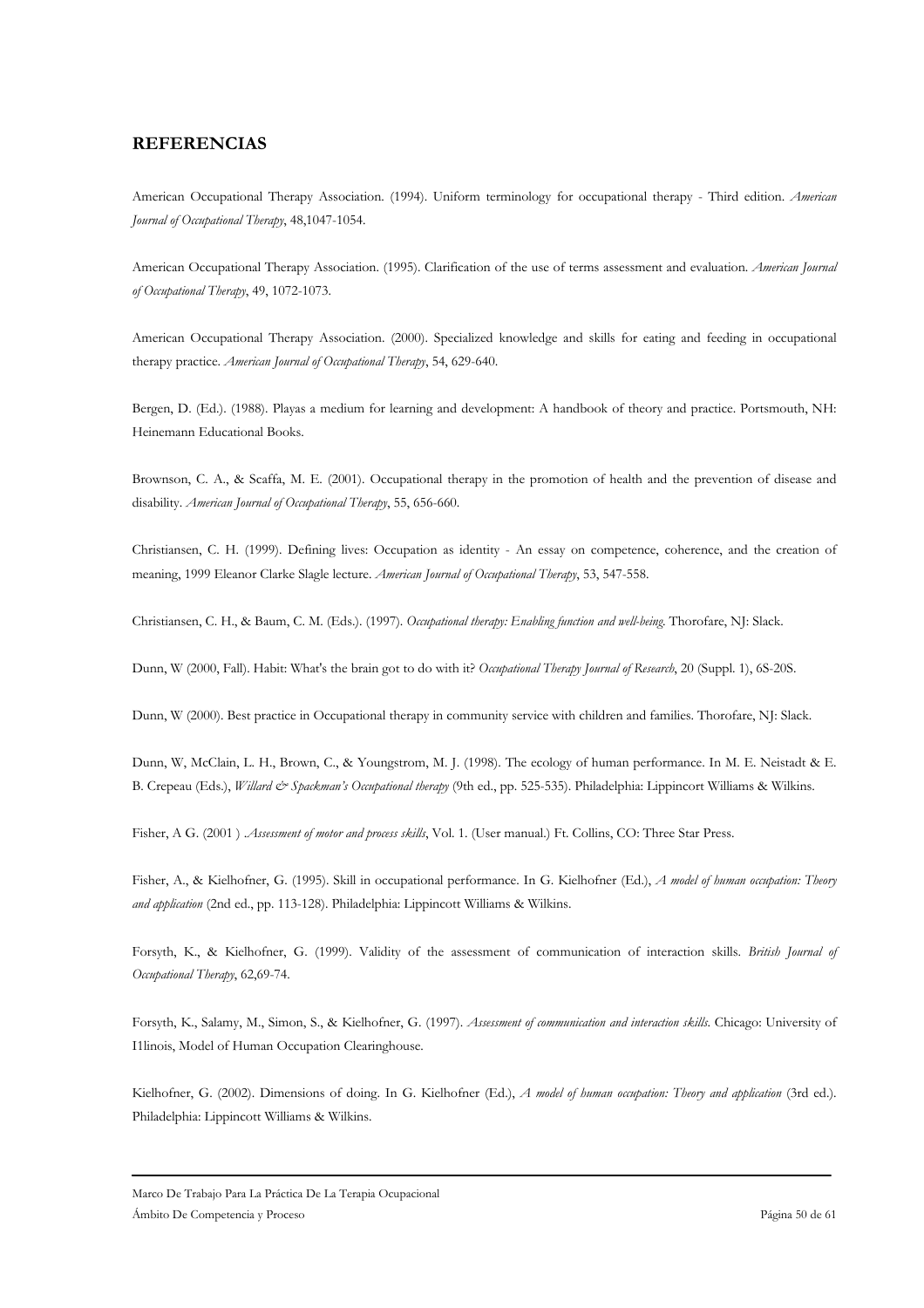## REFERENCIAS

American Occupational Therapy Association. (1994). Uniform terminology for occupational therapy - Third edition. *American Journal of Occupational Therapy*, 48,1047-1054.

American Occupational Therapy Association. (1995). Clarification of the use of terms assessment and evaluation. *American Journal of Occupational Therapy*, 49, 1072-1073.

American Occupational Therapy Association. (2000). Specialized knowledge and skills for eating and feeding in occupational therapy practice. *American Journal of Occupational Therapy*, 54, 629-640.

Bergen, D. (Ed.). (1988). Playas a medium for learning and development: A handbook of theory and practice. Portsmouth, NH: Heinemann Educational Books.

Brownson, C. A., & Scaffa, M. E. (2001). Occupational therapy in the promotion of health and the prevention of disease and disability. *American Journal of Occupational Therapy*, 55, 656-660.

Christiansen, C. H. (1999). Defining lives: Occupation as identity - An essay on competence, coherence, and the creation of meaning, 1999 Eleanor Clarke Slagle lecture. *American Journal of Occupational Therapy*, 53, 547-558.

Christiansen, C. H., & Baum, C. M. (Eds.). (1997). *Occupational therapy: Enabling function and well-being*. Thorofare, NJ: Slack.

Dunn, W (2000, Fall). Habit: What's the brain got to do with it? *Occupational Therapy Journal of Research*, 20 (Suppl. 1), 6S-20S.

Dunn, W (2000). Best practice in Occupational therapy in community service with children and families. Thorofare, NJ: Slack.

Dunn, W, McClain, L. H., Brown, C., & Youngstrom, M. J. (1998). The ecology of human performance. In M. E. Neistadt & E. B. Crepeau (Eds.), *Willard & Spackman's Occupational therapy* (9th ed., pp. 525-535). Philadelphia: Lippincort Williams & Wilkins.

Fisher, A G. (2001 ) .*Assessment of motor and process skills*, Vol. 1. (User manual.) Ft. Collins, CO: Three Star Press.

Fisher, A., & Kielhofner, G. (1995). Skill in occupational performance. In G. Kielhofner (Ed.), *A model of human occupation: Theory and application* (2nd ed., pp. 113-128). Philadelphia: Lippincott Williams & Wilkins.

Forsyth, K., & Kielhofner, G. (1999). Validity of the assessment of communication of interaction skills. *British Journal of Occupational Therapy*, 62,69-74.

Forsyth, K., Salamy, M., Simon, S., & Kielhofner, G. (1997). *Assessment of communication and interaction skills*. Chicago: University of I1linois, Model of Human Occupation Clearinghouse.

Kielhofner, G. (2002). Dimensions of doing. In G. Kielhofner (Ed.), *A model of human occupation: Theory and application* (3rd ed.). Philadelphia: Lippincott Williams & Wilkins.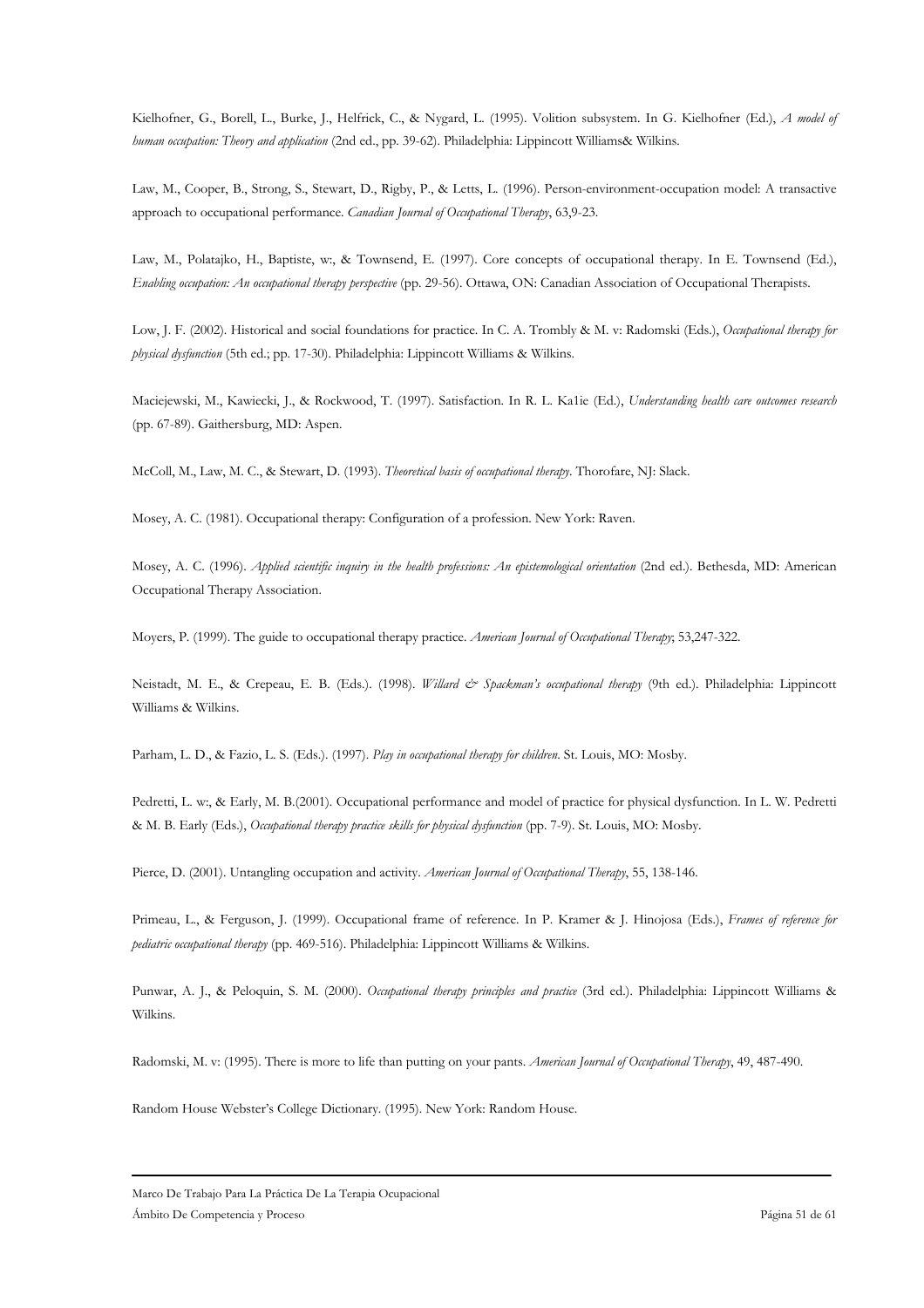Kielhofner, G., Borell, L., Burke, J., Helfrick, C., & Nygard, L. (1995). Volition subsystem. In G. Kielhofner (Ed.), *A model of human occupation: Theory and application* (2nd ed., pp. 39-62). Philadelphia: Lippincott Williams& Wilkins.

Law, M., Cooper, B., Strong, S., Stewart, D., Rigby, P., & Letts, L. (1996). Person-environment-occupation model: A transactive approach to occupational performance. *Canadian Journal of Occupational Therapy*, 63,9-23.

Law, M., Polatajko, H., Baptiste, w:, & Townsend, E. (1997). Core concepts of occupational therapy. In E. Townsend (Ed.), *Enabling occupation: An occupational therapy perspective* (pp. 29-56). Ottawa, ON: Canadian Association of Occupational Therapists.

Low, J. F. (2002). Historical and social foundations for practice. In C. A. Trombly & M. v: Radomski (Eds.), *Occupational therapy for physical dysfunction* (5th ed.; pp. 17-30). Philadelphia: Lippincott Williams & Wilkins.

Maciejewski, M., Kawiecki, J., & Rockwood, T. (1997). Satisfaction. In R. L. Ka1ie (Ed.), *Understanding health care outcomes research* (pp. 67-89). Gaithersburg, MD: Aspen.

McColl, M., Law, M. C., & Stewart, D. (1993). *Theoretical basis of occupational therapy*. Thorofare, NJ: Slack.

Mosey, A. C. (1981). Occupational therapy: Configuration of a profession. New York: Raven.

Mosey, A. C. (1996). *Applied scientific inquiry in the health professions: An epistemological orientation* (2nd ed.). Bethesda, MD: American Occupational Therapy Association.

Moyers, P. (1999). The guide to occupational therapy practice. *American Journal of Occupational Therapy*; 53,247-322.

Neistadt, M. E., & Crepeau, E. B. (Eds.). (1998). *Willard & Spackman's occupational therapy* (9th ed.). Philadelphia: Lippincott Williams & Wilkins.

Parham, L. D., & Fazio, L. S. (Eds.). (1997). *Play in occupational therapy for children*. St. Louis, MO: Mosby.

Pedretti, L. w:, & Early, M. B.(2001). Occupational performance and model of practice for physical dysfunction. In L. W. Pedretti & M. B. Early (Eds.), *Occupational therapy practice skills for physical dysfunction* (pp. 7-9). St. Louis, MO: Mosby.

Pierce, D. (2001). Untangling occupation and activity. *American Journal of Occupational Therapy*, 55, 138-146.

Primeau, L., & Ferguson, J. (1999). Occupational frame of reference. In P. Kramer & J. Hinojosa (Eds.), *Frames of reference for pediatric occupational therapy* (pp. 469-516). Philadelphia: Lippincott Williams & Wilkins.

Punwar, A. J., & Peloquin, S. M. (2000). *Occupational therapy principles and practice* (3rd ed.). Philadelphia: Lippincott Williams & Wilkins.

Radomski, M. v: (1995). There is more to life than putting on your pants. *American Journal of Occupational Therapy*, 49, 487-490.

Random House Webster's College Dictionary. (1995). New York: Random House.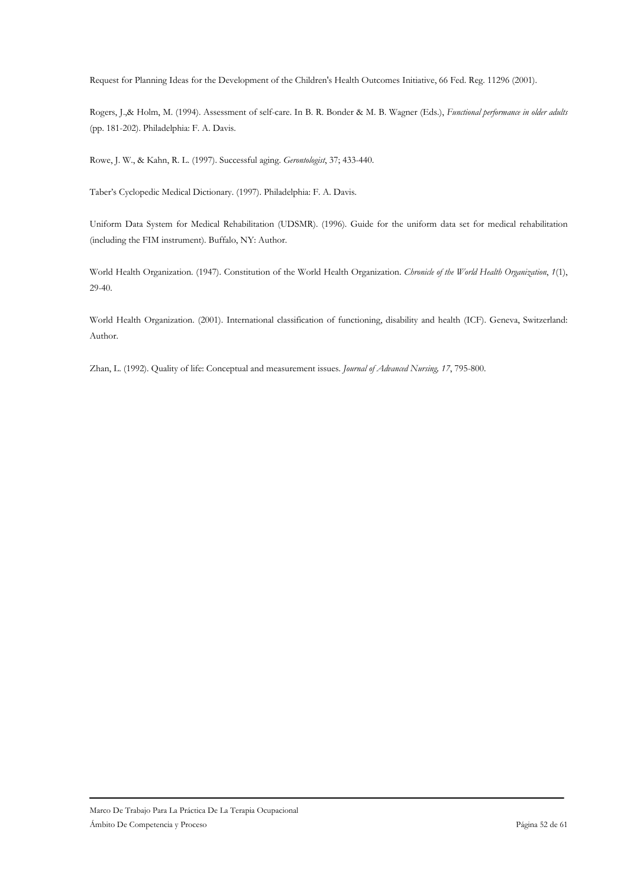Request for Planning Ideas for the Development of the Children's Health Outcomes Initiative, 66 Fed. Reg. 11296 (2001).

Rogers, J.,& Holm, M. (1994). Assessment of self-care. In B. R. Bonder & M. B. Wagner (Eds.), *Functional performance in older adults* (pp. 181-202). Philadelphia: F. A. Davis.

Rowe, J. W., & Kahn, R. L. (1997). Successful aging. *Gerontologist*, 37; 433-440.

Taber's Cyclopedic Medical Dictionary. (1997). Philadelphia: F. A. Davis.

Uniform Data System for Medical Rehabilitation (UDSMR). (1996). Guide for the uniform data set for medical rehabilitation (including the FIM instrument). Buffalo, NY: Author.

World Health Organization. (1947). Constitution of the World Health Organization. *Chronicle of the World Health Organization*, *1*(1), 29-40.

World Health Organization. (2001). International classification of functioning, disability and health (ICF). Geneva, Switzerland: Author.

Zhan, L. (1992). Quality of life: Conceptual and measurement issues. *Journal of Advanced Nursing, 17*, 795-800.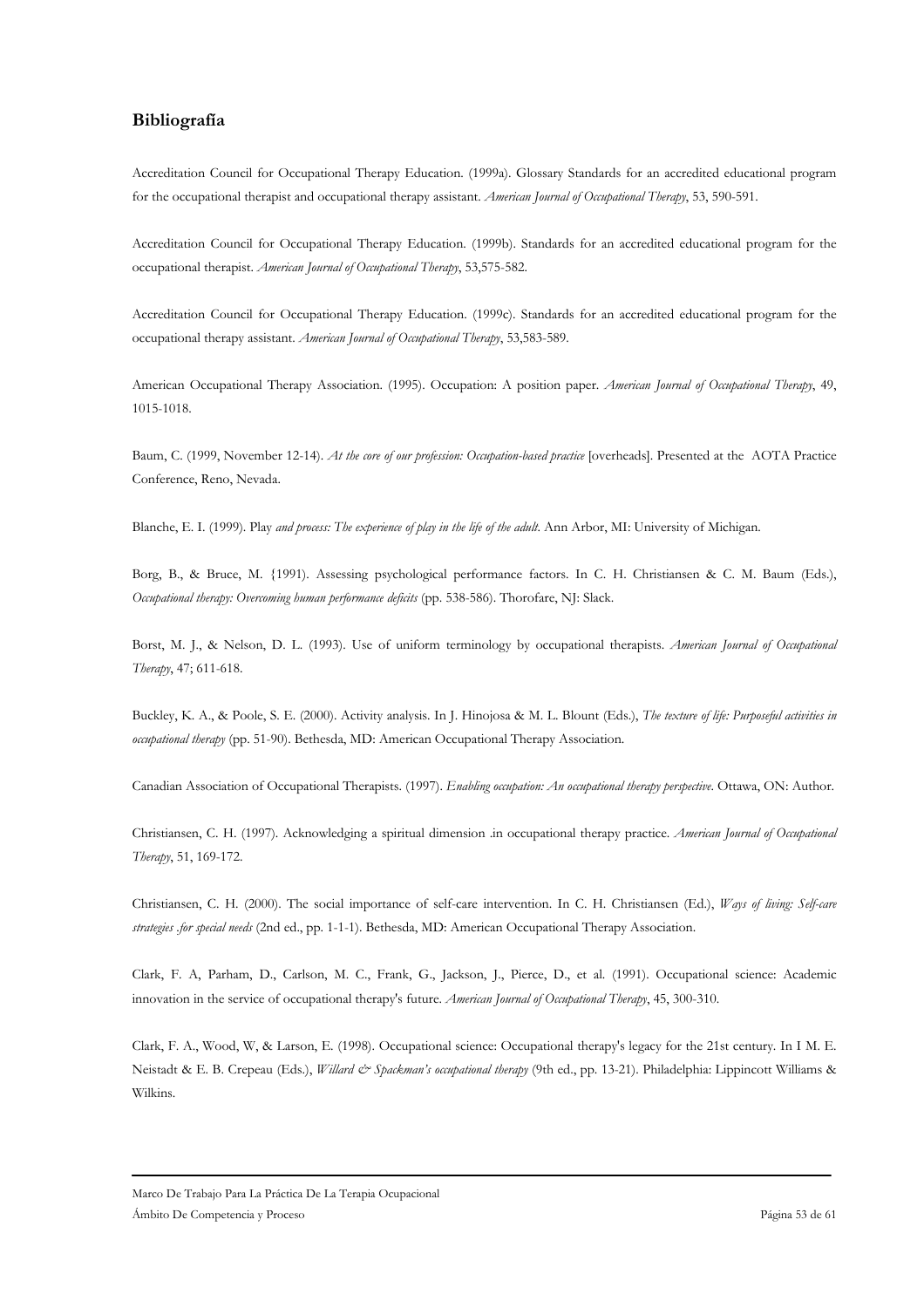## Bibliografía

Accreditation Council for Occupational Therapy Education. (1999a). Glossary Standards for an accredited educational program for the occupational therapist and occupational therapy assistant. *American Journal of Occupational Therapy*, 53, 590-591.

Accreditation Council for Occupational Therapy Education. (1999b). Standards for an accredited educational program for the occupational therapist. *American Journal of Occupational Therapy*, 53,575-582.

Accreditation Council for Occupational Therapy Education. (1999c). Standards for an accredited educational program for the occupational therapy assistant. *American Journal of Occupational Therapy*, 53,583-589.

American Occupational Therapy Association. (1995). Occupation: A position paper. *American Journal of Occupational Therapy*, 49, 1015-1018.

Baum, C. (1999, November 12-14). *At the core of our profession: Occupation-based practice* [overheads]. Presented at the AOTA Practice Conference, Reno, Nevada.

Blanche, E. I. (1999). Play *and process: The experience of play in the life of the adult*. Ann Arbor, MI: University of Michigan.

Borg, B., & Bruce, M. {1991). Assessing psychological performance factors. In C. H. Christiansen & C. M. Baum (Eds.), *Occupational therapy: Overcoming human performance deficits* (pp. 538-586). Thorofare, NJ: Slack.

Borst, M. J., & Nelson, D. L. (1993). Use of uniform terminology by occupational therapists. *American Journal of Occupational Therapy*, 47; 611-618.

Buckley, K. A., & Poole, S. E. (2000). Activity analysis. In J. Hinojosa & M. L. Blount (Eds.), *The texture of life: Purposeful activities in occupational therapy* (pp. 51-90). Bethesda, MD: American Occupational Therapy Association.

Canadian Association of Occupational Therapists. (1997). *Enabling occupation: An occupational therapy perspective*. Ottawa, ON: Author.

Christiansen, C. H. (1997). Acknowledging a spiritual dimension .in occupational therapy practice. *American Journal of Occupational Therapy*, 51, 169-172.

Christiansen, C. H. (2000). The social importance of self-care intervention. In C. H. Christiansen (Ed.), *Ways of living: Self-care strategies .for special needs* (2nd ed., pp. 1-1-1). Bethesda, MD: American Occupational Therapy Association.

Clark, F. A, Parham, D., Carlson, M. C., Frank, G., Jackson, J., Pierce, D., et al. (1991). Occupational science: Academic innovation in the service of occupational therapy's future. *American Journal of Occupational Therapy*, 45, 300-310.

Clark, F. A., Wood, W, & Larson, E. (1998). Occupational science: Occupational therapy's legacy for the 21st century. In I M. E. Neistadt & E. B. Crepeau (Eds.), *Willard & Spackman's occupational therapy* (9th ed., pp. 13-21). Philadelphia: Lippincott Williams & Wilkins.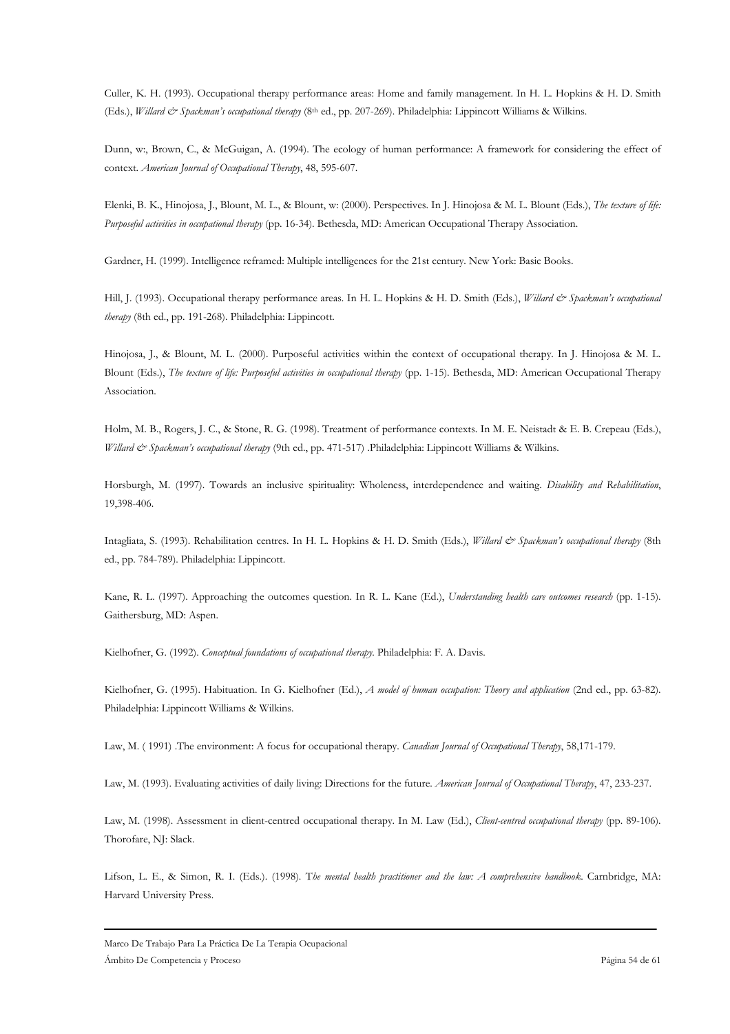Culler, K. H. (1993). Occupational therapy performance areas: Home and family management. In H. L. Hopkins & H. D. Smith (Eds.), *Willard & Spackman's occupational therapy* (8th ed., pp. 207-269). Philadelphia: Lippincott Williams & Wilkins.

Dunn, w:, Brown, C., & McGuigan, A. (1994). The ecology of human performance: A framework for considering the effect of context. *American Journal of Occupational Therapy*, 48, 595-607.

Elenki, B. K., Hinojosa, J., Blount, M. L., & Blount, w: (2000). Perspectives. In J. Hinojosa & M. L. Blount (Eds.), *The texture of life: Purposeful activities in occupational therapy* (pp. 16-34). Bethesda, MD: American Occupational Therapy Association.

Gardner, H. (1999). Intelligence reframed: Multiple intelligences for the 21st century. New York: Basic Books.

Hill, J. (1993). Occupational therapy performance areas. In H. L. Hopkins & H. D. Smith (Eds.), *Willard & Spackman's occupational therapy* (8th ed., pp. 191-268). Philadelphia: Lippincott.

Hinojosa, J., & Blount, M. L. (2000). Purposeful activities within the context of occupational therapy. In J. Hinojosa & M. L. Blount (Eds.), *The texture of life: Purposeful activities in occupational therapy* (pp. 1-15). Bethesda, MD: American Occupational Therapy Association.

Holm, M. B., Rogers, J. C., & Stone, R. G. (1998). Treatment of performance contexts. In M. E. Neistadt & E. B. Crepeau (Eds.), *Willard & Spackman's occupational therapy* (9th ed., pp. 471-517) .Philadelphia: Lippincott Williams & Wilkins.

Horsburgh, M. (1997). Towards an inclusive spirituality: Wholeness, interdependence and waiting. *Disability and Rehabilitation*, 19,398-406.

Intagliata, S. (1993). Rehabilitation centres. In H. L. Hopkins & H. D. Smith (Eds.), *Willard & Spackman's occupational therapy* (8th ed., pp. 784-789). Philadelphia: Lippincott.

Kane, R. L. (1997). Approaching the outcomes question. In R. L. Kane (Ed.), *Understanding health care outcomes research* (pp. 1-15). Gaithersburg, MD: Aspen.

Kielhofner, G. (1992). *Conceptual foundations of occupational therapy*. Philadelphia: F. A. Davis.

Kielhofner, G. (1995). Habituation. In G. Kielhofner (Ed.), *A model of human occupation: Theory and application* (2nd ed., pp. 63-82). Philadelphia: Lippincott Williams & Wilkins.

Law, M. ( 1991) .The environment: A focus for occupational therapy. *Canadian Journal of Occupational Therapy*, 58,171-179.

Law, M. (1993). Evaluating activities of daily living: Directions for the future. *American Journal of Occupational Therapy*, 47, 233-237.

Law, M. (1998). Assessment in client-centred occupational therapy. In M. Law (Ed.), *Client-centred occupational therapy* (pp. 89-106). Thorofare, NJ: Slack.

Lifson, L. E., & Simon, R. I. (Eds.). (1998). T*he mental health practitioner and the law: A comprehensive handbook*. Carnbridge, MA: Harvard University Press.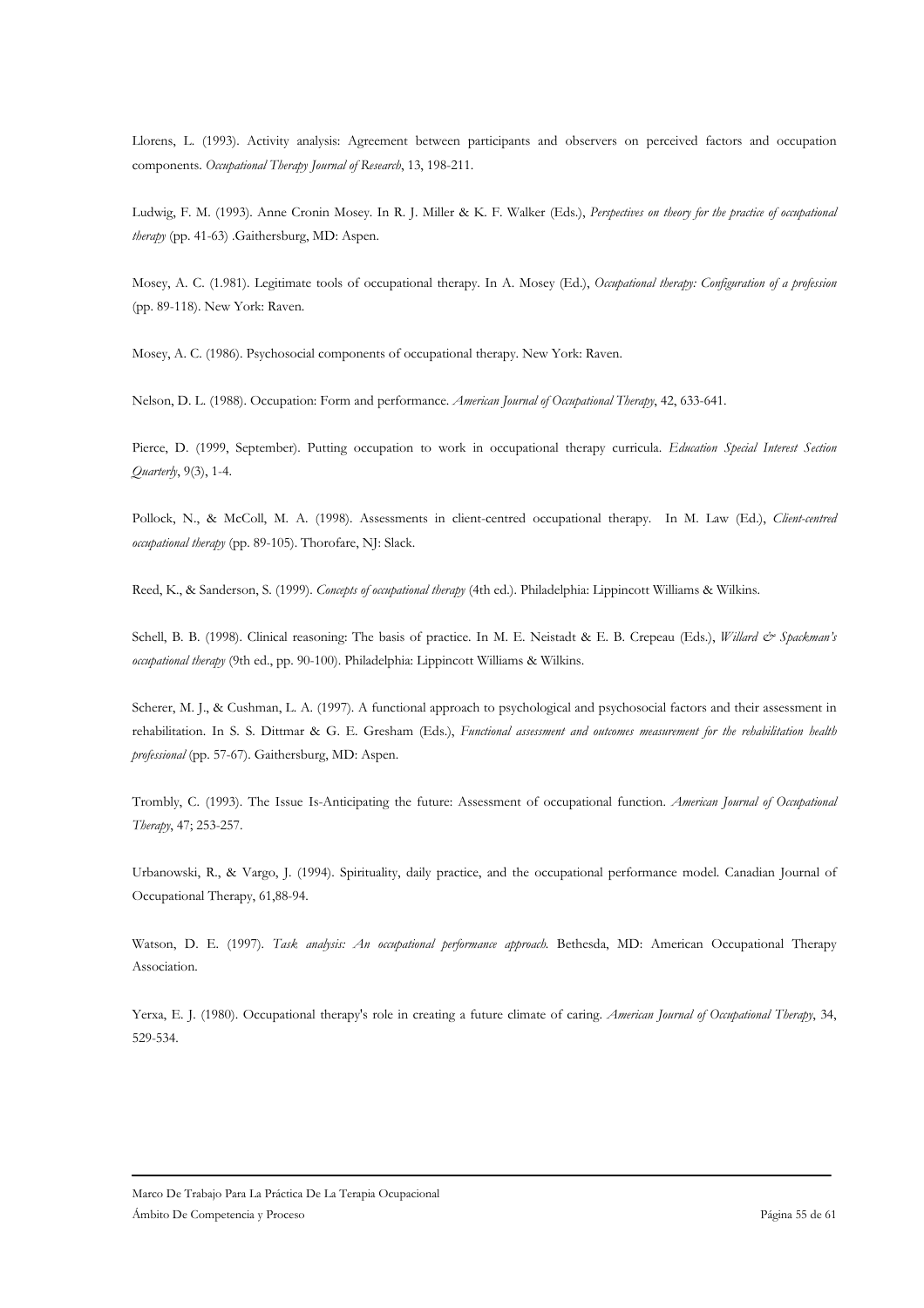Llorens, L. (1993). Activity analysis: Agreement between participants and observers on perceived factors and occupation components. *Occupational Therapy Journal of Research*, 13, 198-211.

Ludwig, F. M. (1993). Anne Cronin Mosey. In R. J. Miller & K. F. Walker (Eds.), *Perspectives on theory for the practice of occupational therapy* (pp. 41-63) .Gaithersburg, MD: Aspen.

Mosey, A. C. (1.981). Legitimate tools of occupational therapy. In A. Mosey (Ed.), *Occupational therapy: Configuration of a profession* (pp. 89-118). New York: Raven.

Mosey, A. C. (1986). Psychosocial components of occupational therapy. New York: Raven.

Nelson, D. L. (1988). Occupation: Form and performance. *American Journal of Occupational Therapy*, 42, 633-641.

Pierce, D. (1999, September). Putting occupation to work in occupational therapy curricula. *Education Special Interest Section Quarterly*, 9(3), 1-4.

Pollock, N., & McColl, M. A. (1998). Assessments in client-centred occupational therapy. In M. Law (Ed.), *Client-centred occupational therapy* (pp. 89-105). Thorofare, NJ: Slack.

Reed, K., & Sanderson, S. (1999). *Concepts of occupational therapy* (4th ed.). Philadelphia: Lippincott Williams & Wilkins.

Schell, B. B. (1998). Clinical reasoning: The basis of practice. In M. E. Neistadt & E. B. Crepeau (Eds.), *Willard & Spackman's occupational therapy* (9th ed., pp. 90-100). Philadelphia: Lippincott Williams & Wilkins.

Scherer, M. J., & Cushman, L. A. (1997). A functional approach to psychological and psychosocial factors and their assessment in rehabilitation. In S. S. Dittmar & G. E. Gresham (Eds.), *Functional assessment and outcomes measurement for the rehabilitation health professional* (pp. 57-67). Gaithersburg, MD: Aspen.

Trombly, C. (1993). The Issue Is-Anticipating the future: Assessment of occupational function. *American Journal of Occupational Therapy*, 47; 253-257.

Urbanowski, R., & Vargo, J. (1994). Spirituality, daily practice, and the occupational performance model. Canadian Journal of Occupational Therapy, 61,88-94.

Watson, D. E. (1997). *Task analysis: An occupational performance approach.* Bethesda, MD: American Occupational Therapy Association.

Yerxa, E. J. (1980). Occupational therapy's role in creating a future climate of caring. *American Journal of Occupational Therapy*, 34, 529-534.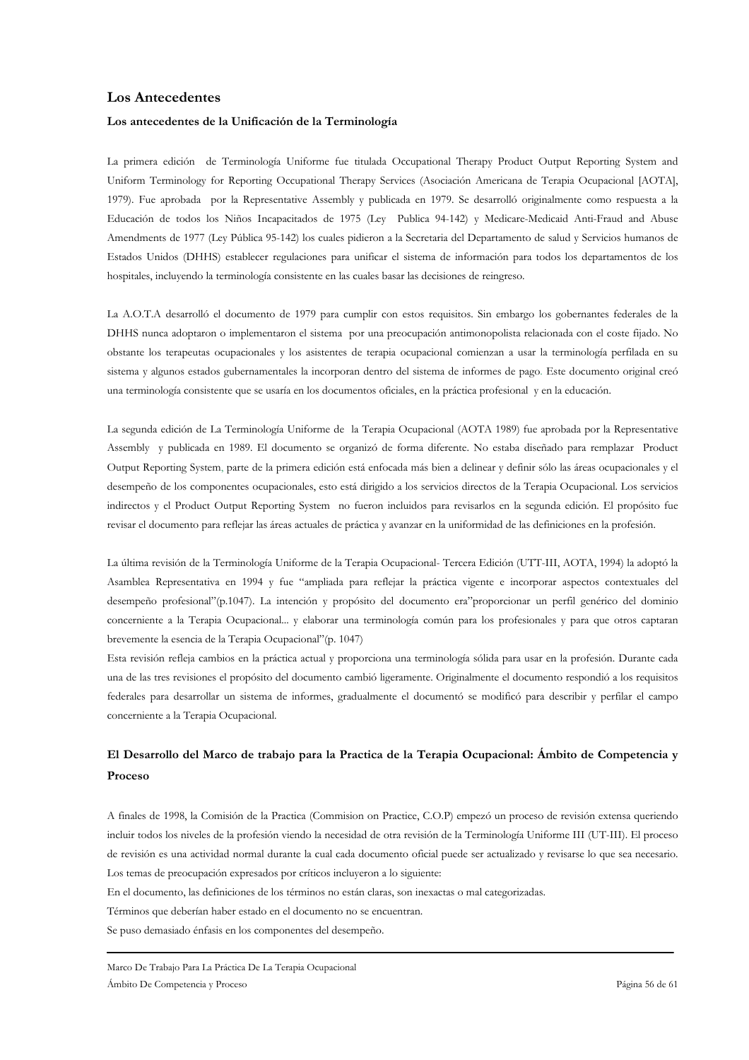## Los Antecedentes

### Los antecedentes de la Unificación de la Terminología

La primera edición de Terminología Uniforme fue titulada Occupational Therapy Product Output Reporting System and Uniform Terminology for Reporting Occupational Therapy Services (Asociación Americana de Terapia Ocupacional [AOTA], 1979). Fue aprobada por la Representative Assembly y publicada en 1979. Se desarrolló originalmente como respuesta a la Educación de todos los Niños Incapacitados de 1975 (Ley Publica 94-142) y Medicare-Medicaid Anti-Fraud and Abuse Amendments de 1977 (Ley Pública 95-142) los cuales pidieron a la Secretaria del Departamento de salud y Servicios humanos de Estados Unidos (DHHS) establecer regulaciones para unificar el sistema de información para todos los departamentos de los hospitales, incluyendo la terminología consistente en las cuales basar las decisiones de reingreso.

La A.O.T.A desarrolló el documento de 1979 para cumplir con estos requisitos. Sin embargo los gobernantes federales de la DHHS nunca adoptaron o implementaron el sistema por una preocupación antimonopolista relacionada con el coste fijado. No obstante los terapeutas ocupacionales y los asistentes de terapia ocupacional comienzan a usar la terminología perfilada en su sistema y algunos estados gubernamentales la incorporan dentro del sistema de informes de pago. Este documento original creó una terminología consistente que se usaría en los documentos oficiales, en la práctica profesional y en la educación.

La segunda edición de La Terminología Uniforme de la Terapia Ocupacional (AOTA 1989) fue aprobada por la Representative Assembly y publicada en 1989. El documento se organizó de forma diferente. No estaba diseñado para remplazar Product Output Reporting System, parte de la primera edición está enfocada más bien a delinear y definir sólo las áreas ocupacionales y el desempeño de los componentes ocupacionales, esto está dirigido a los servicios directos de la Terapia Ocupacional. Los servicios indirectos y el Product Output Reporting System no fueron incluidos para revisarlos en la segunda edición. El propósito fue revisar el documento para reflejar las áreas actuales de práctica y avanzar en la uniformidad de las definiciones en la profesión.

La última revisión de la Terminología Uniforme de la Terapia Ocupacional- Tercera Edición (UTT-III, AOTA, 1994) la adoptó la Asamblea Representativa en 1994 y fue "ampliada para reflejar la práctica vigente e incorporar aspectos contextuales del desempeño profesional"(p.1047). La intención y propósito del documento era"proporcionar un perfil genérico del dominio concerniente a la Terapia Ocupacional... y elaborar una terminología común para los profesionales y para que otros captaran brevemente la esencia de la Terapia Ocupacional"(p. 1047)

Esta revisión refleja cambios en la práctica actual y proporciona una terminología sólida para usar en la profesión. Durante cada una de las tres revisiones el propósito del documento cambió ligeramente. Originalmente el documento respondió a los requisitos federales para desarrollar un sistema de informes, gradualmente el documentó se modificó para describir y perfilar el campo concerniente a la Terapia Ocupacional.

### El Desarrollo del Marco de trabajo para la Practica de la Terapia Ocupacional: Ámbito de Competencia y Proceso

A finales de 1998, la Comisión de la Practica (Commision on Practice, C.O.P) empezó un proceso de revisión extensa queriendo incluir todos los niveles de la profesión viendo la necesidad de otra revisión de la Terminología Uniforme III (UT-III). El proceso de revisión es una actividad normal durante la cual cada documento oficial puede ser actualizado y revisarse lo que sea necesario. Los temas de preocupación expresados por críticos incluyeron a lo siguiente:

En el documento, las definiciones de los términos no están claras, son inexactas o mal categorizadas.

Términos que deberían haber estado en el documento no se encuentran.

Se puso demasiado énfasis en los componentes del desempeño.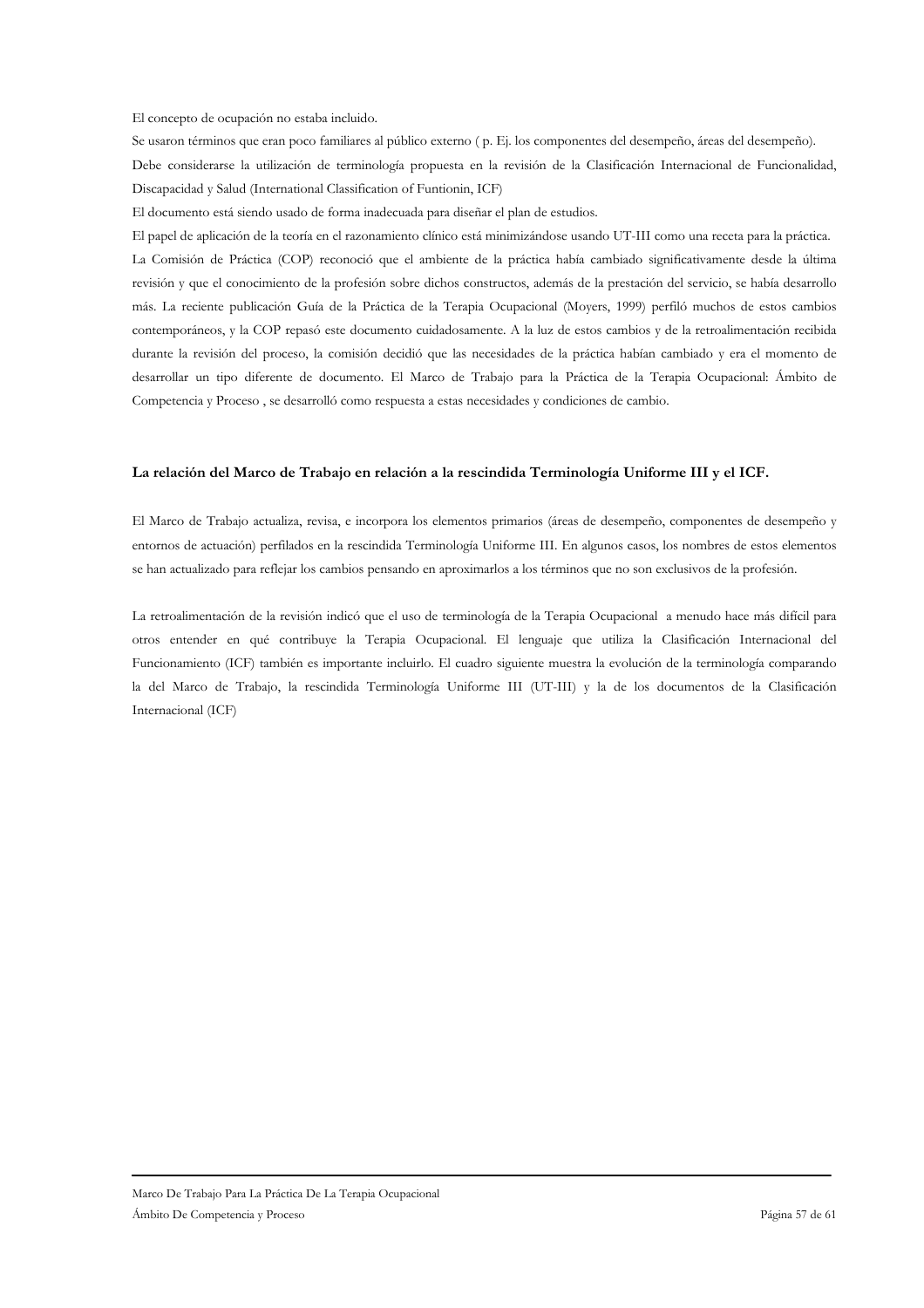El concepto de ocupación no estaba incluido.

Se usaron términos que eran poco familiares al público externo ( p. Ej. los componentes del desempeño, áreas del desempeño).

Debe considerarse la utilización de terminología propuesta en la revisión de la Clasificación Internacional de Funcionalidad, Discapacidad y Salud (International Classification of Funtionin, ICF)

El documento está siendo usado de forma inadecuada para diseñar el plan de estudios.

El papel de aplicación de la teoría en el razonamiento clínico está minimizándose usando UT-III como una receta para la práctica.

La Comisión de Práctica (COP) reconoció que el ambiente de la práctica había cambiado significativamente desde la última revisión y que el conocimiento de la profesión sobre dichos constructos, además de la prestación del servicio, se había desarrollo más. La reciente publicación Guía de la Práctica de la Terapia Ocupacional (Moyers, 1999) perfiló muchos de estos cambios contemporáneos, y la COP repasó este documento cuidadosamente. A la luz de estos cambios y de la retroalimentación recibida durante la revisión del proceso, la comisión decidió que las necesidades de la práctica habían cambiado y era el momento de desarrollar un tipo diferente de documento. El Marco de Trabajo para la Práctica de la Terapia Ocupacional: Ámbito de Competencia y Proceso , se desarrolló como respuesta a estas necesidades y condiciones de cambio.

**La relación del Marco de Trabajo en relación a la rescindida Terminología Uniforme III y el ICF.**

El Marco de Trabajo actualiza, revisa, e incorpora los elementos primarios (áreas de desempeño, componentes de desempeño y entornos de actuación) perfilados en la rescindida Terminología Uniforme III. En algunos casos, los nombres de estos elementos se han actualizado para reflejar los cambios pensando en aproximarlos a los términos que no son exclusivos de la profesión.

La retroalimentación de la revisión indicó que el uso de terminología de la Terapia Ocupacional a menudo hace más difícil para otros entender en qué contribuye la Terapia Ocupacional. El lenguaje que utiliza la Clasificación Internacional del Funcionamiento (ICF) también es importante incluirlo. El cuadro siguiente muestra la evolución de la terminología comparando la del Marco de Trabajo, la rescindida Terminología Uniforme III (UT-III) y la de los documentos de la Clasificación Internacional (ICF)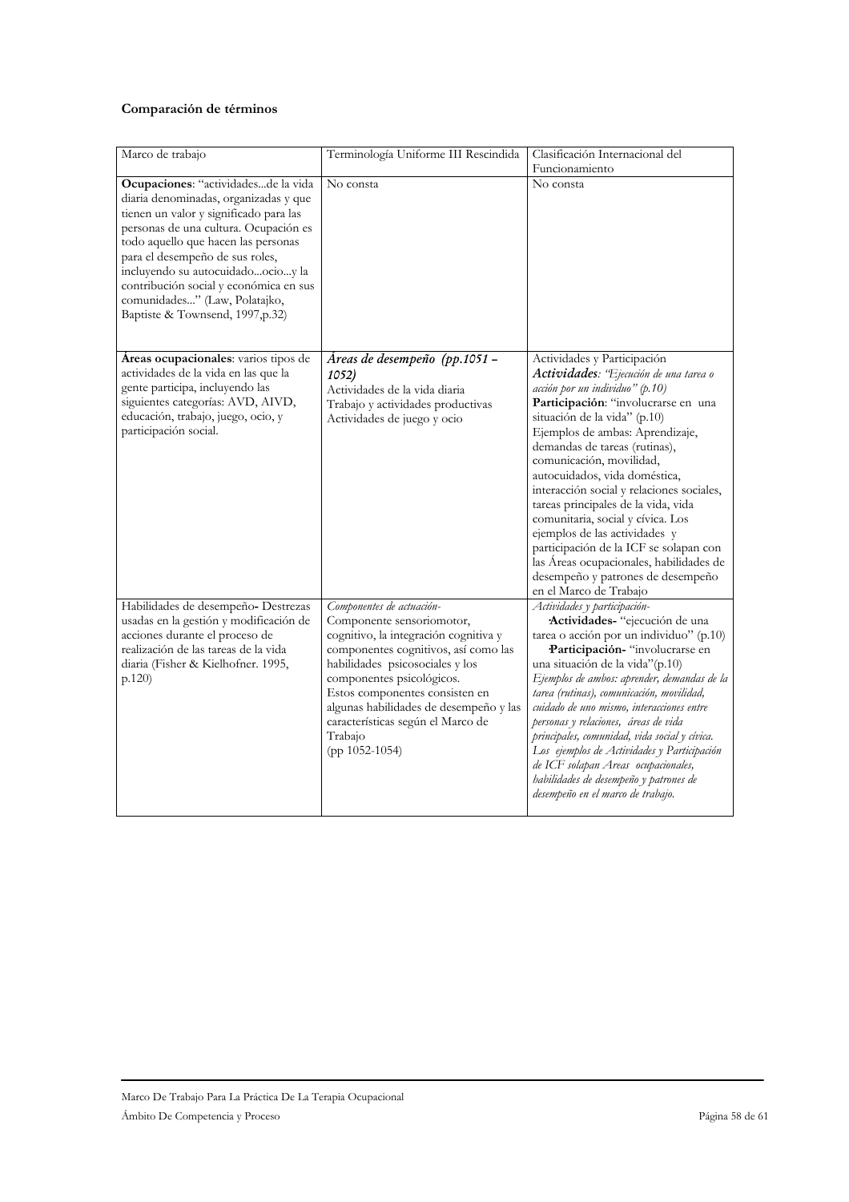**Comparación de términos**

| Marco de trabajo | Terminología Uniforme III Rescindida | Clasificación Internacional del Funcionamiento |
|---|---|---|
| **Ocupaciones**: "actividades...de la vida diaria denominadas, organizadas y que tienen un valor y significado para las personas de una cultura. Ocupación es todo aquello que hacen las personas para el desempeño de sus roles, incluyendo su autocuidado...ocio...y la contribución social y económica en sus comunidades..." (Law, Polatajko, Baptiste & Townsend, 1997,p.32) | No consta | No consta |
| **Áreas ocupacionales**: varios tipos de actividades de la vida en las que la gente participa, incluyendo las siguientes categorías: AVD, AIVD, educación, trabajo, juego, ocio, y participación social. | *Áreas de desempeño (pp.1051 – 1052)*<br>Actividades de la vida diaria<br>Trabajo y actividades productivas<br>Actividades de juego y ocio | Actividades y Participación<br>***Actividades**: "Ejecución de una tarea o acción por un individuo" (p.10)*<br>**Participación**: "involucrarse en una situación de la vida" (p.10)<br>Ejemplos de ambas: Aprendizaje, demandas de tareas (rutinas), comunicación, movilidad, autocuidados, vida doméstica, interacción social y relaciones sociales, tareas principales de la vida, vida comunitaria, social y cívica. Los ejemplos de las actividades y participación de la ICF se solapan con las Áreas ocupacionales, habilidades de desempeño y patrones de desempeño en el Marco de Trabajo |
| Habilidades de desempeño**-** Destrezas usadas en la gestión y modificación de acciones durante el proceso de realización de las tareas de la vida diaria (Fisher & Kielhofner. 1995, p.120) | *Componentes de actuación-*<br>Componente sensoriomotor, cognitivo, la integración cognitiva y componentes cognitivos, así como las habilidades psicosociales y los componentes psicológicos.<br>Estos componentes consisten en algunas habilidades de desempeño y las características según el Marco de Trabajo<br>(pp 1052-1054) | *Actividades y participación-*<br>·**Actividades-** "ejecución de una tarea o acción por un individuo" (p.10)<br>·**Participación-** "involucrarse en una situación de la vida"(p.10)<br>*Ejemplos de ambos: aprender, demandas de la tarea (rutinas), comunicación, movilidad, cuidado de uno mismo, interacciones entre personas y relaciones, áreas de vida principales, comunidad, vida social y cívica. Los ejemplos de Actividades y Participación de ICF solapan Areas ocupacionales, habilidades de desempeño y patrones de desempeño en el marco de trabajo.* |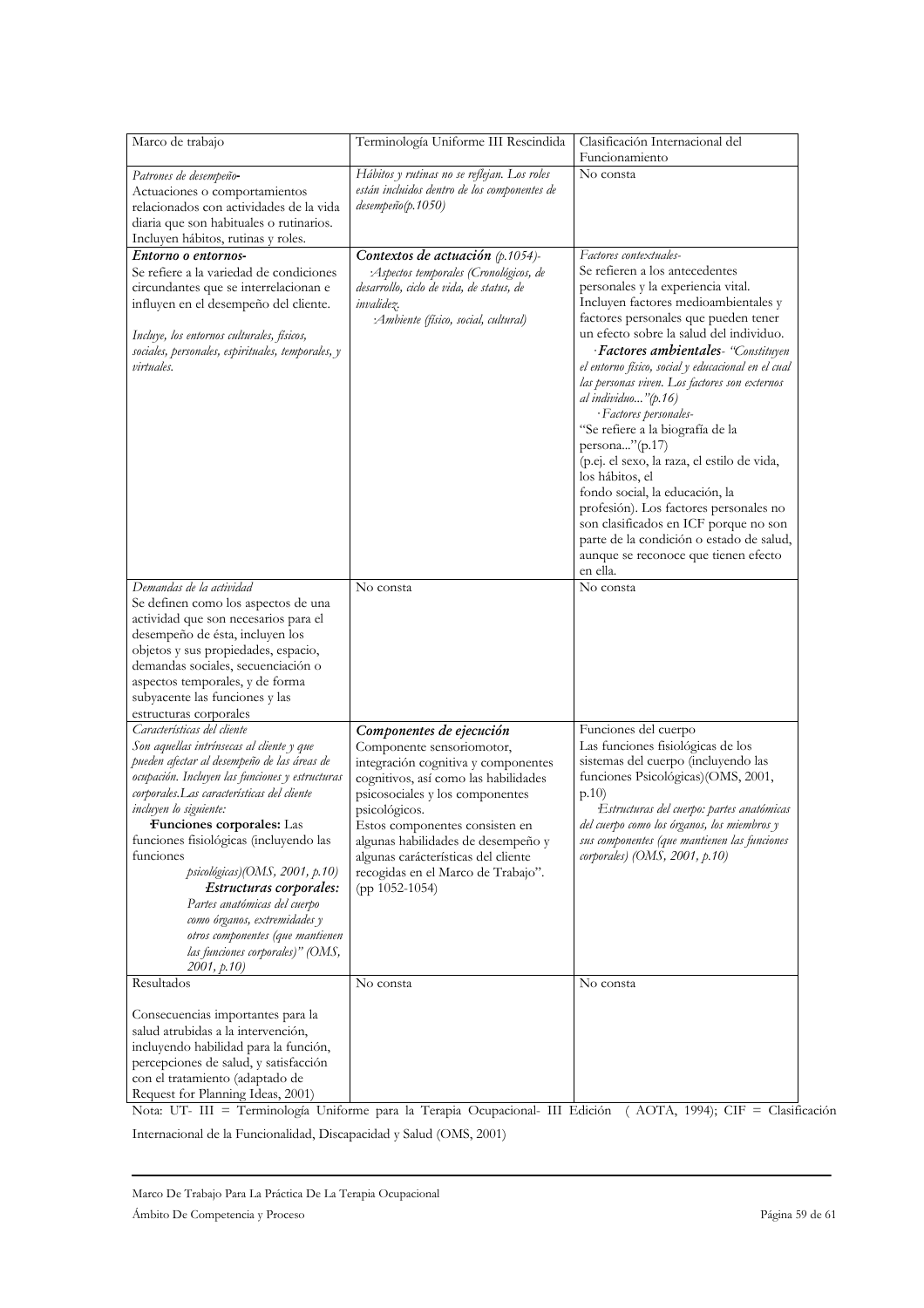| Marco de trabajo | Terminología Uniforme III Rescindida | Clasificación Internacional del Funcionamiento |
|---|---|---|
| *Patrones de desempeño*- Actuaciones o comportamientos relacionados con actividades de la vida diaria que son habituales o rutinarios. Incluyen hábitos, rutinas y roles. | *Hábitos y rutinas no se reflejan. Los roles están incluidos dentro de los componentes de desempeño(p.1050)* | No consta |
| ***Entorno o entornos***- Se refiere a la variedad de condiciones circundantes que se interrelacionan e influyen en el desempeño del cliente. *Incluye, los entornos culturales, físicos, sociales, personales, espirituales, temporales, y virtuales.* | ***Contextos de actuación** (p.1054)-* *·Aspectos temporales (Cronológicos, de desarrollo, ciclo de vida, de status, de invalidez.* *·Ambiente (físico, social, cultural)* | *Factores contextuales*- Se refieren a los antecedentes personales y la experiencia vital. Incluyen factores medioambientales y factores personales que pueden tener un efecto sobre la salud del individuo. *·**Factores ambientales**- "Constituyen el entorno físico, social y educacional en el cual las personas viven. Los factores son externos al individuo..."(p.16)* *·Factores personales*- "Se refiere a la biografía de la persona..."(p.17) (p.ej. el sexo, la raza, el estilo de vida, los hábitos, el fondo social, la educación, la profesión). Los factores personales no son clasificados en ICF porque no son parte de la condición o estado de salud, aunque se reconoce que tienen efecto en ella. |
| *Demandas de la actividad* Se definen como los aspectos de una actividad que son necesarios para el desempeño de ésta, incluyen los objetos y sus propiedades, espacio, demandas sociales, secuenciación o aspectos temporales, y de forma subyacente las funciones y las estructuras corporales | No consta | No consta |
| *Características del cliente* *Son aquellas intrínsecas al cliente y que pueden afectar al desempeño de las áreas de ocupación. Incluyen las funciones y estructuras corporales.Las características del cliente incluyen lo siguiente:* ·**Funciones corporales:** Las funciones fisiológicas (incluyendo las funciones *psicológicas)(OMS, 2001, p.10)* ·***Estructuras corporales:*** *Partes anatómicas del cuerpo como órganos, extremidades y otros componentes (que mantienen las funciones corporales)" (OMS, 2001, p.10)* | ***Componentes de ejecución*** Componente sensoriomotor, integración cognitiva y componentes cognitivos, así como las habilidades psicosociales y los componentes psicológicos. Estos componentes consisten en algunas habilidades de desempeño y algunas carácterísticas del cliente recogidas en el Marco de Trabajo". (pp 1052-1054) | Funciones del cuerpo Las funciones fisiológicas de los sistemas del cuerpo (incluyendo las funciones Psicológicas)(OMS, 2001, p.10) *·Estructuras del cuerpo: partes anatómicas del cuerpo como los órganos, los miembros y sus componentes (que mantienen las funciones corporales) (OMS, 2001, p.10)* |
| Resultados Consecuencias importantes para la salud atrubidas a la intervención, incluyendo habilidad para la función, percepciones de salud, y satisfacción con el tratamiento (adaptado de Request for Planning Ideas, 2001) | No consta | No consta |

Nota: UT- III = Terminología Uniforme para la Terapia Ocupacional- III Edición ( AOTA, 1994); CIF = Clasificación Internacional de la Funcionalidad, Discapacidad y Salud (OMS, 2001)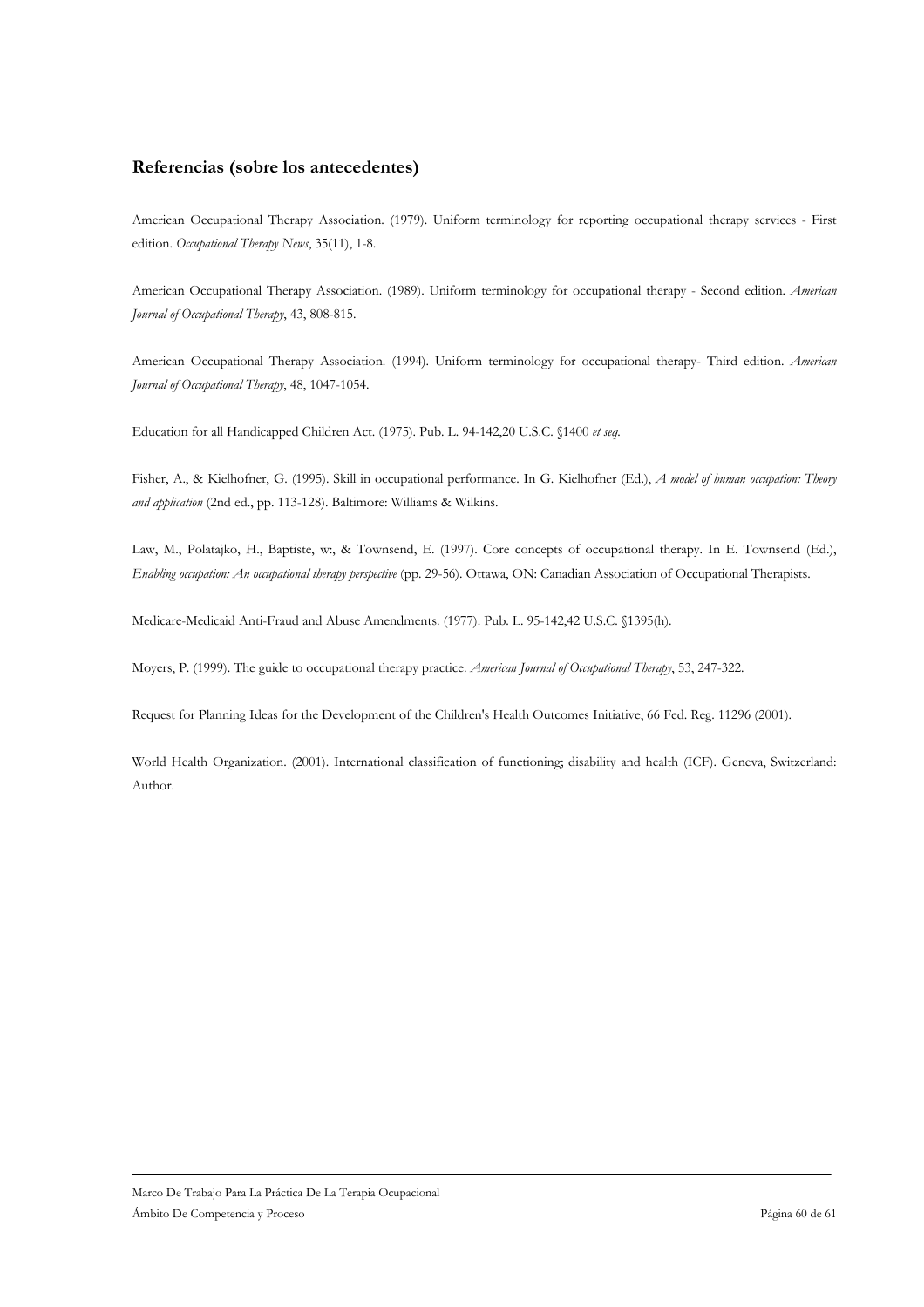## Referencias (sobre los antecedentes)

American Occupational Therapy Association. (1979). Uniform terminology for reporting occupational therapy services - First edition. *Occupational Therapy News*, 35(11), 1-8.

American Occupational Therapy Association. (1989). Uniform terminology for occupational therapy - Second edition. *American Journal of Occupational Therapy*, 43, 808-815.

American Occupational Therapy Association. (1994). Uniform terminology for occupational therapy- Third edition. *American Journal of Occupational Therapy*, 48, 1047-1054.

Education for all Handicapped Children Act. (1975). Pub. L. 94-142,20 U.S.C. §1400 *et seq.*

Fisher, A., & Kielhofner, G. (1995). Skill in occupational performance. In G. Kielhofner (Ed.), *A model of human occupation: Theory and application* (2nd ed., pp. 113-128). Baltimore: Williams & Wilkins.

Law, M., Polatajko, H., Baptiste, w:, & Townsend, E. (1997). Core concepts of occupational therapy. In E. Townsend (Ed.), *Enabling occupation: An occupational therapy perspective* (pp. 29-56). Ottawa, ON: Canadian Association of Occupational Therapists.

Medicare-Medicaid Anti-Fraud and Abuse Amendments. (1977). Pub. L. 95-142,42 U.S.C. §1395(h).

Moyers, P. (1999). The guide to occupational therapy practice. *American Journal of Occupational Therapy*, 53, 247-322.

Request for Planning Ideas for the Development of the Children's Health Outcomes Initiative, 66 Fed. Reg. 11296 (2001).

World Health Organization. (2001). International classification of functioning; disability and health (ICF). Geneva, Switzerland: Author.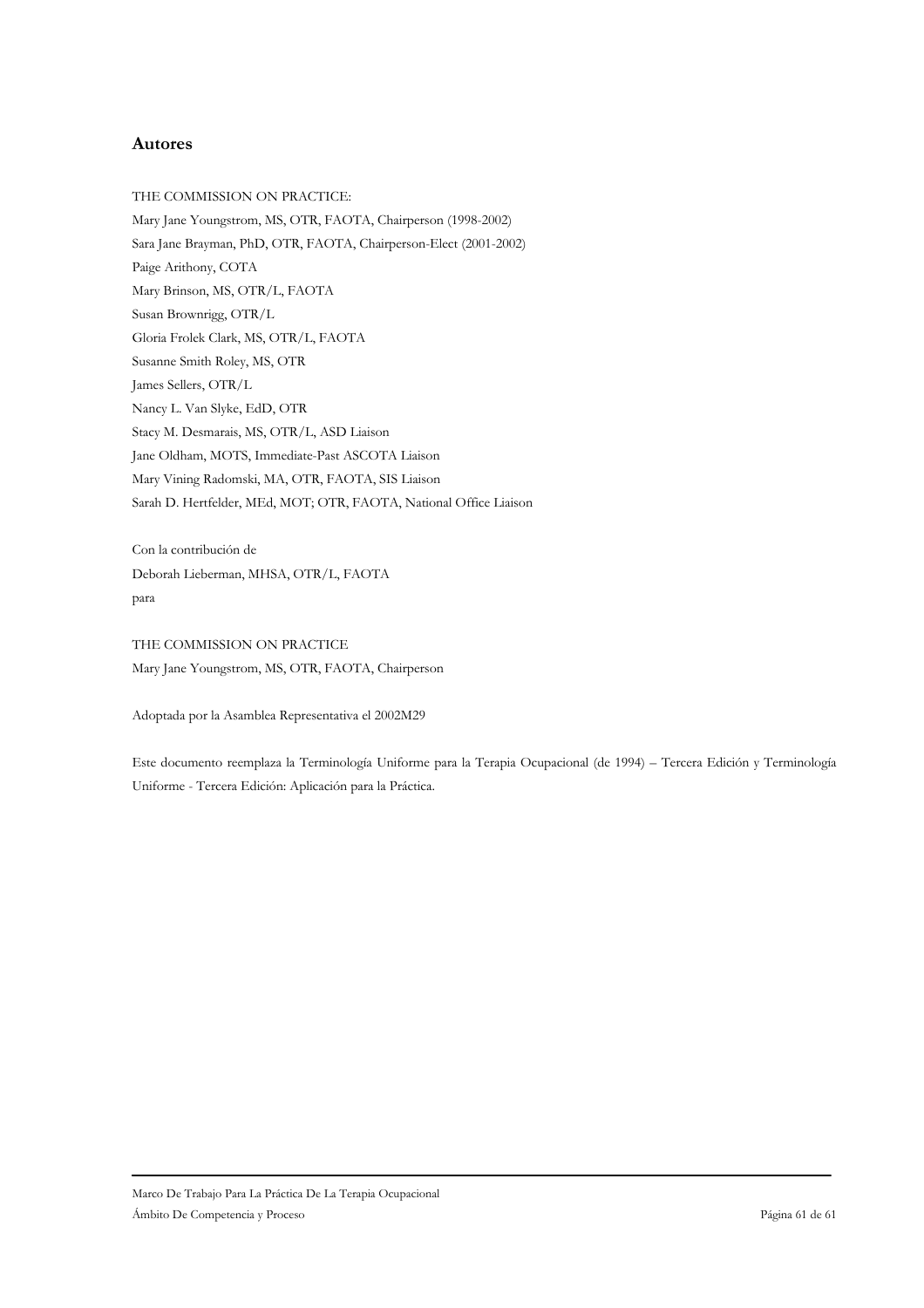## Autores

THE COMMISSION ON PRACTICE:

Mary Jane Youngstrom, MS, OTR, FAOTA, Chairperson (1998-2002)

Sara Jane Brayman, PhD, OTR, FAOTA, Chairperson-Elect (2001-2002)

Paige Arithony, COTA

Mary Brinson, MS, OTR/L, FAOTA

Susan Brownrigg, OTR/L

Gloria Frolek Clark, MS, OTR/L, FAOTA

Susanne Smith Roley, MS, OTR

James Sellers, OTR/L

Nancy L. Van Slyke, EdD, OTR

Stacy M. Desmarais, MS, OTR/L, ASD Liaison

Jane Oldham, MOTS, Immediate-Past ASCOTA Liaison

Mary Vining Radomski, MA, OTR, FAOTA, SIS Liaison

Sarah D. Hertfelder, MEd, MOT; OTR, FAOTA, National Office Liaison

Con la contribución de

Deborah Lieberman, MHSA, OTR/L, FAOTA

para

THE COMMISSION ON PRACTICE

Mary Jane Youngstrom, MS, OTR, FAOTA, Chairperson

Adoptada por la Asamblea Representativa el 2002M29

Este documento reemplaza la Terminología Uniforme para la Terapia Ocupacional (de 1994) – Tercera Edición y Terminología Uniforme - Tercera Edición: Aplicación para la Práctica.